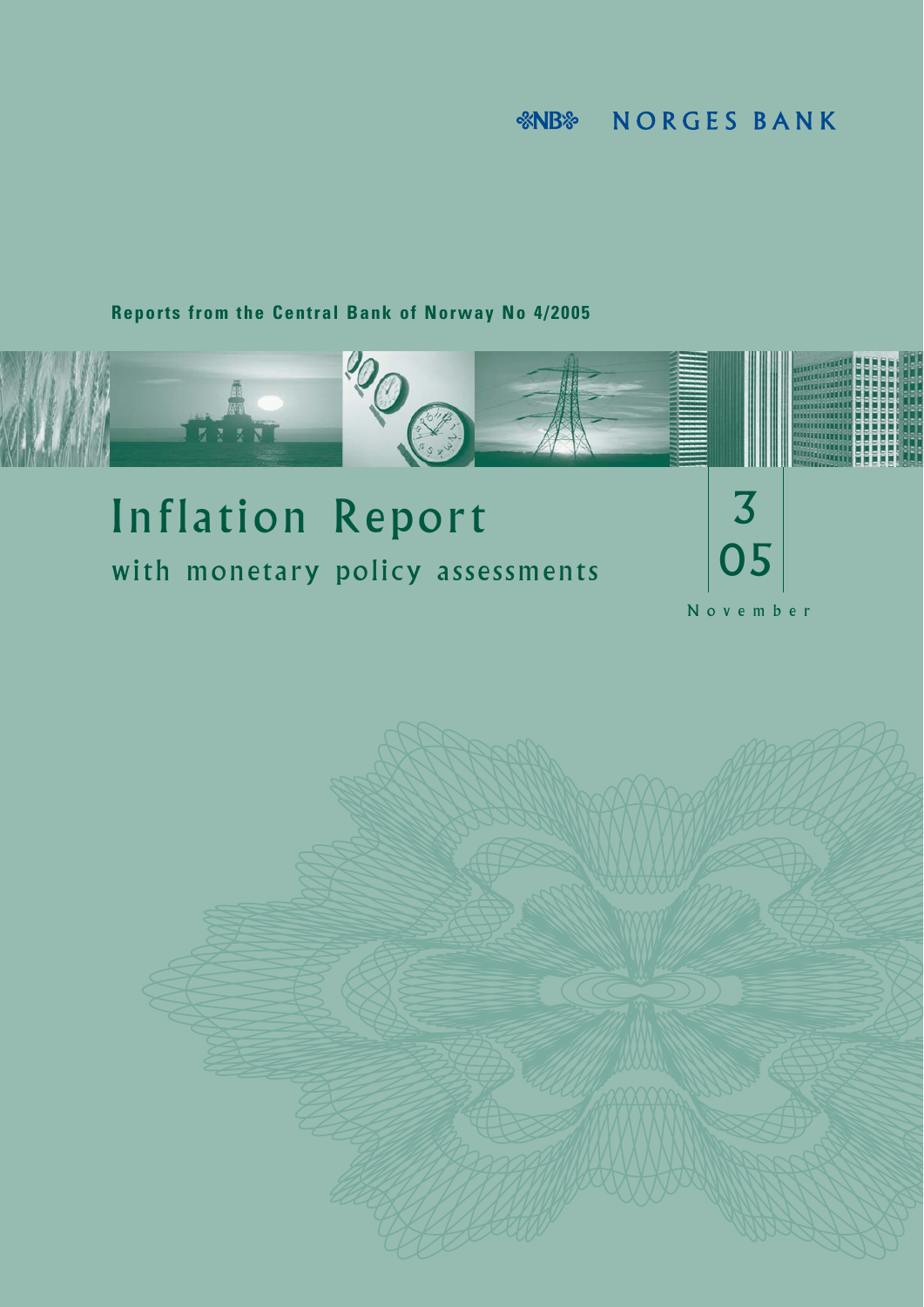NORGES BANK

**Reports from the Central Bank of Norway No 4/2005**

# Inflation Report

## with monetary policy assessments

3
05

November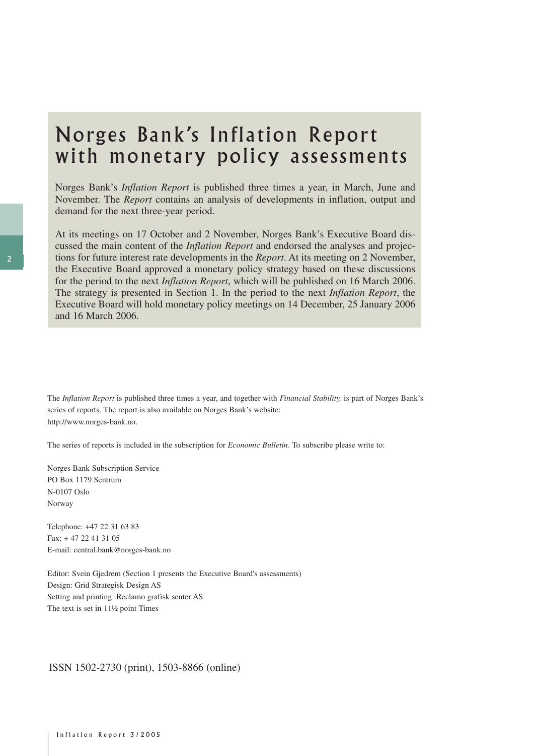# Norges Bank's Inflation Report with monetary policy assessments

Norges Bank's *Inflation Report* is published three times a year, in March, June and November. The *Report* contains an analysis of developments in inflation, output and demand for the next three-year period.

At its meetings on 17 October and 2 November, Norges Bank's Executive Board discussed the main content of the *Inflation Report* and endorsed the analyses and projections for future interest rate developments in the *Report*. At its meeting on 2 November, the Executive Board approved a monetary policy strategy based on these discussions for the period to the next *Inflation Report*, which will be published on 16 March 2006. The strategy is presented in Section 1. In the period to the next *Inflation Report*, the Executive Board will hold monetary policy meetings on 14 December, 25 January 2006 and 16 March 2006.

The *Inflation Report* is published three times a year, and together with *Financial Stability,* is part of Norges Bank's series of reports. The report is also available on Norges Bank's website: http://www.norges-bank.no.

The series of reports is included in the subscription for *Economic Bulletin*. To subscribe please write to:

Norges Bank Subscription Service
PO Box 1179 Sentrum
N-0107 Oslo
Norway

Telephone: +47 22 31 63 83
Fax: + 47 22 41 31 05
E-mail: central.bank@norges-bank.no

Editor: Svein Gjedrem (Section 1 presents the Executive Board's assessments)
Design: Grid Strategisk Design AS
Setting and printing: Reclamo grafisk senter AS
The text is set in 11½ point Times

ISSN 1502-2730 (print), 1503-8866 (online)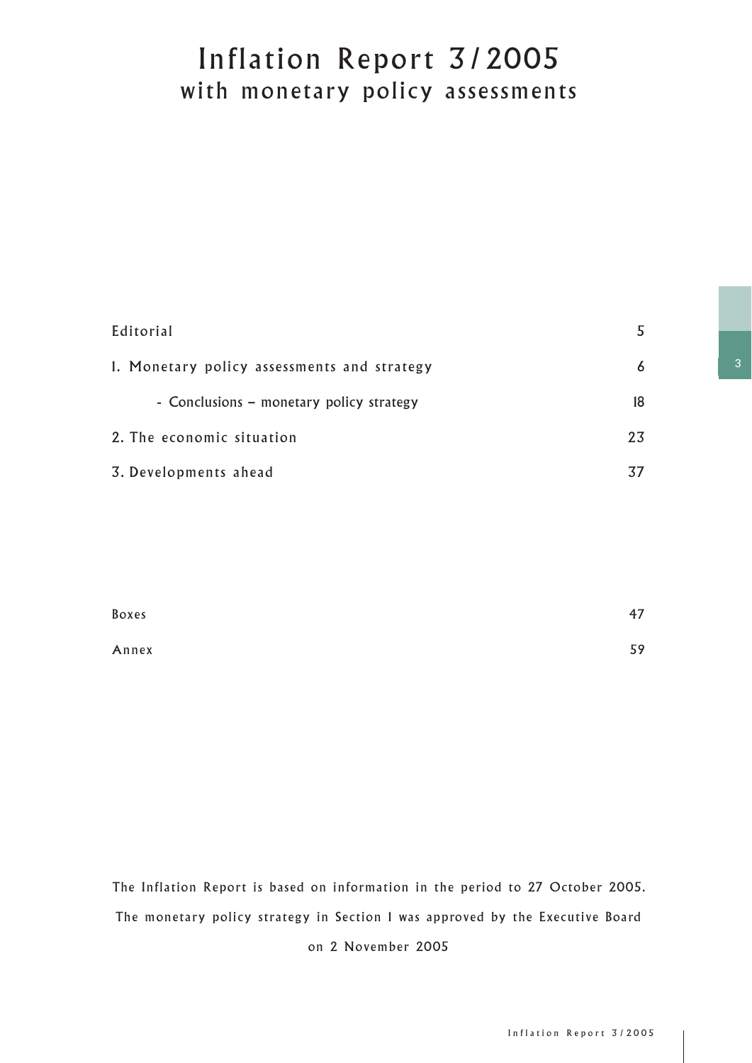# Inflation Report 3/2005
## with monetary policy assessments

| | |
|---|---|
| Editorial | 5 |
| 1. Monetary policy assessments and strategy | 6 |
| - Conclusions – monetary policy strategy | 18 |
| 2. The economic situation | 23 |
| 3. Developments ahead | 37 |

| | |
|---|---|
| Boxes | 47 |
| Annex | 59 |

The Inflation Report is based on information in the period to 27 October 2005. The monetary policy strategy in Section 1 was approved by the Executive Board on 2 November 2005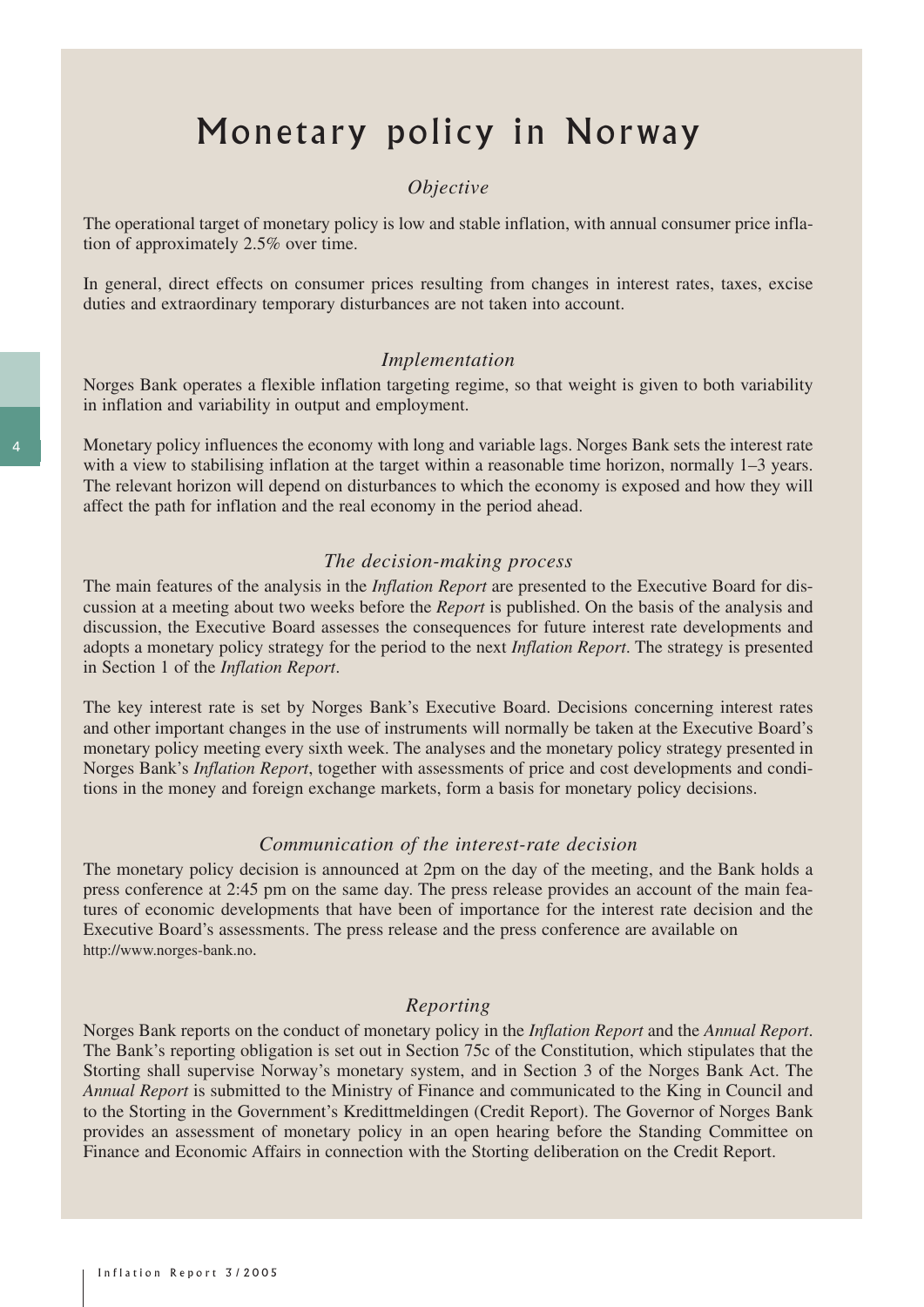# Monetary policy in Norway

### *Objective*

The operational target of monetary policy is low and stable inflation, with annual consumer price inflation of approximately 2.5% over time.

In general, direct effects on consumer prices resulting from changes in interest rates, taxes, excise duties and extraordinary temporary disturbances are not taken into account.

### *Implementation*

Norges Bank operates a flexible inflation targeting regime, so that weight is given to both variability in inflation and variability in output and employment.

Monetary policy influences the economy with long and variable lags. Norges Bank sets the interest rate with a view to stabilising inflation at the target within a reasonable time horizon, normally 1–3 years. The relevant horizon will depend on disturbances to which the economy is exposed and how they will affect the path for inflation and the real economy in the period ahead.

### *The decision-making process*

The main features of the analysis in the *Inflation Report* are presented to the Executive Board for discussion at a meeting about two weeks before the *Report* is published. On the basis of the analysis and discussion, the Executive Board assesses the consequences for future interest rate developments and adopts a monetary policy strategy for the period to the next *Inflation Report*. The strategy is presented in Section 1 of the *Inflation Report*.

The key interest rate is set by Norges Bank's Executive Board. Decisions concerning interest rates and other important changes in the use of instruments will normally be taken at the Executive Board's monetary policy meeting every sixth week. The analyses and the monetary policy strategy presented in Norges Bank's *Inflation Report*, together with assessments of price and cost developments and conditions in the money and foreign exchange markets, form a basis for monetary policy decisions.

### *Communication of the interest-rate decision*

The monetary policy decision is announced at 2pm on the day of the meeting, and the Bank holds a press conference at 2:45 pm on the same day. The press release provides an account of the main features of economic developments that have been of importance for the interest rate decision and the Executive Board's assessments. The press release and the press conference are available on http://www.norges-bank.no.

### *Reporting*

Norges Bank reports on the conduct of monetary policy in the *Inflation Report* and the *Annual Report*. The Bank's reporting obligation is set out in Section 75c of the Constitution, which stipulates that the Storting shall supervise Norway's monetary system, and in Section 3 of the Norges Bank Act. The *Annual Report* is submitted to the Ministry of Finance and communicated to the King in Council and to the Storting in the Government's Kredittmeldingen (Credit Report). The Governor of Norges Bank provides an assessment of monetary policy in an open hearing before the Standing Committee on Finance and Economic Affairs in connection with the Storting deliberation on the Credit Report.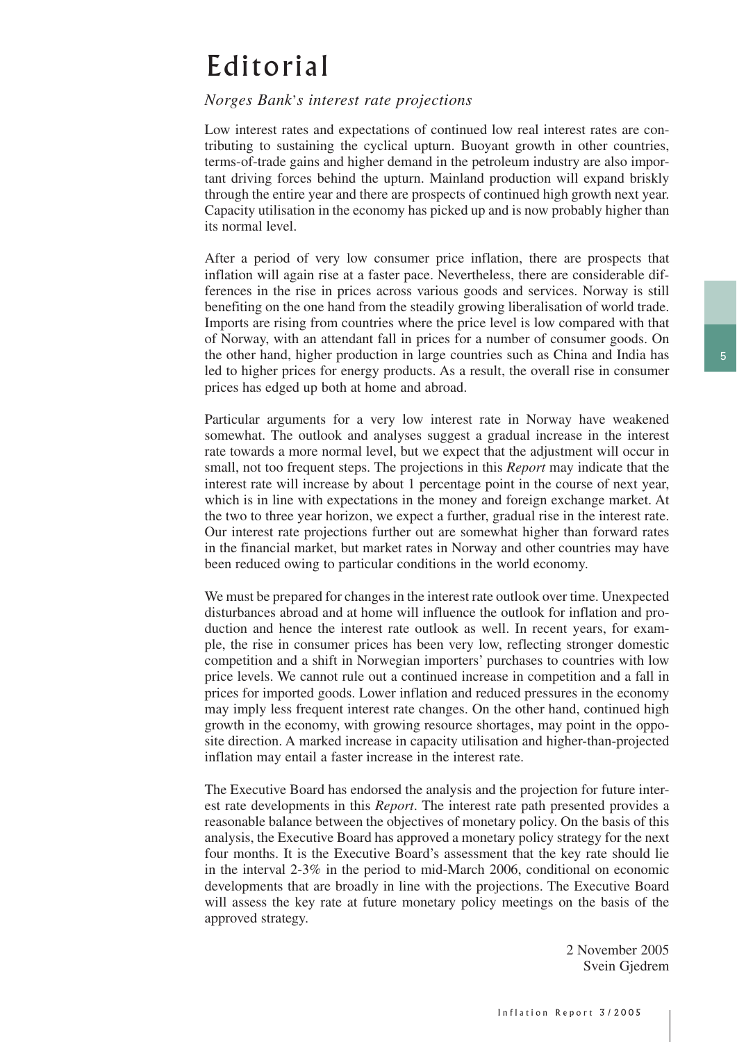# Editorial

*Norges Bank's interest rate projections*

Low interest rates and expectations of continued low real interest rates are contributing to sustaining the cyclical upturn. Buoyant growth in other countries, terms-of-trade gains and higher demand in the petroleum industry are also important driving forces behind the upturn. Mainland production will expand briskly through the entire year and there are prospects of continued high growth next year. Capacity utilisation in the economy has picked up and is now probably higher than its normal level.

After a period of very low consumer price inflation, there are prospects that inflation will again rise at a faster pace. Nevertheless, there are considerable differences in the rise in prices across various goods and services. Norway is still benefiting on the one hand from the steadily growing liberalisation of world trade. Imports are rising from countries where the price level is low compared with that of Norway, with an attendant fall in prices for a number of consumer goods. On the other hand, higher production in large countries such as China and India has led to higher prices for energy products. As a result, the overall rise in consumer prices has edged up both at home and abroad.

Particular arguments for a very low interest rate in Norway have weakened somewhat. The outlook and analyses suggest a gradual increase in the interest rate towards a more normal level, but we expect that the adjustment will occur in small, not too frequent steps. The projections in this *Report* may indicate that the interest rate will increase by about 1 percentage point in the course of next year, which is in line with expectations in the money and foreign exchange market. At the two to three year horizon, we expect a further, gradual rise in the interest rate. Our interest rate projections further out are somewhat higher than forward rates in the financial market, but market rates in Norway and other countries may have been reduced owing to particular conditions in the world economy.

We must be prepared for changes in the interest rate outlook over time. Unexpected disturbances abroad and at home will influence the outlook for inflation and production and hence the interest rate outlook as well. In recent years, for example, the rise in consumer prices has been very low, reflecting stronger domestic competition and a shift in Norwegian importers' purchases to countries with low price levels. We cannot rule out a continued increase in competition and a fall in prices for imported goods. Lower inflation and reduced pressures in the economy may imply less frequent interest rate changes. On the other hand, continued high growth in the economy, with growing resource shortages, may point in the opposite direction. A marked increase in capacity utilisation and higher-than-projected inflation may entail a faster increase in the interest rate.

The Executive Board has endorsed the analysis and the projection for future interest rate developments in this *Report*. The interest rate path presented provides a reasonable balance between the objectives of monetary policy. On the basis of this analysis, the Executive Board has approved a monetary policy strategy for the next four months. It is the Executive Board's assessment that the key rate should lie in the interval 2-3% in the period to mid-March 2006, conditional on economic developments that are broadly in line with the projections. The Executive Board will assess the key rate at future monetary policy meetings on the basis of the approved strategy.

2 November 2005
Svein Gjedrem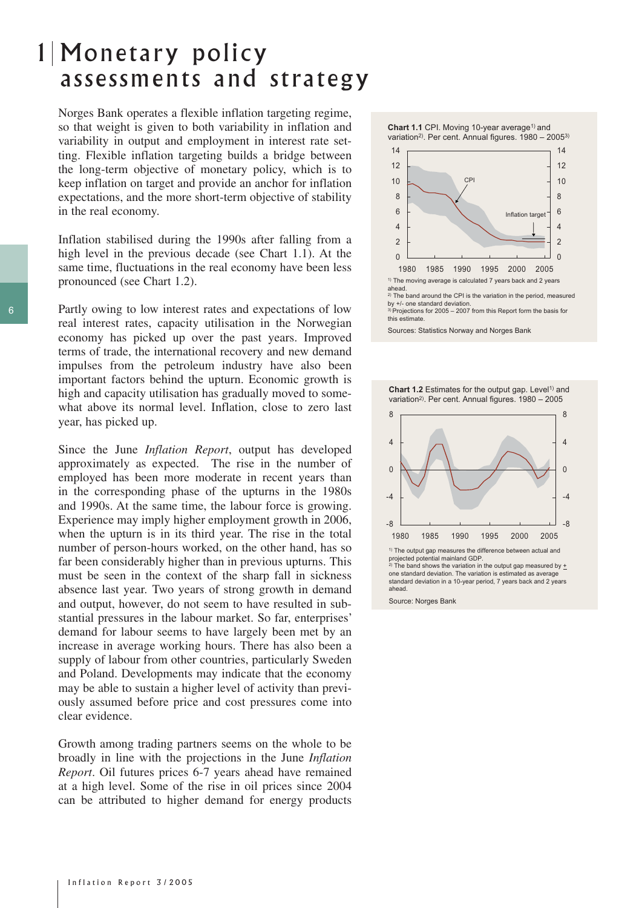# 1 Monetary policy assessments and strategy

Norges Bank operates a flexible inflation targeting regime, so that weight is given to both variability in inflation and variability in output and employment in interest rate setting. Flexible inflation targeting builds a bridge between the long-term objective of monetary policy, which is to keep inflation on target and provide an anchor for inflation expectations, and the more short-term objective of stability in the real economy.

Inflation stabilised during the 1990s after falling from a high level in the previous decade (see Chart 1.1). At the same time, fluctuations in the real economy have been less pronounced (see Chart 1.2).

Partly owing to low interest rates and expectations of low real interest rates, capacity utilisation in the Norwegian economy has picked up over the past years. Improved terms of trade, the international recovery and new demand impulses from the petroleum industry have also been important factors behind the upturn. Economic growth is high and capacity utilisation has gradually moved to somewhat above its normal level. Inflation, close to zero last year, has picked up.

Since the June *Inflation Report*, output has developed approximately as expected. The rise in the number of employed has been more moderate in recent years than in the corresponding phase of the upturns in the 1980s and 1990s. At the same time, the labour force is growing. Experience may imply higher employment growth in 2006, when the upturn is in its third year. The rise in the total number of person-hours worked, on the other hand, has so far been considerably higher than in previous upturns. This must be seen in the context of the sharp fall in sickness absence last year. Two years of strong growth in demand and output, however, do not seem to have resulted in substantial pressures in the labour market. So far, enterprises' demand for labour seems to have largely been met by an increase in average working hours. There has also been a supply of labour from other countries, particularly Sweden and Poland. Developments may indicate that the economy may be able to sustain a higher level of activity than previously assumed before price and cost pressures come into clear evidence.

Growth among trading partners seems on the whole to be broadly in line with the projections in the June *Inflation Report*. Oil futures prices 6-7 years ahead have remained at a high level. Some of the rise in oil prices since 2004 can be attributed to higher demand for energy products

**Chart 1.1** CPI. Moving 10-year average[1)] and variation[2)]. Per cent. Annual figures. 1980 – 2005[3)]

1) The moving average is calculated 7 years back and 2 years ahead.
2) The band around the CPI is the variation in the period, measured by +/- one standard deviation.
3) Projections for 2005 – 2007 from this Report form the basis for this estimate.

Sources: Statistics Norway and Norges Bank

**Chart 1.2** Estimates for the output gap. Level[1)] and variation[2)]. Per cent. Annual figures. 1980 – 2005

1) The output gap measures the difference between actual and projected potential mainland GDP.
2) The band shows the variation in the output gap measured by ± one standard deviation. The variation is estimated as average standard deviation in a 10-year period, 7 years back and 2 years ahead.

Source: Norges Bank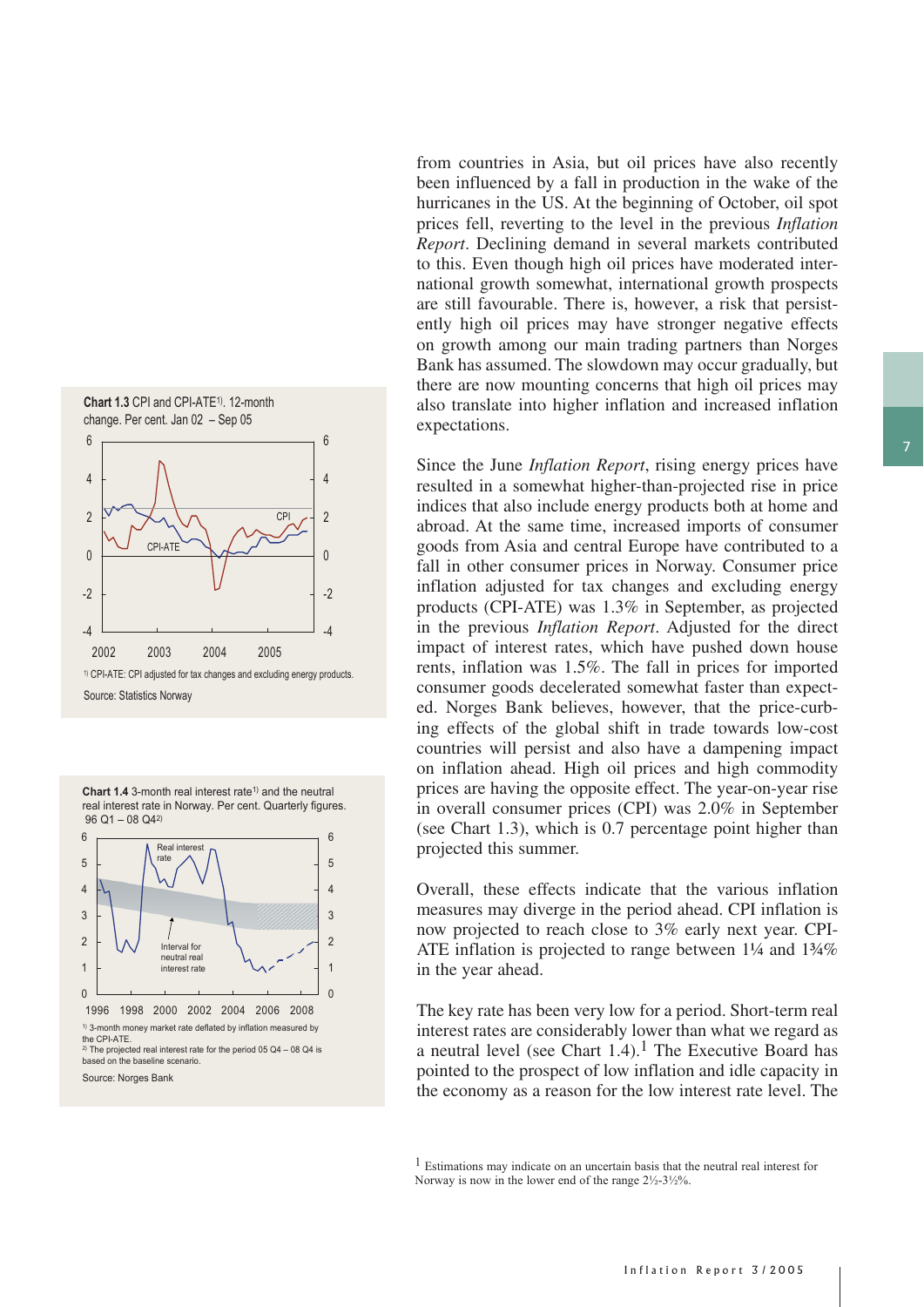from countries in Asia, but oil prices have also recently been influenced by a fall in production in the wake of the hurricanes in the US. At the beginning of October, oil spot prices fell, reverting to the level in the previous *Inflation Report*. Declining demand in several markets contributed to this. Even though high oil prices have moderated international growth somewhat, international growth prospects are still favourable. There is, however, a risk that persistently high oil prices may have stronger negative effects on growth among our main trading partners than Norges Bank has assumed. The slowdown may occur gradually, but there are now mounting concerns that high oil prices may also translate into higher inflation and increased inflation expectations.

Since the June *Inflation Report*, rising energy prices have resulted in a somewhat higher-than-projected rise in price indices that also include energy products both at home and abroad. At the same time, increased imports of consumer goods from Asia and central Europe have contributed to a fall in other consumer prices in Norway. Consumer price inflation adjusted for tax changes and excluding energy products (CPI-ATE) was 1.3% in September, as projected in the previous *Inflation Report*. Adjusted for the direct impact of interest rates, which have pushed down house rents, inflation was 1.5%. The fall in prices for imported consumer goods decelerated somewhat faster than expected. Norges Bank believes, however, that the price-curbing effects of the global shift in trade towards low-cost countries will persist and also have a dampening impact on inflation ahead. High oil prices and high commodity prices are having the opposite effect. The year-on-year rise in overall consumer prices (CPI) was 2.0% in September (see Chart 1.3), which is 0.7 percentage point higher than projected this summer.

Overall, these effects indicate that the various inflation measures may diverge in the period ahead. CPI inflation is now projected to reach close to 3% early next year. CPI-ATE inflation is projected to range between 1¼ and 1¾% in the year ahead.

The key rate has been very low for a period. Short-term real interest rates are considerably lower than what we regard as a neutral level (see Chart 1.4).[1] The Executive Board has pointed to the prospect of low inflation and idle capacity in the economy as a reason for the low interest rate level. The

**Chart 1.3** CPI and CPI-ATE[1)]. 12-month change. Per cent. Jan 02 – Sep 05

[1)] CPI-ATE: CPI adjusted for tax changes and excluding energy products.

Source: Statistics Norway

**Chart 1.4** 3-month real interest rate[1)] and the neutral real interest rate in Norway. Per cent. Quarterly figures. 96 Q1 – 08 Q4[2)]

[1)] 3-month money market rate deflated by inflation measured by the CPI-ATE.
[2)] The projected real interest rate for the period 05 Q4 – 08 Q4 is based on the baseline scenario.

Source: Norges Bank

[1] Estimations may indicate on an uncertain basis that the neutral real interest for Norway is now in the lower end of the range 2½-3½%.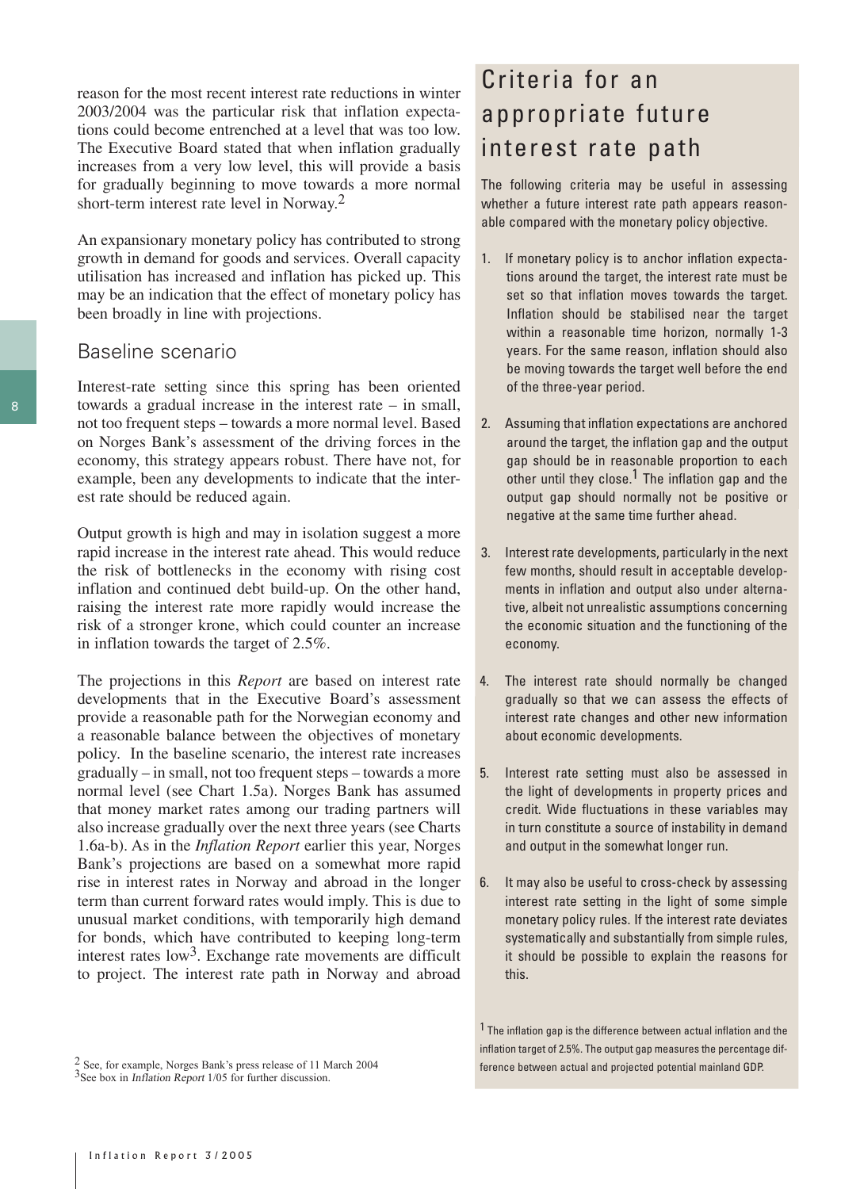reason for the most recent interest rate reductions in winter 2003/2004 was the particular risk that inflation expectations could become entrenched at a level that was too low. The Executive Board stated that when inflation gradually increases from a very low level, this will provide a basis for gradually beginning to move towards a more normal short-term interest rate level in Norway.[2]

An expansionary monetary policy has contributed to strong growth in demand for goods and services. Overall capacity utilisation has increased and inflation has picked up. This may be an indication that the effect of monetary policy has been broadly in line with projections.

## Baseline scenario

Interest-rate setting since this spring has been oriented towards a gradual increase in the interest rate – in small, not too frequent steps – towards a more normal level. Based on Norges Bank's assessment of the driving forces in the economy, this strategy appears robust. There have not, for example, been any developments to indicate that the interest rate should be reduced again.

Output growth is high and may in isolation suggest a more rapid increase in the interest rate ahead. This would reduce the risk of bottlenecks in the economy with rising cost inflation and continued debt build-up. On the other hand, raising the interest rate more rapidly would increase the risk of a stronger krone, which could counter an increase in inflation towards the target of 2.5%.

The projections in this *Report* are based on interest rate developments that in the Executive Board's assessment provide a reasonable path for the Norwegian economy and a reasonable balance between the objectives of monetary policy. In the baseline scenario, the interest rate increases gradually – in small, not too frequent steps – towards a more normal level (see Chart 1.5a). Norges Bank has assumed that money market rates among our trading partners will also increase gradually over the next three years (see Charts 1.6a-b). As in the *Inflation Report* earlier this year, Norges Bank's projections are based on a somewhat more rapid rise in interest rates in Norway and abroad in the longer term than current forward rates would imply. This is due to unusual market conditions, with temporarily high demand for bonds, which have contributed to keeping long-term interest rates low[3]. Exchange rate movements are difficult to project. The interest rate path in Norway and abroad

[2] See, for example, Norges Bank's press release of 11 March 2004

[3] See box in *Inflation Report* 1/05 for further discussion.

## Criteria for an appropriate future interest rate path

The following criteria may be useful in assessing whether a future interest rate path appears reasonable compared with the monetary policy objective.

1. If monetary policy is to anchor inflation expectations around the target, the interest rate must be set so that inflation moves towards the target. Inflation should be stabilised near the target within a reasonable time horizon, normally 1-3 years. For the same reason, inflation should also be moving towards the target well before the end of the three-year period.
2. Assuming that inflation expectations are anchored around the target, the inflation gap and the output gap should be in reasonable proportion to each other until they close.[1] The inflation gap and the output gap should normally not be positive or negative at the same time further ahead.
3. Interest rate developments, particularly in the next few months, should result in acceptable developments in inflation and output also under alternative, albeit not unrealistic assumptions concerning the economic situation and the functioning of the economy.
4. The interest rate should normally be changed gradually so that we can assess the effects of interest rate changes and other new information about economic developments.
5. Interest rate setting must also be assessed in the light of developments in property prices and credit. Wide fluctuations in these variables may in turn constitute a source of instability in demand and output in the somewhat longer run.
6. It may also be useful to cross-check by assessing interest rate setting in the light of some simple monetary policy rules. If the interest rate deviates systematically and substantially from simple rules, it should be possible to explain the reasons for this.

[1] The inflation gap is the difference between actual inflation and the inflation target of 2.5%. The output gap measures the percentage difference between actual and projected potential mainland GDP.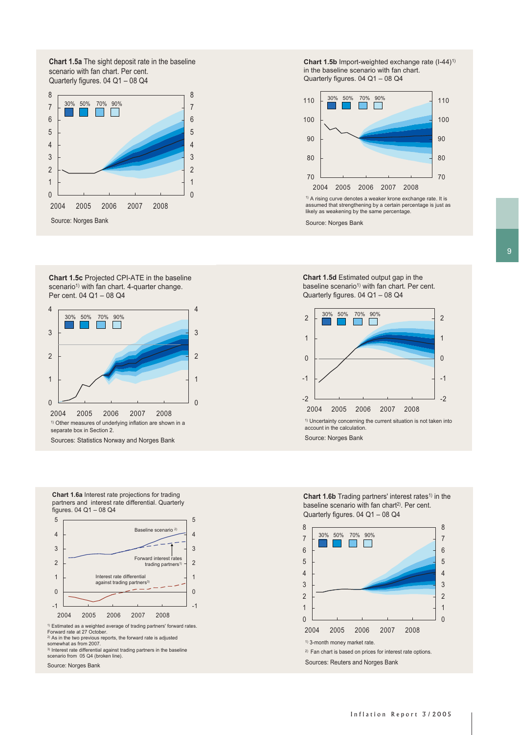**Chart 1.5a** The sight deposit rate in the baseline scenario with fan chart. Per cent. Quarterly figures. 04 Q1 – 08 Q4

Source: Norges Bank

**Chart 1.5b** Import-weighted exchange rate (I-44)[1) ] in the baseline scenario with fan chart. Quarterly figures. 04 Q1 – 08 Q4

[1)] A rising curve denotes a weaker krone exchange rate. It is assumed that strengthening by a certain percentage is just as likely as weakening by the same percentage.

Source: Norges Bank

**Chart 1.5c** Projected CPI-ATE in the baseline scenario[1)] with fan chart. 4-quarter change. Per cent. 04 Q1 – 08 Q4

[1)] Other measures of underlying inflation are shown in a separate box in Section 2.

Sources: Statistics Norway and Norges Bank

**Chart 1.5d** Estimated output gap in the baseline scenario[1)] with fan chart. Per cent. Quarterly figures. 04 Q1 – 08 Q4

[1)] Uncertainty concerning the current situation is not taken into account in the calculation.

Source: Norges Bank

**Chart 1.6a** Interest rate projections for trading partners and interest rate differential. Quarterly figures. 04 Q1 – 08 Q4

[1)] Estimated as a weighted average of trading partners' forward rates. Forward rate at 27 October.
[2)] As in the two previous reports, the forward rate is adjusted somewhat as from 2007.
[3)] Interest rate differential against trading partners in the baseline scenario from 05 Q4 (broken line).

Source: Norges Bank

**Chart 1.6b** Trading partners' interest rates[1)] in the baseline scenario with fan chart[2)]. Per cent. Quarterly figures. 04 Q1 – 08 Q4

[1)] 3-month money market rate.
[2)] Fan chart is based on prices for interest rate options.

Sources: Reuters and Norges Bank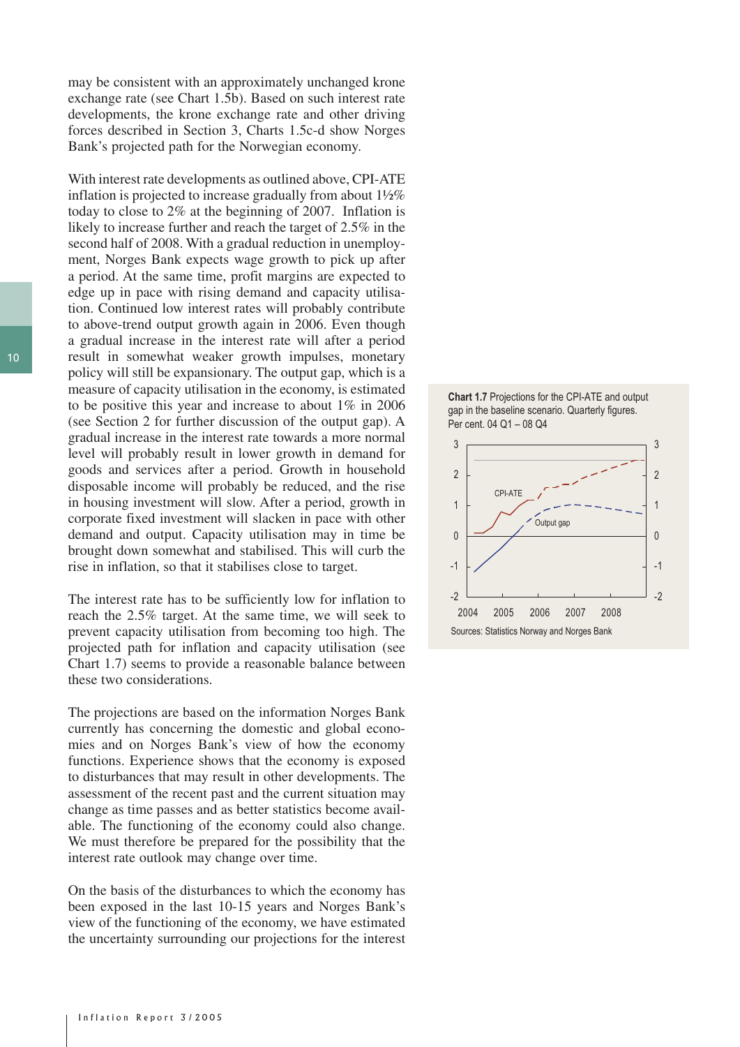may be consistent with an approximately unchanged krone exchange rate (see Chart 1.5b). Based on such interest rate developments, the krone exchange rate and other driving forces described in Section 3, Charts 1.5c-d show Norges Bank's projected path for the Norwegian economy.

With interest rate developments as outlined above, CPI-ATE inflation is projected to increase gradually from about 1½% today to close to 2% at the beginning of 2007. Inflation is likely to increase further and reach the target of 2.5% in the second half of 2008. With a gradual reduction in unemployment, Norges Bank expects wage growth to pick up after a period. At the same time, profit margins are expected to edge up in pace with rising demand and capacity utilisation. Continued low interest rates will probably contribute to above-trend output growth again in 2006. Even though a gradual increase in the interest rate will after a period result in somewhat weaker growth impulses, monetary policy will still be expansionary. The output gap, which is a measure of capacity utilisation in the economy, is estimated to be positive this year and increase to about 1% in 2006 (see Section 2 for further discussion of the output gap). A gradual increase in the interest rate towards a more normal level will probably result in lower growth in demand for goods and services after a period. Growth in household disposable income will probably be reduced, and the rise in housing investment will slow. After a period, growth in corporate fixed investment will slacken in pace with other demand and output. Capacity utilisation may in time be brought down somewhat and stabilised. This will curb the rise in inflation, so that it stabilises close to target.

The interest rate has to be sufficiently low for inflation to reach the 2.5% target. At the same time, we will seek to prevent capacity utilisation from becoming too high. The projected path for inflation and capacity utilisation (see Chart 1.7) seems to provide a reasonable balance between these two considerations.

The projections are based on the information Norges Bank currently has concerning the domestic and global economies and on Norges Bank's view of how the economy functions. Experience shows that the economy is exposed to disturbances that may result in other developments. The assessment of the recent past and the current situation may change as time passes and as better statistics become available. The functioning of the economy could also change. We must therefore be prepared for the possibility that the interest rate outlook may change over time.

On the basis of the disturbances to which the economy has been exposed in the last 10-15 years and Norges Bank's view of the functioning of the economy, we have estimated the uncertainty surrounding our projections for the interest

**Chart 1.7** Projections for the CPI-ATE and output gap in the baseline scenario. Quarterly figures. Per cent. 04 Q1 – 08 Q4

Sources: Statistics Norway and Norges Bank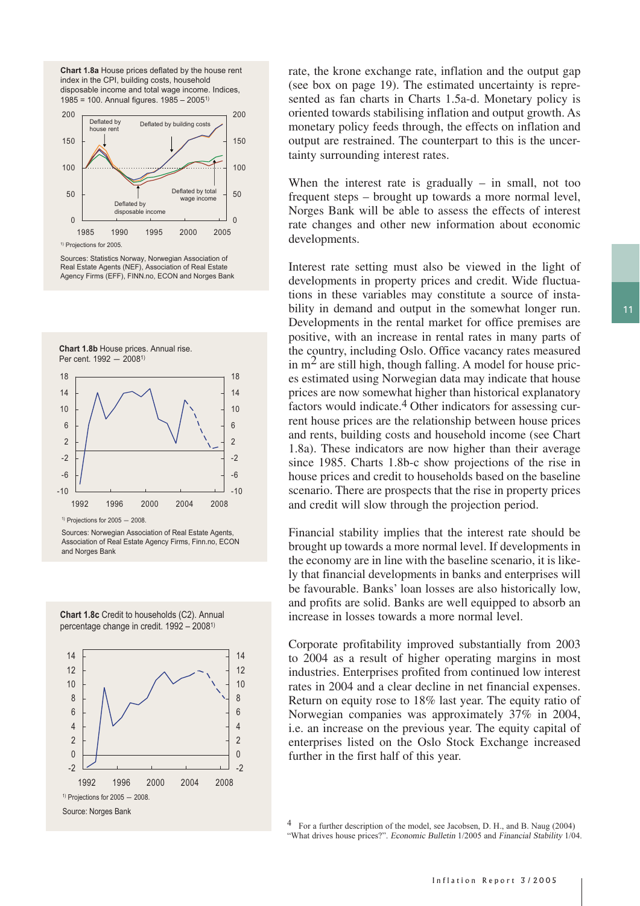**Chart 1.8a** House prices deflated by the house rent index in the CPI, building costs, household disposable income and total wage income. Indices, 1985 = 100. Annual figures. 1985 – 2005[1)]

[1)] Projections for 2005.

Sources: Statistics Norway, Norwegian Association of Real Estate Agents (NEF), Association of Real Estate Agency Firms (EFF), FINN.no, ECON and Norges Bank

**Chart 1.8b** House prices. Annual rise. Per cent. 1992 – 2008[1)]

[1)] Projections for 2005 – 2008.

Sources: Norwegian Association of Real Estate Agents, Association of Real Estate Agency Firms, Finn.no, ECON and Norges Bank

**Chart 1.8c** Credit to households (C2). Annual percentage change in credit. 1992 – 2008[1)]

[1)] Projections for 2005 – 2008.

Source: Norges Bank

rate, the krone exchange rate, inflation and the output gap (see box on page 19). The estimated uncertainty is represented as fan charts in Charts 1.5a-d. Monetary policy is oriented towards stabilising inflation and output growth. As monetary policy feeds through, the effects on inflation and output are restrained. The counterpart to this is the uncertainty surrounding interest rates.

When the interest rate is gradually – in small, not too frequent steps – brought up towards a more normal level, Norges Bank will be able to assess the effects of interest rate changes and other new information about economic developments.

Interest rate setting must also be viewed in the light of developments in property prices and credit. Wide fluctuations in these variables may constitute a source of instability in demand and output in the somewhat longer run. Developments in the rental market for office premises are positive, with an increase in rental rates in many parts of the country, including Oslo. Office vacancy rates measured in $m^2$ are still high, though falling. A model for house prices estimated using Norwegian data may indicate that house prices are now somewhat higher than historical explanatory factors would indicate.[4] Other indicators for assessing current house prices are the relationship between house prices and rents, building costs and household income (see Chart 1.8a). These indicators are now higher than their average since 1985. Charts 1.8b-c show projections of the rise in house prices and credit to households based on the baseline scenario. There are prospects that the rise in property prices and credit will slow through the projection period.

Financial stability implies that the interest rate should be brought up towards a more normal level. If developments in the economy are in line with the baseline scenario, it is likely that financial developments in banks and enterprises will be favourable. Banks' loan losses are also historically low, and profits are solid. Banks are well equipped to absorb an increase in losses towards a more normal level.

Corporate profitability improved substantially from 2003 to 2004 as a result of higher operating margins in most industries. Enterprises profited from continued low interest rates in 2004 and a clear decline in net financial expenses. Return on equity rose to 18% last year. The equity ratio of Norwegian companies was approximately 37% in 2004, i.e. an increase on the previous year. The equity capital of enterprises listed on the Oslo Stock Exchange increased further in the first half of this year.

[4] For a further description of the model, see Jacobsen, D. H., and B. Naug (2004) "What drives house prices?". *Economic Bulletin* 1/2005 and *Financial Stability* 1/04.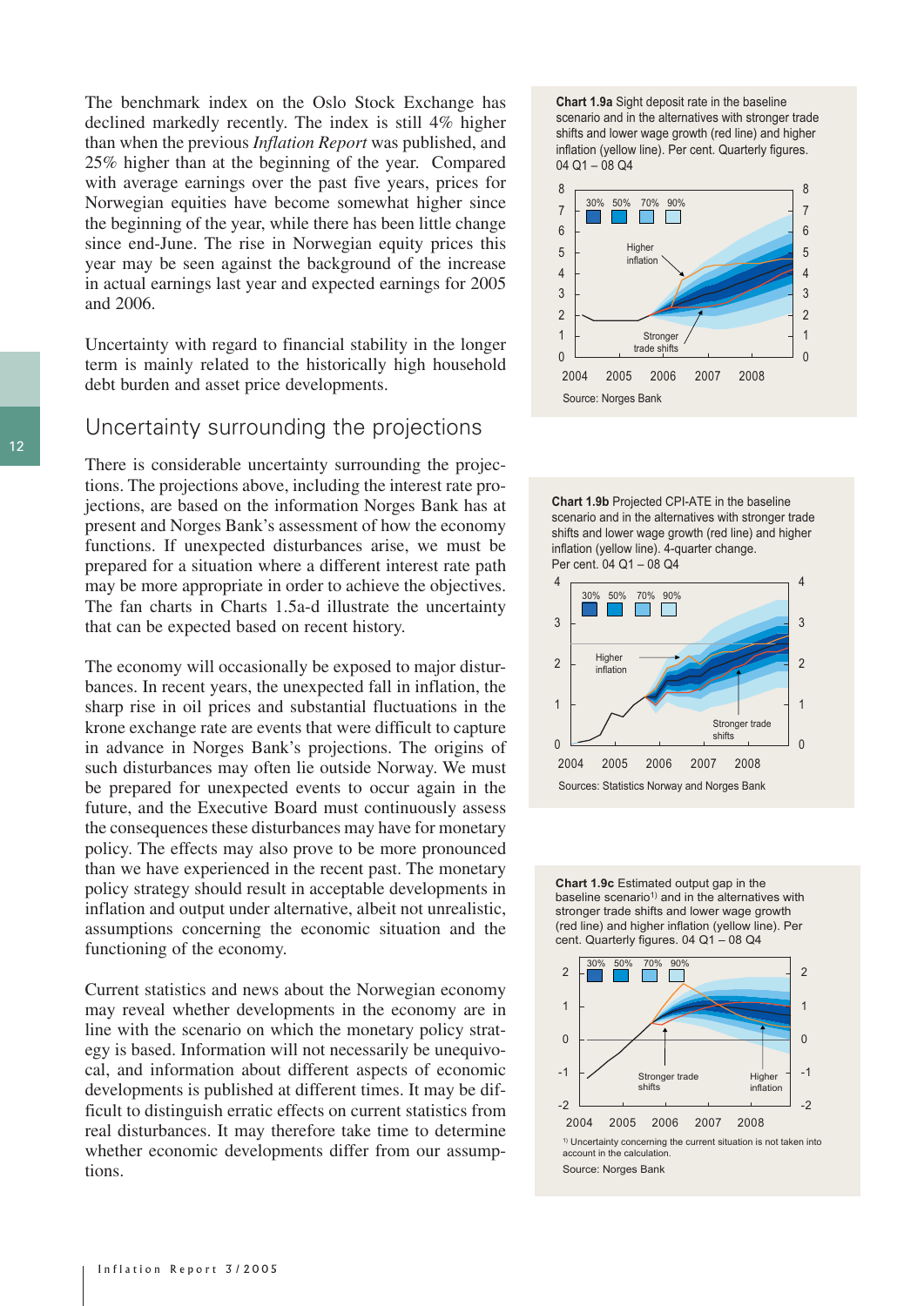The benchmark index on the Oslo Stock Exchange has declined markedly recently. The index is still 4% higher than when the previous *Inflation Report* was published, and 25% higher than at the beginning of the year. Compared with average earnings over the past five years, prices for Norwegian equities have become somewhat higher since the beginning of the year, while there has been little change since end-June. The rise in Norwegian equity prices this year may be seen against the background of the increase in actual earnings last year and expected earnings for 2005 and 2006.

Uncertainty with regard to financial stability in the longer term is mainly related to the historically high household debt burden and asset price developments.

## Uncertainty surrounding the projections

There is considerable uncertainty surrounding the projections. The projections above, including the interest rate projections, are based on the information Norges Bank has at present and Norges Bank's assessment of how the economy functions. If unexpected disturbances arise, we must be prepared for a situation where a different interest rate path may be more appropriate in order to achieve the objectives. The fan charts in Charts 1.5a-d illustrate the uncertainty that can be expected based on recent history.

The economy will occasionally be exposed to major disturbances. In recent years, the unexpected fall in inflation, the sharp rise in oil prices and substantial fluctuations in the krone exchange rate are events that were difficult to capture in advance in Norges Bank's projections. The origins of such disturbances may often lie outside Norway. We must be prepared for unexpected events to occur again in the future, and the Executive Board must continuously assess the consequences these disturbances may have for monetary policy. The effects may also prove to be more pronounced than we have experienced in the recent past. The monetary policy strategy should result in acceptable developments in inflation and output under alternative, albeit not unrealistic, assumptions concerning the economic situation and the functioning of the economy.

Current statistics and news about the Norwegian economy may reveal whether developments in the economy are in line with the scenario on which the monetary policy strategy is based. Information will not necessarily be unequivocal, and information about different aspects of economic developments is published at different times. It may be difficult to distinguish erratic effects on current statistics from real disturbances. It may therefore take time to determine whether economic developments differ from our assumptions.

**Chart 1.9a** Sight deposit rate in the baseline scenario and in the alternatives with stronger trade shifts and lower wage growth (red line) and higher inflation (yellow line). Per cent. Quarterly figures. 04 Q1 – 08 Q4

Source: Norges Bank

**Chart 1.9b** Projected CPI-ATE in the baseline scenario and in the alternatives with stronger trade shifts and lower wage growth (red line) and higher inflation (yellow line). 4-quarter change. Per cent. 04 Q1 – 08 Q4

Sources: Statistics Norway and Norges Bank

**Chart 1.9c** Estimated output gap in the baseline scenario[1] and in the alternatives with stronger trade shifts and lower wage growth (red line) and higher inflation (yellow line). Per cent. Quarterly figures. 04 Q1 – 08 Q4

[1] Uncertainty concerning the current situation is not taken into account in the calculation.

Source: Norges Bank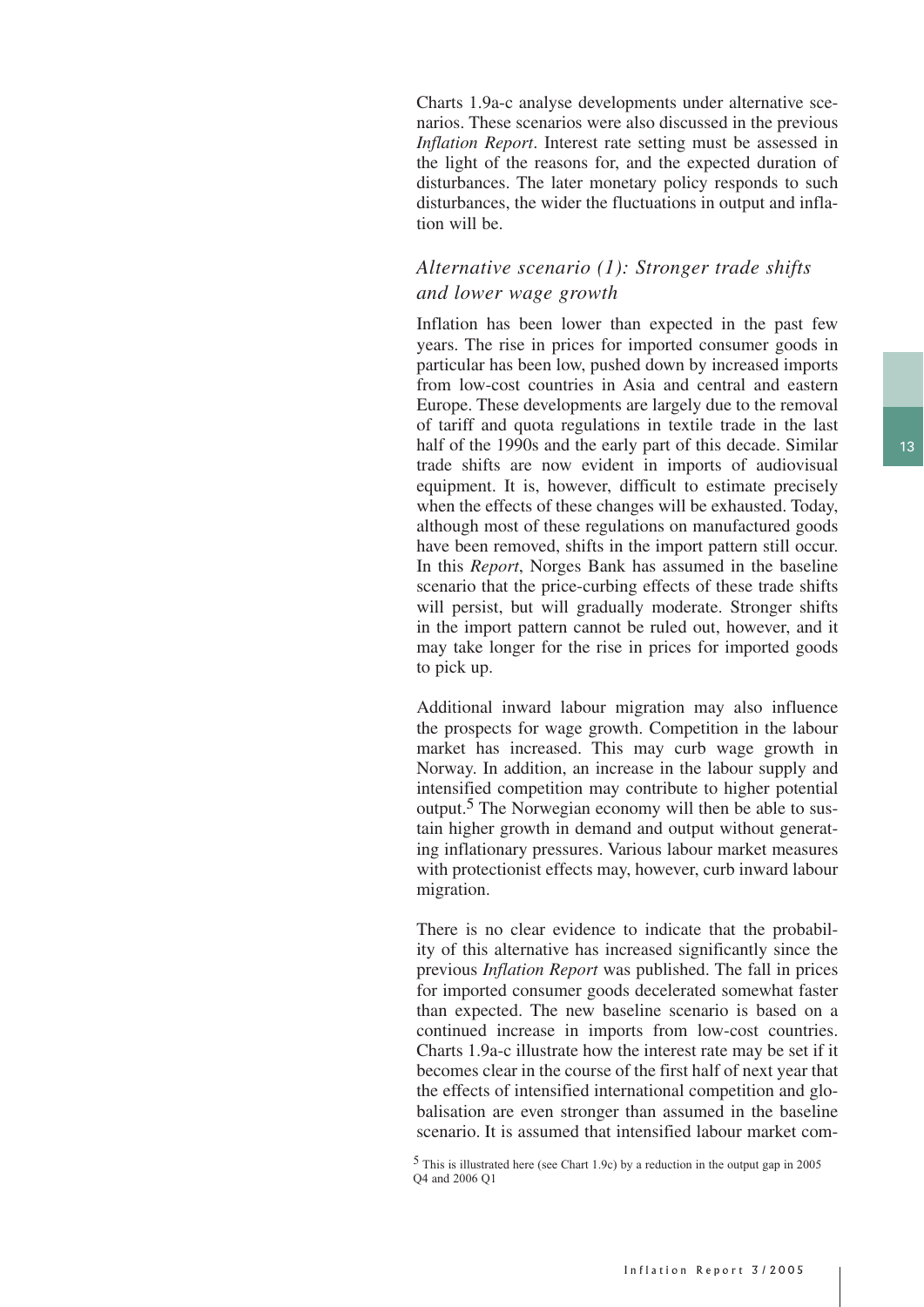Charts 1.9a-c analyse developments under alternative scenarios. These scenarios were also discussed in the previous *Inflation Report*. Interest rate setting must be assessed in the light of the reasons for, and the expected duration of disturbances. The later monetary policy responds to such disturbances, the wider the fluctuations in output and inflation will be.

### *Alternative scenario (1): Stronger trade shifts and lower wage growth*

Inflation has been lower than expected in the past few years. The rise in prices for imported consumer goods in particular has been low, pushed down by increased imports from low-cost countries in Asia and central and eastern Europe. These developments are largely due to the removal of tariff and quota regulations in textile trade in the last half of the 1990s and the early part of this decade. Similar trade shifts are now evident in imports of audiovisual equipment. It is, however, difficult to estimate precisely when the effects of these changes will be exhausted. Today, although most of these regulations on manufactured goods have been removed, shifts in the import pattern still occur. In this *Report*, Norges Bank has assumed in the baseline scenario that the price-curbing effects of these trade shifts will persist, but will gradually moderate. Stronger shifts in the import pattern cannot be ruled out, however, and it may take longer for the rise in prices for imported goods to pick up.

Additional inward labour migration may also influence the prospects for wage growth. Competition in the labour market has increased. This may curb wage growth in Norway. In addition, an increase in the labour supply and intensified competition may contribute to higher potential output.[5] The Norwegian economy will then be able to sustain higher growth in demand and output without generating inflationary pressures. Various labour market measures with protectionist effects may, however, curb inward labour migration.

There is no clear evidence to indicate that the probability of this alternative has increased significantly since the previous *Inflation Report* was published. The fall in prices for imported consumer goods decelerated somewhat faster than expected. The new baseline scenario is based on a continued increase in imports from low-cost countries. Charts 1.9a-c illustrate how the interest rate may be set if it becomes clear in the course of the first half of next year that the effects of intensified international competition and globalisation are even stronger than assumed in the baseline scenario. It is assumed that intensified labour market com-

[5] This is illustrated here (see Chart 1.9c) by a reduction in the output gap in 2005 Q4 and 2006 Q1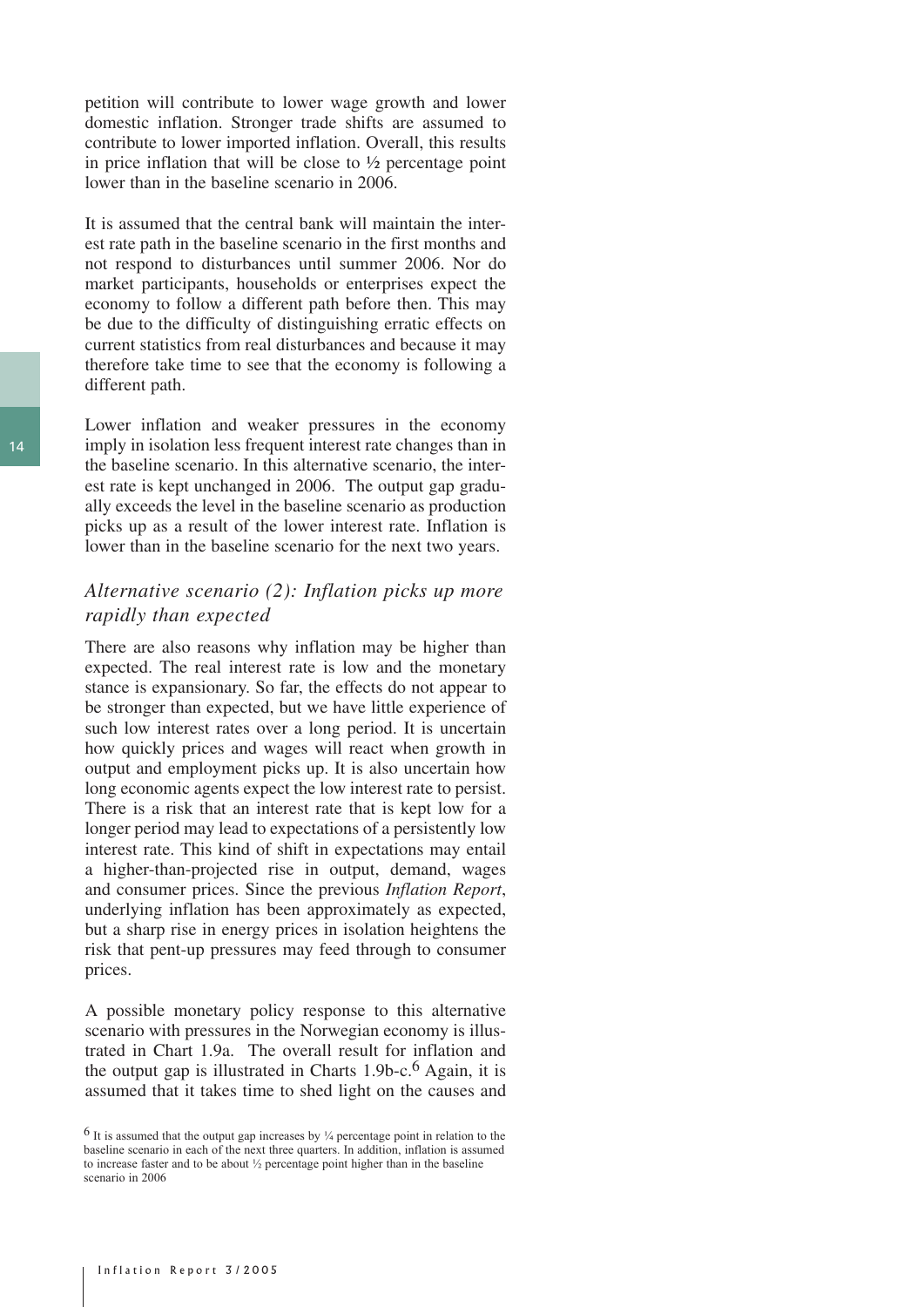petition will contribute to lower wage growth and lower domestic inflation. Stronger trade shifts are assumed to contribute to lower imported inflation. Overall, this results in price inflation that will be close to ½ percentage point lower than in the baseline scenario in 2006.

It is assumed that the central bank will maintain the interest rate path in the baseline scenario in the first months and not respond to disturbances until summer 2006. Nor do market participants, households or enterprises expect the economy to follow a different path before then. This may be due to the difficulty of distinguishing erratic effects on current statistics from real disturbances and because it may therefore take time to see that the economy is following a different path.

Lower inflation and weaker pressures in the economy imply in isolation less frequent interest rate changes than in the baseline scenario. In this alternative scenario, the interest rate is kept unchanged in 2006. The output gap gradually exceeds the level in the baseline scenario as production picks up as a result of the lower interest rate. Inflation is lower than in the baseline scenario for the next two years.

### *Alternative scenario (2): Inflation picks up more rapidly than expected*

There are also reasons why inflation may be higher than expected. The real interest rate is low and the monetary stance is expansionary. So far, the effects do not appear to be stronger than expected, but we have little experience of such low interest rates over a long period. It is uncertain how quickly prices and wages will react when growth in output and employment picks up. It is also uncertain how long economic agents expect the low interest rate to persist. There is a risk that an interest rate that is kept low for a longer period may lead to expectations of a persistently low interest rate. This kind of shift in expectations may entail a higher-than-projected rise in output, demand, wages and consumer prices. Since the previous *Inflation Report*, underlying inflation has been approximately as expected, but a sharp rise in energy prices in isolation heightens the risk that pent-up pressures may feed through to consumer prices.

A possible monetary policy response to this alternative scenario with pressures in the Norwegian economy is illustrated in Chart 1.9a. The overall result for inflation and the output gap is illustrated in Charts 1.9b-c.[6] Again, it is assumed that it takes time to shed light on the causes and

[6] It is assumed that the output gap increases by ¼ percentage point in relation to the baseline scenario in each of the next three quarters. In addition, inflation is assumed to increase faster and to be about ½ percentage point higher than in the baseline scenario in 2006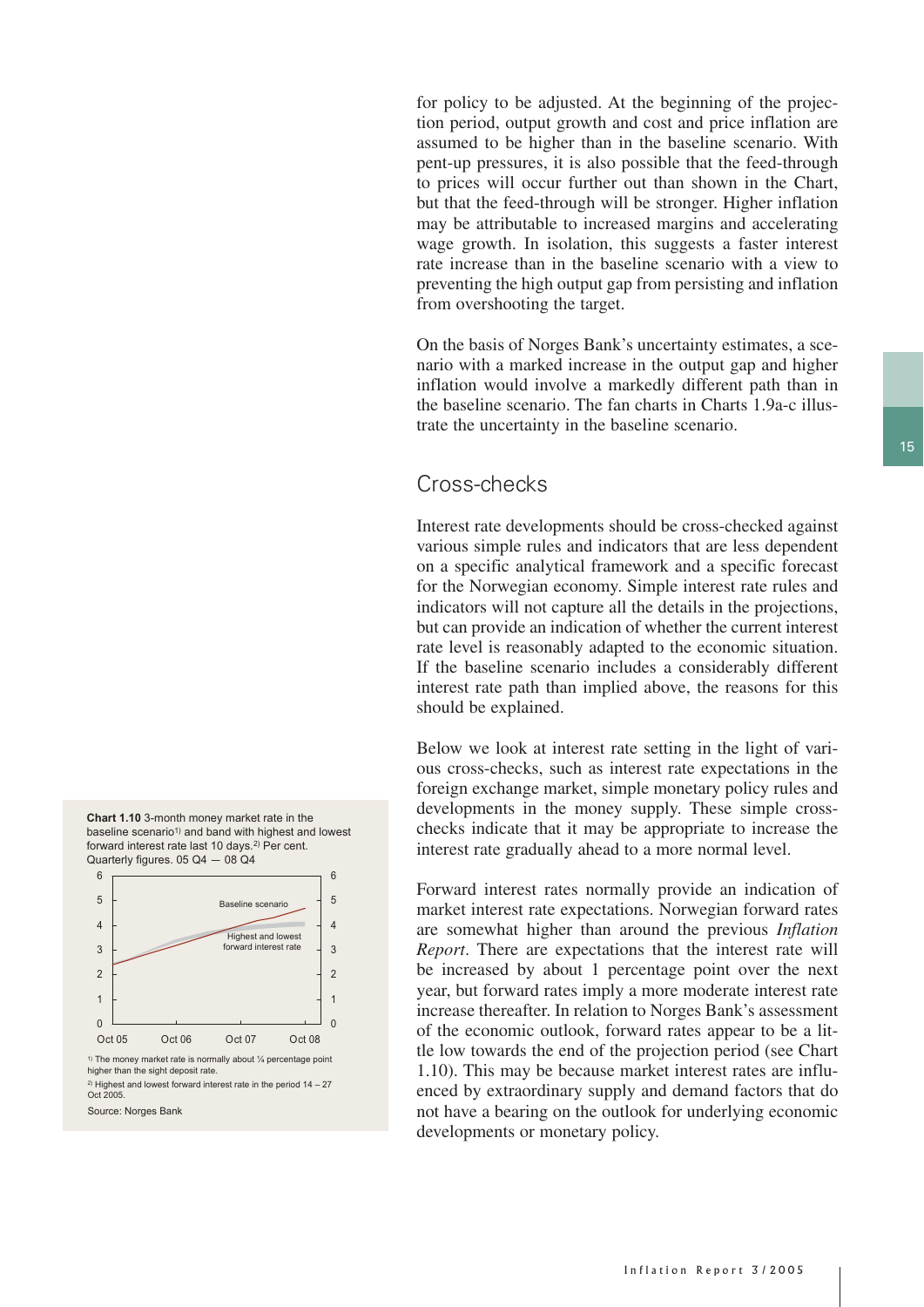for policy to be adjusted. At the beginning of the projection period, output growth and cost and price inflation are assumed to be higher than in the baseline scenario. With pent-up pressures, it is also possible that the feed-through to prices will occur further out than shown in the Chart, but that the feed-through will be stronger. Higher inflation may be attributable to increased margins and accelerating wage growth. In isolation, this suggests a faster interest rate increase than in the baseline scenario with a view to preventing the high output gap from persisting and inflation from overshooting the target.

On the basis of Norges Bank's uncertainty estimates, a scenario with a marked increase in the output gap and higher inflation would involve a markedly different path than in the baseline scenario. The fan charts in Charts 1.9a-c illustrate the uncertainty in the baseline scenario.

## Cross-checks

Interest rate developments should be cross-checked against various simple rules and indicators that are less dependent on a specific analytical framework and a specific forecast for the Norwegian economy. Simple interest rate rules and indicators will not capture all the details in the projections, but can provide an indication of whether the current interest rate level is reasonably adapted to the economic situation. If the baseline scenario includes a considerably different interest rate path than implied above, the reasons for this should be explained.

Below we look at interest rate setting in the light of various cross-checks, such as interest rate expectations in the foreign exchange market, simple monetary policy rules and developments in the money supply. These simple cross-checks indicate that it may be appropriate to increase the interest rate gradually ahead to a more normal level.

Forward interest rates normally provide an indication of market interest rate expectations. Norwegian forward rates are somewhat higher than around the previous *Inflation Report*. There are expectations that the interest rate will be increased by about 1 percentage point over the next year, but forward rates imply a more moderate interest rate increase thereafter. In relation to Norges Bank's assessment of the economic outlook, forward rates appear to be a little low towards the end of the projection period (see Chart 1.10). This may be because market interest rates are influenced by extraordinary supply and demand factors that do not have a bearing on the outlook for underlying economic developments or monetary policy.

**Chart 1.10** 3-month money market rate in the baseline scenario[1] and band with highest and lowest forward interest rate last 10 days.[2] Per cent. Quarterly figures. 05 Q4 — 08 Q4

[1] The money market rate is normally about ¼ percentage point higher than the sight deposit rate.

[2] Highest and lowest forward interest rate in the period 14 – 27 Oct 2005.

Source: Norges Bank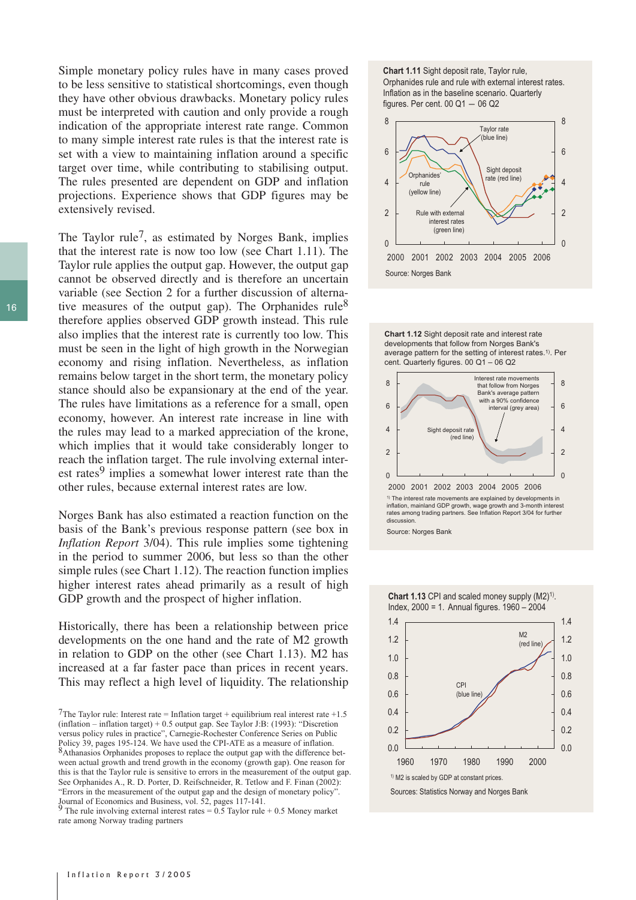Simple monetary policy rules have in many cases proved to be less sensitive to statistical shortcomings, even though they have other obvious drawbacks. Monetary policy rules must be interpreted with caution and only provide a rough indication of the appropriate interest rate range. Common to many simple interest rate rules is that the interest rate is set with a view to maintaining inflation around a specific target over time, while contributing to stabilising output. The rules presented are dependent on GDP and inflation projections. Experience shows that GDP figures may be extensively revised.

The Taylor rule[7], as estimated by Norges Bank, implies that the interest rate is now too low (see Chart 1.11). The Taylor rule applies the output gap. However, the output gap cannot be observed directly and is therefore an uncertain variable (see Section 2 for a further discussion of alternative measures of the output gap). The Orphanides rule[8] therefore applies observed GDP growth instead. This rule also implies that the interest rate is currently too low. This must be seen in the light of high growth in the Norwegian economy and rising inflation. Nevertheless, as inflation remains below target in the short term, the monetary policy stance should also be expansionary at the end of the year. The rules have limitations as a reference for a small, open economy, however. An interest rate increase in line with the rules may lead to a marked appreciation of the krone, which implies that it would take considerably longer to reach the inflation target. The rule involving external interest rates[9] implies a somewhat lower interest rate than the other rules, because external interest rates are low.

Norges Bank has also estimated a reaction function on the basis of the Bank's previous response pattern (see box in *Inflation Report* 3/04). This rule implies some tightening in the period to summer 2006, but less so than the other simple rules (see Chart 1.12). The reaction function implies higher interest rates ahead primarily as a result of high GDP growth and the prospect of higher inflation.

Historically, there has been a relationship between price developments on the one hand and the rate of M2 growth in relation to GDP on the other (see Chart 1.13). M2 has increased at a far faster pace than prices in recent years. This may reflect a high level of liquidity. The relationship

[7] The Taylor rule: Interest rate = Inflation target + equilibrium real interest rate +1.5 (inflation – inflation target) + 0.5 output gap. See Taylor J:B: (1993): "Discretion versus policy rules in practice", Carnegie-Rochester Conference Series on Public Policy 39, pages 195-124. We have used the CPI-ATE as a measure of inflation.

[8] Athanasios Orphanides proposes to replace the output gap with the difference between actual growth and trend growth in the economy (growth gap). One reason for this is that the Taylor rule is sensitive to errors in the measurement of the output gap. See Orphanides A., R. D. Porter, D. Reifschneider, R. Tetlow and F. Finan (2002): "Errors in the measurement of the output gap and the design of monetary policy". Journal of Economics and Business, vol. 52, pages 117-141.

[9] The rule involving external interest rates = 0.5 Taylor rule + 0.5 Money market rate among Norway trading partners

**Chart 1.11** Sight deposit rate, Taylor rule, Orphanides rule and rule with external interest rates. Inflation as in the baseline scenario. Quarterly figures. Per cent. 00 Q1 – 06 Q2

Source: Norges Bank

**Chart 1.12** Sight deposit rate and interest rate developments that follow from Norges Bank's average pattern for the setting of interest rates.[1] Per cent. Quarterly figures. 00 Q1 – 06 Q2

[1] The interest rate movements are explained by developments in inflation, mainland GDP growth, wage growth and 3-month interest rates among trading partners. See Inflation Report 3/04 for further discussion.

Source: Norges Bank

**Chart 1.13** CPI and scaled money supply (M2)[1]. Index, 2000 = 1. Annual figures. 1960 – 2004

[1] M2 is scaled by GDP at constant prices.

Sources: Statistics Norway and Norges Bank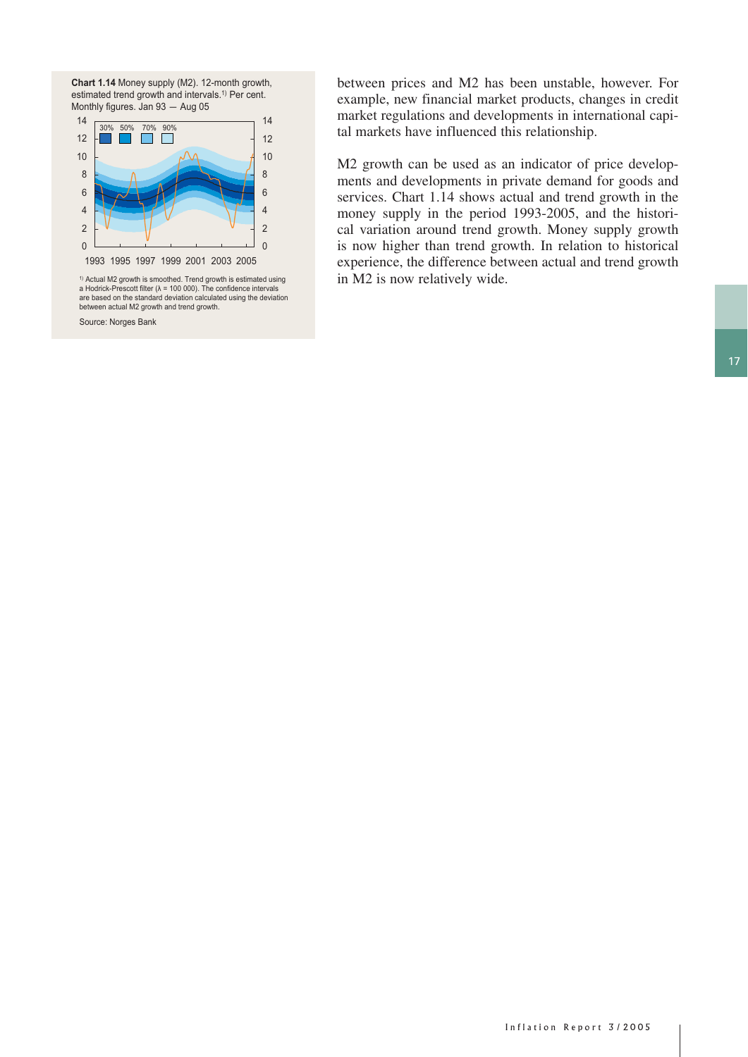**Chart 1.14** Money supply (M2). 12-month growth, estimated trend growth and intervals.[1] Per cent. Monthly figures. Jan 93 — Aug 05

[1] Actual M2 growth is smoothed. Trend growth is estimated using a Hodrick-Prescott filter (λ = 100 000). The confidence intervals are based on the standard deviation calculated using the deviation between actual M2 growth and trend growth.

Source: Norges Bank

between prices and M2 has been unstable, however. For example, new financial market products, changes in credit market regulations and developments in international capital markets have influenced this relationship.

M2 growth can be used as an indicator of price developments and developments in private demand for goods and services. Chart 1.14 shows actual and trend growth in the money supply in the period 1993-2005, and the historical variation around trend growth. Money supply growth is now higher than trend growth. In relation to historical experience, the difference between actual and trend growth in M2 is now relatively wide.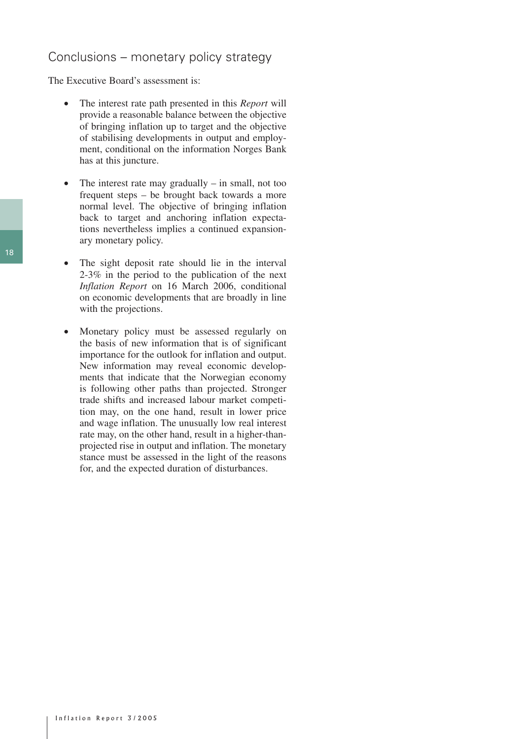## Conclusions – monetary policy strategy

The Executive Board's assessment is:

- The interest rate path presented in this *Report* will provide a reasonable balance between the objective of bringing inflation up to target and the objective of stabilising developments in output and employment, conditional on the information Norges Bank has at this juncture.

- The interest rate may gradually – in small, not too frequent steps – be brought back towards a more normal level. The objective of bringing inflation back to target and anchoring inflation expectations nevertheless implies a continued expansionary monetary policy.

- The sight deposit rate should lie in the interval 2-3% in the period to the publication of the next *Inflation Report* on 16 March 2006, conditional on economic developments that are broadly in line with the projections.

- Monetary policy must be assessed regularly on the basis of new information that is of significant importance for the outlook for inflation and output. New information may reveal economic developments that indicate that the Norwegian economy is following other paths than projected. Stronger trade shifts and increased labour market competition may, on the one hand, result in lower price and wage inflation. The unusually low real interest rate may, on the other hand, result in a higher-than-projected rise in output and inflation. The monetary stance must be assessed in the light of the reasons for, and the expected duration of disturbances.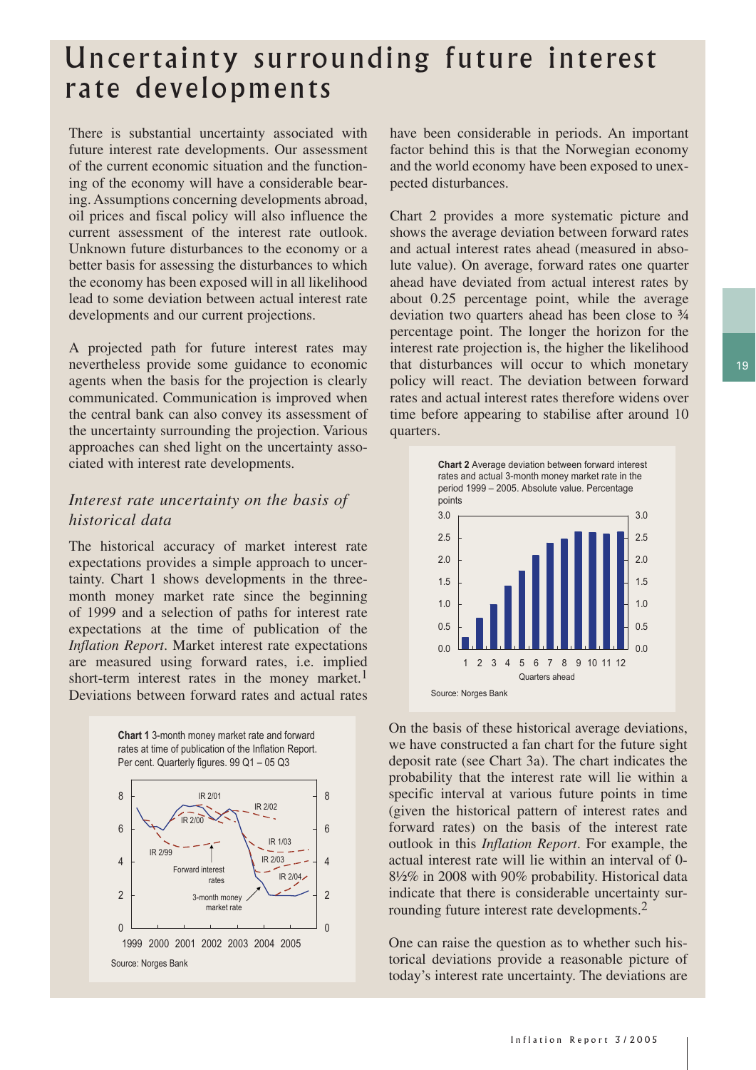# Uncertainty surrounding future interest rate developments

There is substantial uncertainty associated with future interest rate developments. Our assessment of the current economic situation and the functioning of the economy will have a considerable bearing. Assumptions concerning developments abroad, oil prices and fiscal policy will also influence the current assessment of the interest rate outlook. Unknown future disturbances to the economy or a better basis for assessing the disturbances to which the economy has been exposed will in all likelihood lead to some deviation between actual interest rate developments and our current projections.

A projected path for future interest rates may nevertheless provide some guidance to economic agents when the basis for the projection is clearly communicated. Communication is improved when the central bank can also convey its assessment of the uncertainty surrounding the projection. Various approaches can shed light on the uncertainty associated with interest rate developments.

## *Interest rate uncertainty on the basis of historical data*

The historical accuracy of market interest rate expectations provides a simple approach to uncertainty. Chart 1 shows developments in the three-month money market rate since the beginning of 1999 and a selection of paths for interest rate expectations at the time of publication of the *Inflation Report*. Market interest rate expectations are measured using forward rates, i.e. implied short-term interest rates in the money market.[1] Deviations between forward rates and actual rates have been considerable in periods. An important factor behind this is that the Norwegian economy and the world economy have been exposed to unexpected disturbances.

**Chart 1** 3-month money market rate and forward rates at time of publication of the Inflation Report. Per cent. Quarterly figures. 99 Q1 – 05 Q3

Source: Norges Bank

Chart 2 provides a more systematic picture and shows the average deviation between forward rates and actual interest rates ahead (measured in absolute value). On average, forward rates one quarter ahead have deviated from actual interest rates by about 0.25 percentage point, while the average deviation two quarters ahead has been close to ¾ percentage point. The longer the horizon for the interest rate projection is, the higher the likelihood that disturbances will occur to which monetary policy will react. The deviation between forward rates and actual interest rates therefore widens over time before appearing to stabilise after around 10 quarters.

**Chart 2** Average deviation between forward interest rates and actual 3-month money market rate in the period 1999 – 2005. Absolute value. Percentage points

Source: Norges Bank

On the basis of these historical average deviations, we have constructed a fan chart for the future sight deposit rate (see Chart 3a). The chart indicates the probability that the interest rate will lie within a specific interval at various future points in time (given the historical pattern of interest rates and forward rates) on the basis of the interest rate outlook in this *Inflation Report*. For example, the actual interest rate will lie within an interval of 0-8½% in 2008 with 90% probability. Historical data indicate that there is considerable uncertainty surrounding future interest rate developments.[2]

One can raise the question as to whether such historical deviations provide a reasonable picture of today's interest rate uncertainty. The deviations are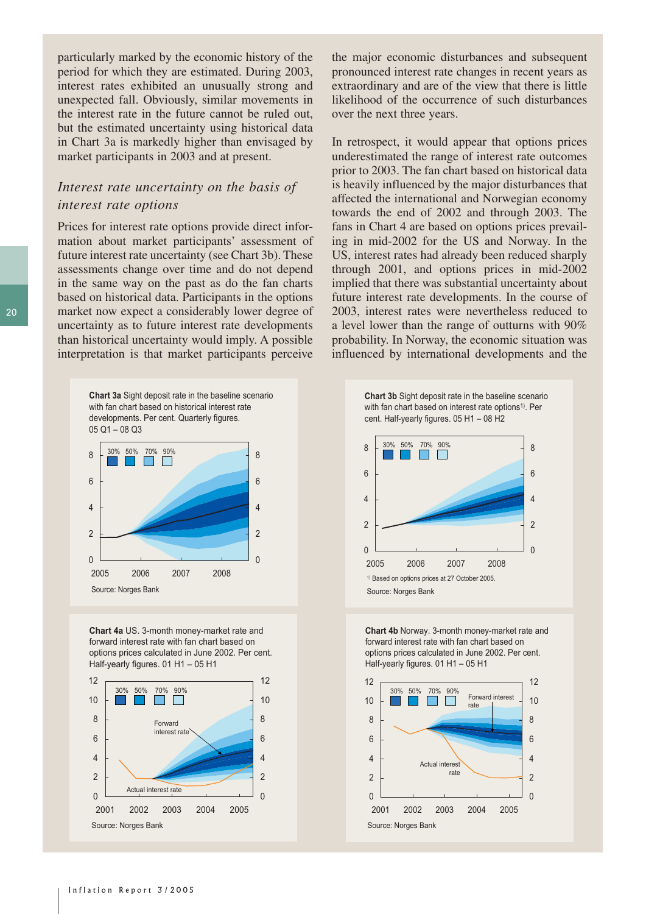particularly marked by the economic history of the period for which they are estimated. During 2003, interest rates exhibited an unusually strong and unexpected fall. Obviously, similar movements in the interest rate in the future cannot be ruled out, but the estimated uncertainty using historical data in Chart 3a is markedly higher than envisaged by market participants in 2003 and at present.

### *Interest rate uncertainty on the basis of interest rate options*

Prices for interest rate options provide direct information about market participants' assessment of future interest rate uncertainty (see Chart 3b). These assessments change over time and do not depend in the same way on the past as do the fan charts based on historical data. Participants in the options market now expect a considerably lower degree of uncertainty as to future interest rate developments than historical uncertainty would imply. A possible interpretation is that market participants perceive the major economic disturbances and subsequent pronounced interest rate changes in recent years as extraordinary and are of the view that there is little likelihood of the occurrence of such disturbances over the next three years.

In retrospect, it would appear that options prices underestimated the range of interest rate outcomes prior to 2003. The fan chart based on historical data is heavily influenced by the major disturbances that affected the international and Norwegian economy towards the end of 2002 and through 2003. The fans in Chart 4 are based on options prices prevailing in mid-2002 for the US and Norway. In the US, interest rates had already been reduced sharply through 2001, and options prices in mid-2002 implied that there was substantial uncertainty about future interest rate developments. In the course of 2003, interest rates were nevertheless reduced to a level lower than the range of outturns with 90% probability. In Norway, the economic situation was influenced by international developments and the

**Chart 3a** Sight deposit rate in the baseline scenario with fan chart based on historical interest rate developments. Per cent. Quarterly figures. 05 Q1 – 08 Q3

Source: Norges Bank

**Chart 3b** Sight deposit rate in the baseline scenario with fan chart based on interest rate options[1]. Per cent. Half-yearly figures. 05 H1 – 08 H2

[1] Based on options prices at 27 October 2005.

Source: Norges Bank

**Chart 4a** US. 3-month money-market rate and forward interest rate with fan chart based on options prices calculated in June 2002. Per cent. Half-yearly figures. 01 H1 – 05 H1

Source: Norges Bank

**Chart 4b** Norway. 3-month money-market rate and forward interest rate with fan chart based on options prices calculated in June 2002. Per cent. Half-yearly figures. 01 H1 – 05 H1

Source: Norges Bank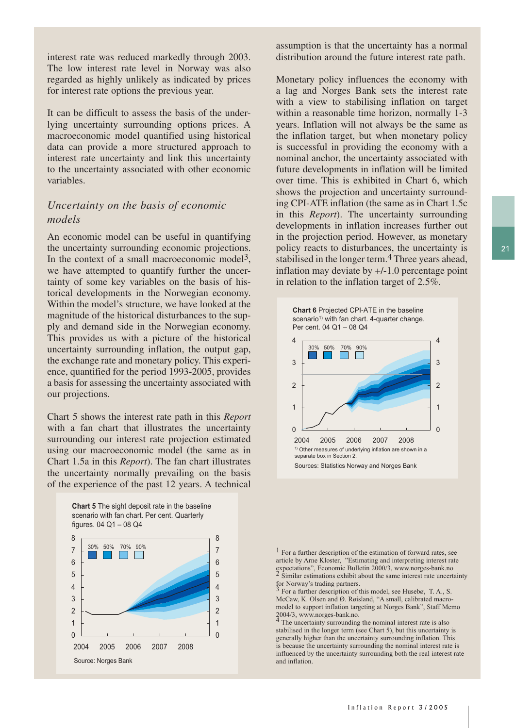interest rate was reduced markedly through 2003. The low interest rate level in Norway was also regarded as highly unlikely as indicated by prices for interest rate options the previous year.

It can be difficult to assess the basis of the underlying uncertainty surrounding options prices. A macroeconomic model quantified using historical data can provide a more structured approach to interest rate uncertainty and link this uncertainty to the uncertainty associated with other economic variables.

### *Uncertainty on the basis of economic models*

An economic model can be useful in quantifying the uncertainty surrounding economic projections. In the context of a small macroeconomic model[3], we have attempted to quantify further the uncertainty of some key variables on the basis of historical developments in the Norwegian economy. Within the model's structure, we have looked at the magnitude of the historical disturbances to the supply and demand side in the Norwegian economy. This provides us with a picture of the historical uncertainty surrounding inflation, the output gap, the exchange rate and monetary policy. This experience, quantified for the period 1993-2005, provides a basis for assessing the uncertainty associated with our projections.

Chart 5 shows the interest rate path in this *Report* with a fan chart that illustrates the uncertainty surrounding our interest rate projection estimated using our macroeconomic model (the same as in Chart 1.5a in this *Report*). The fan chart illustrates the uncertainty normally prevailing on the basis of the experience of the past 12 years. A technical assumption is that the uncertainty has a normal distribution around the future interest rate path.

**Chart 5** The sight deposit rate in the baseline scenario with fan chart. Per cent. Quarterly figures. 04 Q1 – 08 Q4

Source: Norges Bank

Monetary policy influences the economy with a lag and Norges Bank sets the interest rate with a view to stabilising inflation on target within a reasonable time horizon, normally 1-3 years. Inflation will not always be the same as the inflation target, but when monetary policy is successful in providing the economy with a nominal anchor, the uncertainty associated with future developments in inflation will be limited over time. This is exhibited in Chart 6, which shows the projection and uncertainty surrounding CPI-ATE inflation (the same as in Chart 1.5c in this *Report*). The uncertainty surrounding developments in inflation increases further out in the projection period. However, as monetary policy reacts to disturbances, the uncertainty is stabilised in the longer term.[4] Three years ahead, inflation may deviate by +/-1.0 percentage point in relation to the inflation target of 2.5%.

**Chart 6** Projected CPI-ATE in the baseline scenario[1)] with fan chart. 4-quarter change. Per cent. 04 Q1 – 08 Q4

[1)] Other measures of underlying inflation are shown in a separate box in Section 2.

Sources: Statistics Norway and Norges Bank

---

[1] For a further description of the estimation of forward rates, see article by Arne Kloster, "Estimating and interpreting interest rate expectations", Economic Bulletin 2000/3, www.norges-bank.no

[2] Similar estimations exhibit about the same interest rate uncertainty for Norway's trading partners.

[3] For a further description of this model, see Husebø, T. A., S. McCaw, K. Olsen and Ø. Røisland, "A small, calibrated macromodel to support inflation targeting at Norges Bank", Staff Memo 2004/3, www.norges-bank.no.

[4] The uncertainty surrounding the nominal interest rate is also stabilised in the longer term (see Chart 5), but this uncertainty is generally higher than the uncertainty surrounding inflation. This is because the uncertainty surrounding the nominal interest rate is influenced by the uncertainty surrounding both the real interest rate and inflation.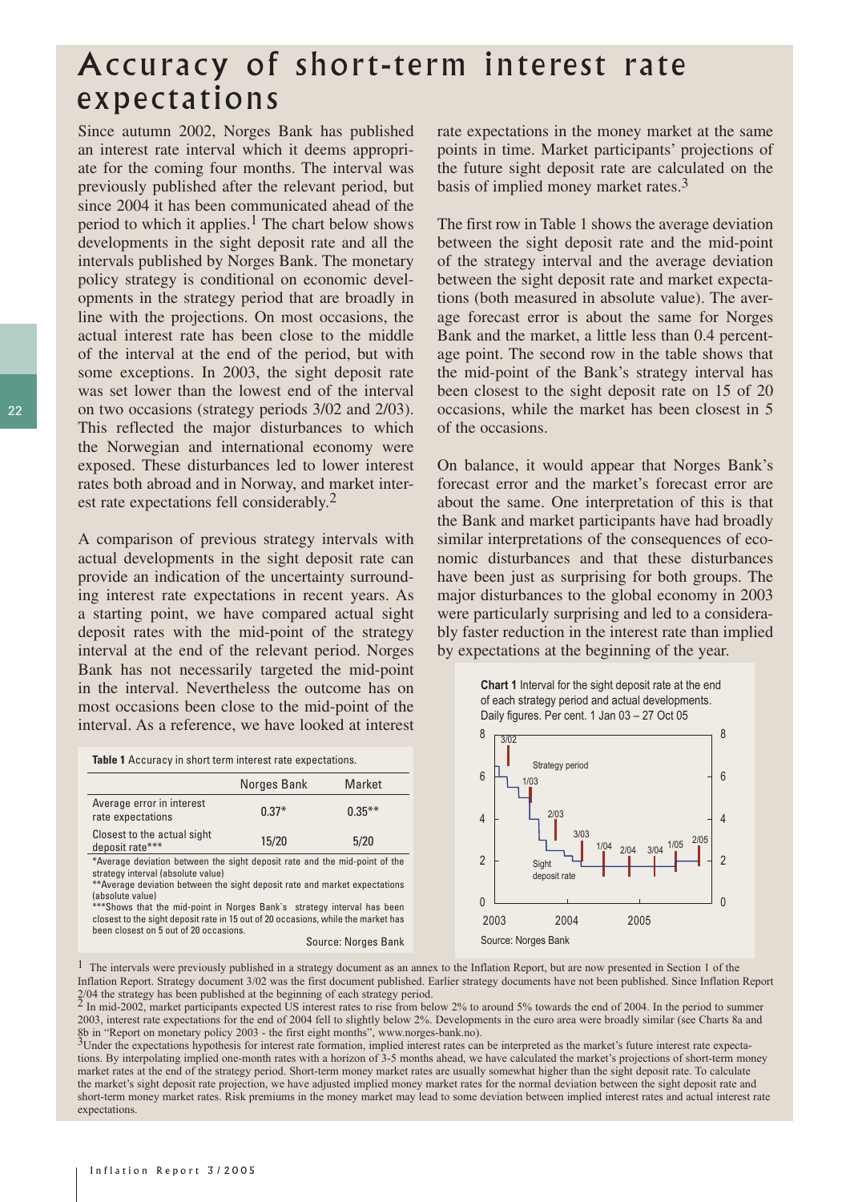# Accuracy of short-term interest rate expectations

Since autumn 2002, Norges Bank has published an interest rate interval which it deems appropriate for the coming four months. The interval was previously published after the relevant period, but since 2004 it has been communicated ahead of the period to which it applies.[1] The chart below shows developments in the sight deposit rate and all the intervals published by Norges Bank. The monetary policy strategy is conditional on economic developments in the strategy period that are broadly in line with the projections. On most occasions, the actual interest rate has been close to the middle of the interval at the end of the period, but with some exceptions. In 2003, the sight deposit rate was set lower than the lowest end of the interval on two occasions (strategy periods 3/02 and 2/03). This reflected the major disturbances to which the Norwegian and international economy were exposed. These disturbances led to lower interest rates both abroad and in Norway, and market interest rate expectations fell considerably.[2]

A comparison of previous strategy intervals with actual developments in the sight deposit rate can provide an indication of the uncertainty surrounding interest rate expectations in recent years. As a starting point, we have compared actual sight deposit rates with the mid-point of the strategy interval at the end of the relevant period. Norges Bank has not necessarily targeted the mid-point in the interval. Nevertheless the outcome has on most occasions been close to the mid-point of the interval. As a reference, we have looked at interest rate expectations in the money market at the same points in time. Market participants' projections of the future sight deposit rate are calculated on the basis of implied money market rates.[3]

The first row in Table 1 shows the average deviation between the sight deposit rate and the mid-point of the strategy interval and the average deviation between the sight deposit rate and market expectations (both measured in absolute value). The average forecast error is about the same for Norges Bank and the market, a little less than 0.4 percentage point. The second row in the table shows that the mid-point of the Bank's strategy interval has been closest to the sight deposit rate on 15 of 20 occasions, while the market has been closest in 5 of the occasions.

On balance, it would appear that Norges Bank's forecast error and the market's forecast error are about the same. One interpretation of this is that the Bank and market participants have had broadly similar interpretations of the consequences of economic disturbances and that these disturbances have been just as surprising for both groups. The major disturbances to the global economy in 2003 were particularly surprising and led to a considerably faster reduction in the interest rate than implied by expectations at the beginning of the year.

**Table 1** Accuracy in short term interest rate expectations.

| | Norges Bank | Market |
|---|---|---|
| Average error in interest rate expectations | 0.37* | 0.35** |
| Closest to the actual sight deposit rate*** | 15/20 | 5/20 |

*Average deviation between the sight deposit rate and the mid-point of the strategy interval (absolute value)
**Average deviation between the sight deposit rate and market expectations (absolute value)
***Shows that the mid-point in Norges Bank`s strategy interval has been closest to the sight deposit rate in 15 out of 20 occasions, while the market has been closest on 5 out of 20 occasions.

Source: Norges Bank

**Chart 1** Interval for the sight deposit rate at the end of each strategy period and actual developments. Daily figures. Per cent. 1 Jan 03 – 27 Oct 05

Source: Norges Bank

[1] The intervals were previously published in a strategy document as an annex to the Inflation Report, but are now presented in Section 1 of the Inflation Report. Strategy document 3/02 was the first document published. Earlier strategy documents have not been published. Since Inflation Report 2/04 the strategy has been published at the beginning of each strategy period.

[2] In mid-2002, market participants expected US interest rates to rise from below 2% to around 5% towards the end of 2004. In the period to summer 2003, interest rate expectations for the end of 2004 fell to slightly below 2%. Developments in the euro area were broadly similar (see Charts 8a and 8b in "Report on monetary policy 2003 - the first eight months", www.norges-bank.no).

[3] Under the expectations hypothesis for interest rate formation, implied interest rates can be interpreted as the market's future interest rate expectations. By interpolating implied one-month rates with a horizon of 3-5 months ahead, we have calculated the market's projections of short-term money market rates at the end of the strategy period. Short-term money market rates are usually somewhat higher than the sight deposit rate. To calculate the market's sight deposit rate projection, we have adjusted implied money market rates for the normal deviation between the sight deposit rate and short-term money market rates. Risk premiums in the money market may lead to some deviation between implied interest rates and actual interest rate expectations.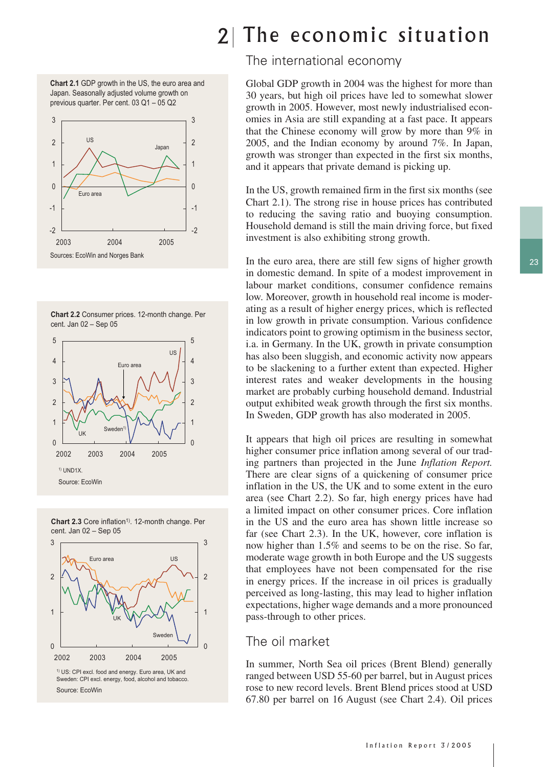# 2 The economic situation

## The international economy

Global GDP growth in 2004 was the highest for more than 30 years, but high oil prices have led to somewhat slower growth in 2005. However, most newly industrialised economies in Asia are still expanding at a fast pace. It appears that the Chinese economy will grow by more than 9% in 2005, and the Indian economy by around 7%. In Japan, growth was stronger than expected in the first six months, and it appears that private demand is picking up.

In the US, growth remained firm in the first six months (see Chart 2.1). The strong rise in house prices has contributed to reducing the saving ratio and buoying consumption. Household demand is still the main driving force, but fixed investment is also exhibiting strong growth.

In the euro area, there are still few signs of higher growth in domestic demand. In spite of a modest improvement in labour market conditions, consumer confidence remains low. Moreover, growth in household real income is moderating as a result of higher energy prices, which is reflected in low growth in private consumption. Various confidence indicators point to growing optimism in the business sector, i.a. in Germany. In the UK, growth in private consumption has also been sluggish, and economic activity now appears to be slackening to a further extent than expected. Higher interest rates and weaker developments in the housing market are probably curbing household demand. Industrial output exhibited weak growth through the first six months. In Sweden, GDP growth has also moderated in 2005.

It appears that high oil prices are resulting in somewhat higher consumer price inflation among several of our trading partners than projected in the June *Inflation Report.* There are clear signs of a quickening of consumer price inflation in the US, the UK and to some extent in the euro area (see Chart 2.2). So far, high energy prices have had a limited impact on other consumer prices. Core inflation in the US and the euro area has shown little increase so far (see Chart 2.3). In the UK, however, core inflation is now higher than 1.5% and seems to be on the rise. So far, moderate wage growth in both Europe and the US suggests that employees have not been compensated for the rise in energy prices. If the increase in oil prices is gradually perceived as long-lasting, this may lead to higher inflation expectations, higher wage demands and a more pronounced pass-through to other prices.

**Chart 2.1** GDP growth in the US, the euro area and Japan. Seasonally adjusted volume growth on previous quarter. Per cent. 03 Q1 – 05 Q2

Sources: EcoWin and Norges Bank

**Chart 2.2** Consumer prices. 12-month change. Per cent. Jan 02 – Sep 05

[1] UND1X.

Source: EcoWin

**Chart 2.3** Core inflation[1]. 12-month change. Per cent. Jan 02 – Sep 05

[1] US: CPI excl. food and energy. Euro area, UK and Sweden: CPI excl. energy, food, alcohol and tobacco.

Source: EcoWin

## The oil market

In summer, North Sea oil prices (Brent Blend) generally ranged between USD 55-60 per barrel, but in August prices rose to new record levels. Brent Blend prices stood at USD 67.80 per barrel on 16 August (see Chart 2.4). Oil prices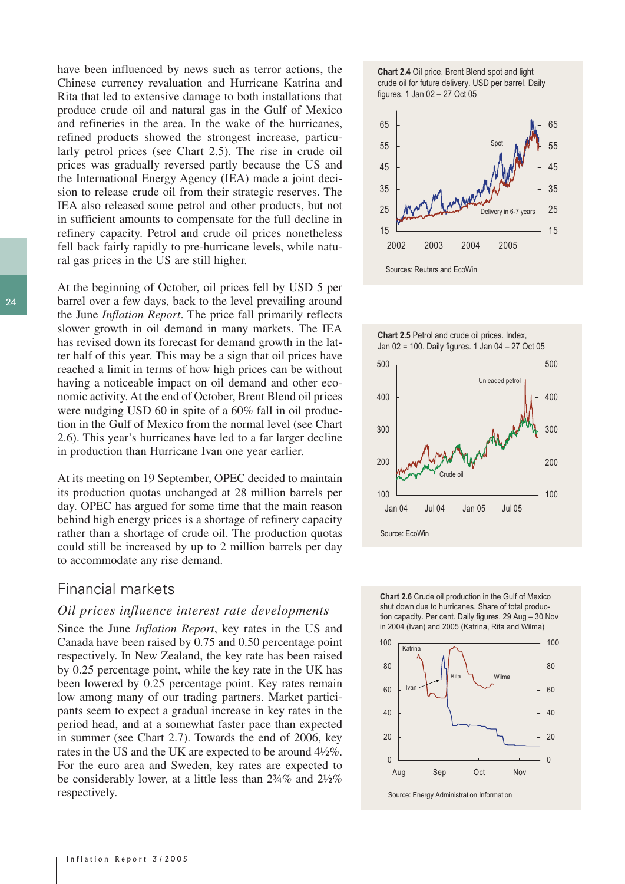have been influenced by news such as terror actions, the Chinese currency revaluation and Hurricane Katrina and Rita that led to extensive damage to both installations that produce crude oil and natural gas in the Gulf of Mexico and refineries in the area. In the wake of the hurricanes, refined products showed the strongest increase, particularly petrol prices (see Chart 2.5). The rise in crude oil prices was gradually reversed partly because the US and the International Energy Agency (IEA) made a joint decision to release crude oil from their strategic reserves. The IEA also released some petrol and other products, but not in sufficient amounts to compensate for the full decline in refinery capacity. Petrol and crude oil prices nonetheless fell back fairly rapidly to pre-hurricane levels, while natural gas prices in the US are still higher.

At the beginning of October, oil prices fell by USD 5 per barrel over a few days, back to the level prevailing around the June *Inflation Report*. The price fall primarily reflects slower growth in oil demand in many markets. The IEA has revised down its forecast for demand growth in the latter half of this year. This may be a sign that oil prices have reached a limit in terms of how high prices can be without having a noticeable impact on oil demand and other economic activity. At the end of October, Brent Blend oil prices were nudging USD 60 in spite of a 60% fall in oil production in the Gulf of Mexico from the normal level (see Chart 2.6). This year's hurricanes have led to a far larger decline in production than Hurricane Ivan one year earlier.

At its meeting on 19 September, OPEC decided to maintain its production quotas unchanged at 28 million barrels per day. OPEC has argued for some time that the main reason behind high energy prices is a shortage of refinery capacity rather than a shortage of crude oil. The production quotas could still be increased by up to 2 million barrels per day to accommodate any rise demand.

## Financial markets

### *Oil prices influence interest rate developments*

Since the June *Inflation Report*, key rates in the US and Canada have been raised by 0.75 and 0.50 percentage point respectively. In New Zealand, the key rate has been raised by 0.25 percentage point, while the key rate in the UK has been lowered by 0.25 percentage point. Key rates remain low among many of our trading partners. Market participants seem to expect a gradual increase in key rates in the period head, and at a somewhat faster pace than expected in summer (see Chart 2.7). Towards the end of 2006, key rates in the US and the UK are expected to be around 4½%. For the euro area and Sweden, key rates are expected to be considerably lower, at a little less than 2¾% and 2½% respectively.

**Chart 2.4** Oil price. Brent Blend spot and light crude oil for future delivery. USD per barrel. Daily figures. 1 Jan 02 – 27 Oct 05

Sources: Reuters and EcoWin

**Chart 2.5** Petrol and crude oil prices. Index, Jan 02 = 100. Daily figures. 1 Jan 04 – 27 Oct 05

Source: EcoWin

**Chart 2.6** Crude oil production in the Gulf of Mexico shut down due to hurricanes. Share of total production capacity. Per cent. Daily figures. 29 Aug – 30 Nov in 2004 (Ivan) and 2005 (Katrina, Rita and Wilma)

Source: Energy Administration Information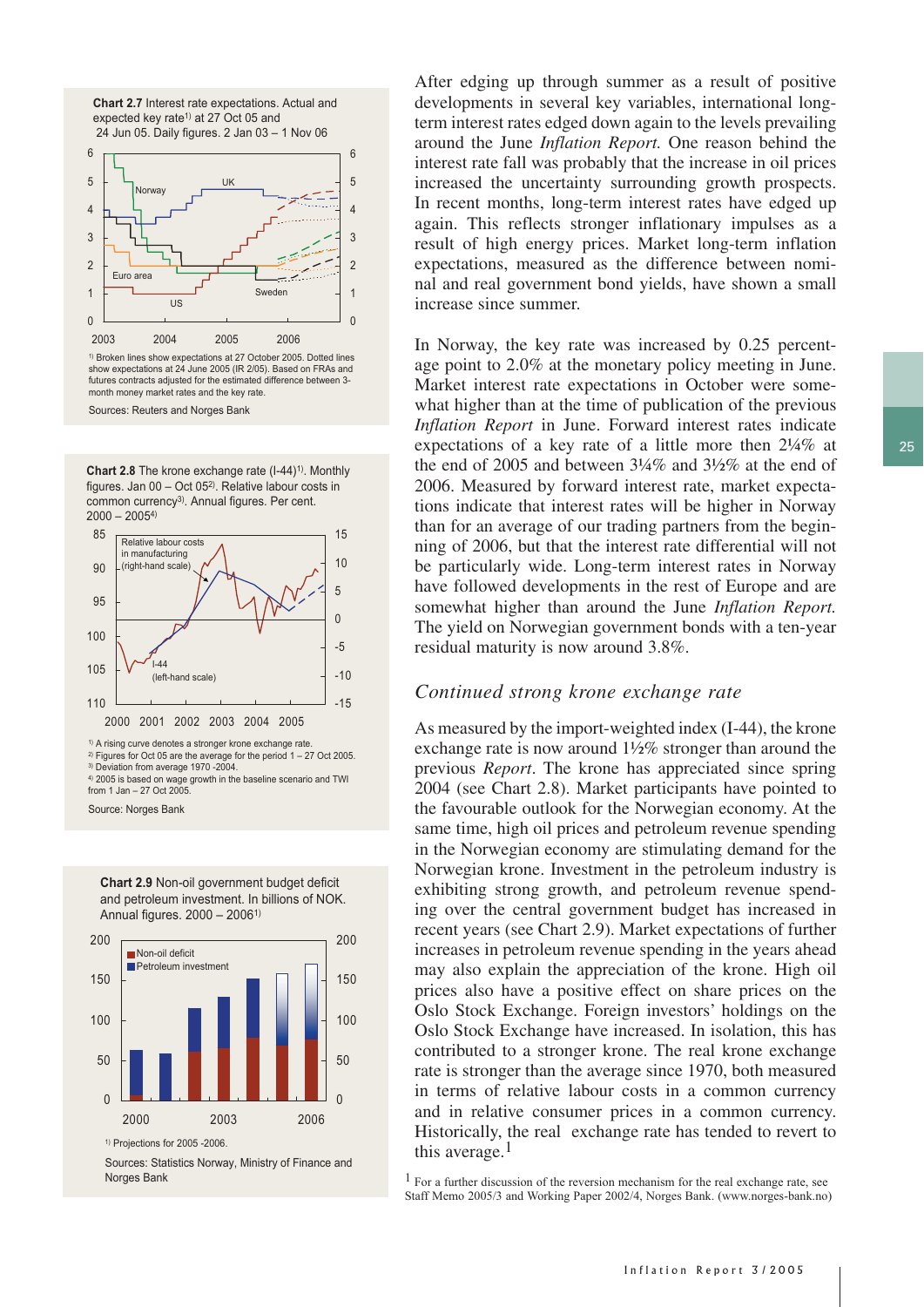**Chart 2.7** Interest rate expectations. Actual and expected key rate[1] at 27 Oct 05 and 24 Jun 05. Daily figures. 2 Jan 03 – 1 Nov 06

[1] Broken lines show expectations at 27 October 2005. Dotted lines show expectations at 24 June 2005 (IR 2/05). Based on FRAs and futures contracts adjusted for the estimated difference between 3-month money market rates and the key rate.

Sources: Reuters and Norges Bank

**Chart 2.8** The krone exchange rate (I-44)[1]. Monthly figures. Jan 00 – Oct 05[2]. Relative labour costs in common currency[3]. Annual figures. Per cent. 2000 – 2005[4]

[1] A rising curve denotes a stronger krone exchange rate.
[2] Figures for Oct 05 are the average for the period 1 – 27 Oct 2005.
[3] Deviation from average 1970 -2004.
[4] 2005 is based on wage growth in the baseline scenario and TWI from 1 Jan – 27 Oct 2005.

Source: Norges Bank

**Chart 2.9** Non-oil government budget deficit and petroleum investment. In billions of NOK. Annual figures. 2000 – 2006[1]

[1] Projections for 2005 -2006.

Sources: Statistics Norway, Ministry of Finance and Norges Bank

After edging up through summer as a result of positive developments in several key variables, international long-term interest rates edged down again to the levels prevailing around the June *Inflation Report.* One reason behind the interest rate fall was probably that the increase in oil prices increased the uncertainty surrounding growth prospects. In recent months, long-term interest rates have edged up again. This reflects stronger inflationary impulses as a result of high energy prices. Market long-term inflation expectations, measured as the difference between nominal and real government bond yields, have shown a small increase since summer.

In Norway, the key rate was increased by 0.25 percentage point to 2.0% at the monetary policy meeting in June. Market interest rate expectations in October were somewhat higher than at the time of publication of the previous *Inflation Report* in June. Forward interest rates indicate expectations of a key rate of a little more then 2¼% at the end of 2005 and between 3¼% and 3½% at the end of 2006. Measured by forward interest rate, market expectations indicate that interest rates will be higher in Norway than for an average of our trading partners from the beginning of 2006, but that the interest rate differential will not be particularly wide. Long-term interest rates in Norway have followed developments in the rest of Europe and are somewhat higher than around the June *Inflation Report.* The yield on Norwegian government bonds with a ten-year residual maturity is now around 3.8%.

## *Continued strong krone exchange rate*

As measured by the import-weighted index (I-44), the krone exchange rate is now around 1½% stronger than around the previous *Report*. The krone has appreciated since spring 2004 (see Chart 2.8). Market participants have pointed to the favourable outlook for the Norwegian economy. At the same time, high oil prices and petroleum revenue spending in the Norwegian economy are stimulating demand for the Norwegian krone. Investment in the petroleum industry is exhibiting strong growth, and petroleum revenue spending over the central government budget has increased in recent years (see Chart 2.9). Market expectations of further increases in petroleum revenue spending in the years ahead may also explain the appreciation of the krone. High oil prices also have a positive effect on share prices on the Oslo Stock Exchange. Foreign investors' holdings on the Oslo Stock Exchange have increased. In isolation, this has contributed to a stronger krone. The real krone exchange rate is stronger than the average since 1970, both measured in terms of relative labour costs in a common currency and in relative consumer prices in a common currency. Historically, the real exchange rate has tended to revert to this average.[1]

[1] For a further discussion of the reversion mechanism for the real exchange rate, see Staff Memo 2005/3 and Working Paper 2002/4, Norges Bank. (www.norges-bank.no)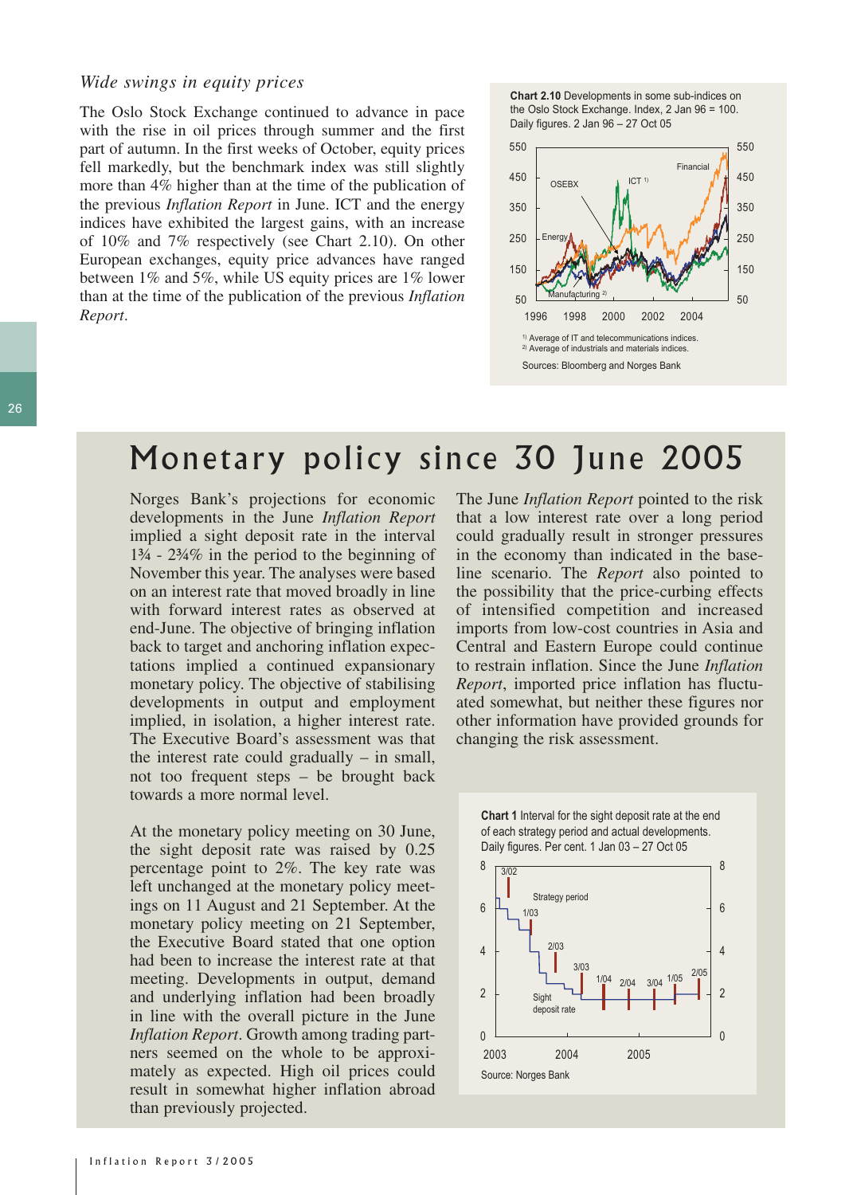*Wide swings in equity prices*

The Oslo Stock Exchange continued to advance in pace with the rise in oil prices through summer and the first part of autumn. In the first weeks of October, equity prices fell markedly, but the benchmark index was still slightly more than 4% higher than at the time of the publication of the previous *Inflation Report* in June. ICT and the energy indices have exhibited the largest gains, with an increase of 10% and 7% respectively (see Chart 2.10). On other European exchanges, equity price advances have ranged between 1% and 5%, while US equity prices are 1% lower than at the time of the publication of the previous *Inflation Report*.

**Chart 2.10** Developments in some sub-indices on the Oslo Stock Exchange. Index, 2 Jan 96 = 100. Daily figures. 2 Jan 96 – 27 Oct 05

1) Average of IT and telecommunications indices.
2) Average of industrials and materials indices.

Sources: Bloomberg and Norges Bank

# Monetary policy since 30 June 2005

Norges Bank's projections for economic developments in the June *Inflation Report* implied a sight deposit rate in the interval 1¾ - 2¾% in the period to the beginning of November this year. The analyses were based on an interest rate that moved broadly in line with forward interest rates as observed at end-June. The objective of bringing inflation back to target and anchoring inflation expectations implied a continued expansionary monetary policy. The objective of stabilising developments in output and employment implied, in isolation, a higher interest rate. The Executive Board's assessment was that the interest rate could gradually – in small, not too frequent steps – be brought back towards a more normal level.

At the monetary policy meeting on 30 June, the sight deposit rate was raised by 0.25 percentage point to 2%. The key rate was left unchanged at the monetary policy meetings on 11 August and 21 September. At the monetary policy meeting on 21 September, the Executive Board stated that one option had been to increase the interest rate at that meeting. Developments in output, demand and underlying inflation had been broadly in line with the overall picture in the June *Inflation Report*. Growth among trading partners seemed on the whole to be approximately as expected. High oil prices could result in somewhat higher inflation abroad than previously projected.

The June *Inflation Report* pointed to the risk that a low interest rate over a long period could gradually result in stronger pressures in the economy than indicated in the baseline scenario. The *Report* also pointed to the possibility that the price-curbing effects of intensified competition and increased imports from low-cost countries in Asia and Central and Eastern Europe could continue to restrain inflation. Since the June *Inflation Report*, imported price inflation has fluctuated somewhat, but neither these figures nor other information have provided grounds for changing the risk assessment.

**Chart 1** Interval for the sight deposit rate at the end of each strategy period and actual developments. Daily figures. Per cent. 1 Jan 03 – 27 Oct 05

Source: Norges Bank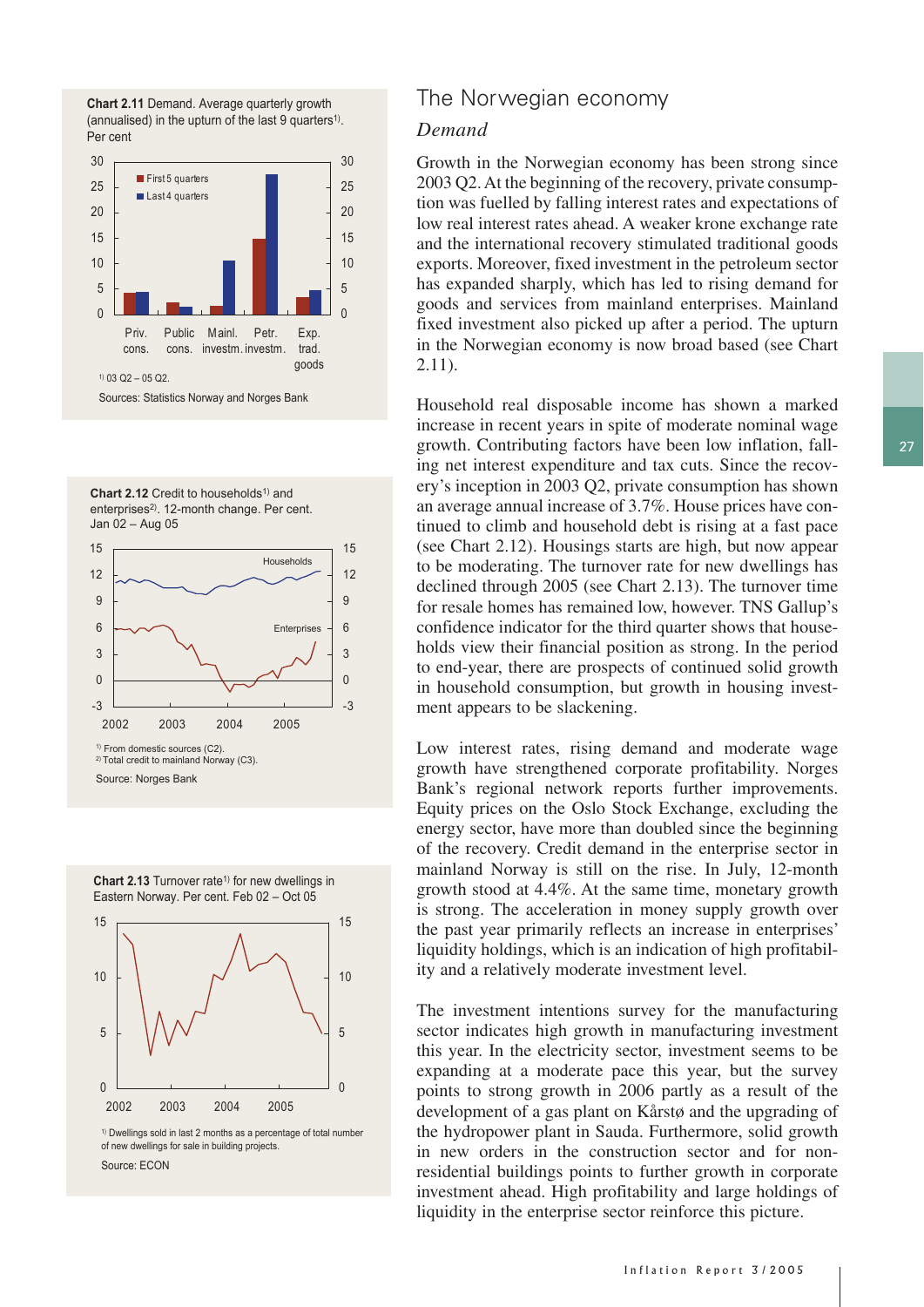**Chart 2.11** Demand. Average quarterly growth (annualised) in the upturn of the last 9 quarters[1]). Per cent

[1]) 03 Q2 – 05 Q2.

Sources: Statistics Norway and Norges Bank

**Chart 2.12** Credit to households[1]) and enterprises[2]). 12-month change. Per cent. Jan 02 – Aug 05

[1]) From domestic sources (C2).
[2]) Total credit to mainland Norway (C3).

Source: Norges Bank

**Chart 2.13** Turnover rate[1]) for new dwellings in Eastern Norway. Per cent. Feb 02 – Oct 05

[1]) Dwellings sold in last 2 months as a percentage of total number of new dwellings for sale in building projects.

Source: ECON

# The Norwegian economy

## *Demand*

Growth in the Norwegian economy has been strong since 2003 Q2. At the beginning of the recovery, private consumption was fuelled by falling interest rates and expectations of low real interest rates ahead. A weaker krone exchange rate and the international recovery stimulated traditional goods exports. Moreover, fixed investment in the petroleum sector has expanded sharply, which has led to rising demand for goods and services from mainland enterprises. Mainland fixed investment also picked up after a period. The upturn in the Norwegian economy is now broad based (see Chart 2.11).

Household real disposable income has shown a marked increase in recent years in spite of moderate nominal wage growth. Contributing factors have been low inflation, falling net interest expenditure and tax cuts. Since the recovery's inception in 2003 Q2, private consumption has shown an average annual increase of 3.7%. House prices have continued to climb and household debt is rising at a fast pace (see Chart 2.12). Housings starts are high, but now appear to be moderating. The turnover rate for new dwellings has declined through 2005 (see Chart 2.13). The turnover time for resale homes has remained low, however. TNS Gallup's confidence indicator for the third quarter shows that households view their financial position as strong. In the period to end-year, there are prospects of continued solid growth in household consumption, but growth in housing investment appears to be slackening.

Low interest rates, rising demand and moderate wage growth have strengthened corporate profitability. Norges Bank's regional network reports further improvements. Equity prices on the Oslo Stock Exchange, excluding the energy sector, have more than doubled since the beginning of the recovery. Credit demand in the enterprise sector in mainland Norway is still on the rise. In July, 12-month growth stood at 4.4%. At the same time, monetary growth is strong. The acceleration in money supply growth over the past year primarily reflects an increase in enterprises' liquidity holdings, which is an indication of high profitability and a relatively moderate investment level.

The investment intentions survey for the manufacturing sector indicates high growth in manufacturing investment this year. In the electricity sector, investment seems to be expanding at a moderate pace this year, but the survey points to strong growth in 2006 partly as a result of the development of a gas plant on Kårstø and the upgrading of the hydropower plant in Sauda. Furthermore, solid growth in new orders in the construction sector and for non-residential buildings points to further growth in corporate investment ahead. High profitability and large holdings of liquidity in the enterprise sector reinforce this picture.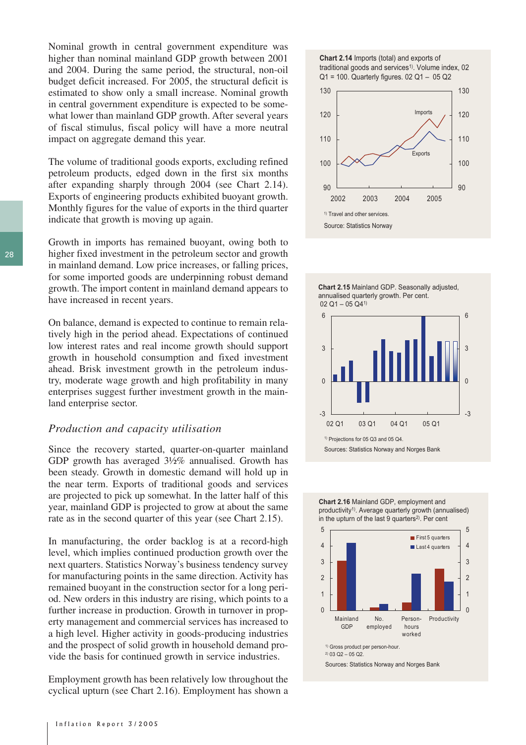Nominal growth in central government expenditure was higher than nominal mainland GDP growth between 2001 and 2004. During the same period, the structural, non-oil budget deficit increased. For 2005, the structural deficit is estimated to show only a small increase. Nominal growth in central government expenditure is expected to be somewhat lower than mainland GDP growth. After several years of fiscal stimulus, fiscal policy will have a more neutral impact on aggregate demand this year.

The volume of traditional goods exports, excluding refined petroleum products, edged down in the first six months after expanding sharply through 2004 (see Chart 2.14). Exports of engineering products exhibited buoyant growth. Monthly figures for the value of exports in the third quarter indicate that growth is moving up again.

Growth in imports has remained buoyant, owing both to higher fixed investment in the petroleum sector and growth in mainland demand. Low price increases, or falling prices, for some imported goods are underpinning robust demand growth. The import content in mainland demand appears to have increased in recent years.

On balance, demand is expected to continue to remain relatively high in the period ahead. Expectations of continued low interest rates and real income growth should support growth in household consumption and fixed investment ahead. Brisk investment growth in the petroleum industry, moderate wage growth and high profitability in many enterprises suggest further investment growth in the mainland enterprise sector.

### *Production and capacity utilisation*

Since the recovery started, quarter-on-quarter mainland GDP growth has averaged 3½% annualised. Growth has been steady. Growth in domestic demand will hold up in the near term. Exports of traditional goods and services are projected to pick up somewhat. In the latter half of this year, mainland GDP is projected to grow at about the same rate as in the second quarter of this year (see Chart 2.15).

In manufacturing, the order backlog is at a record-high level, which implies continued production growth over the next quarters. Statistics Norway's business tendency survey for manufacturing points in the same direction. Activity has remained buoyant in the construction sector for a long period. New orders in this industry are rising, which points to a further increase in production. Growth in turnover in property management and commercial services has increased to a high level. Higher activity in goods-producing industries and the prospect of solid growth in household demand provide the basis for continued growth in service industries.

Employment growth has been relatively low throughout the cyclical upturn (see Chart 2.16). Employment has shown a

**Chart 2.14** Imports (total) and exports of traditional goods and services[1]. Volume index, 02 Q1 = 100. Quarterly figures. 02 Q1 – 05 Q2

[1] Travel and other services.

Source: Statistics Norway

**Chart 2.15** Mainland GDP. Seasonally adjusted, annualised quarterly growth. Per cent. 02 Q1 – 05 Q4[1]

[1] Projections for 05 Q3 and 05 Q4.

Sources: Statistics Norway and Norges Bank

**Chart 2.16** Mainland GDP, employment and productivity[1]. Average quarterly growth (annualised) in the upturn of the last 9 quarters[2]. Per cent

[1] Gross product per person-hour.

[2] 03 Q2 – 05 Q2.

Sources: Statistics Norway and Norges Bank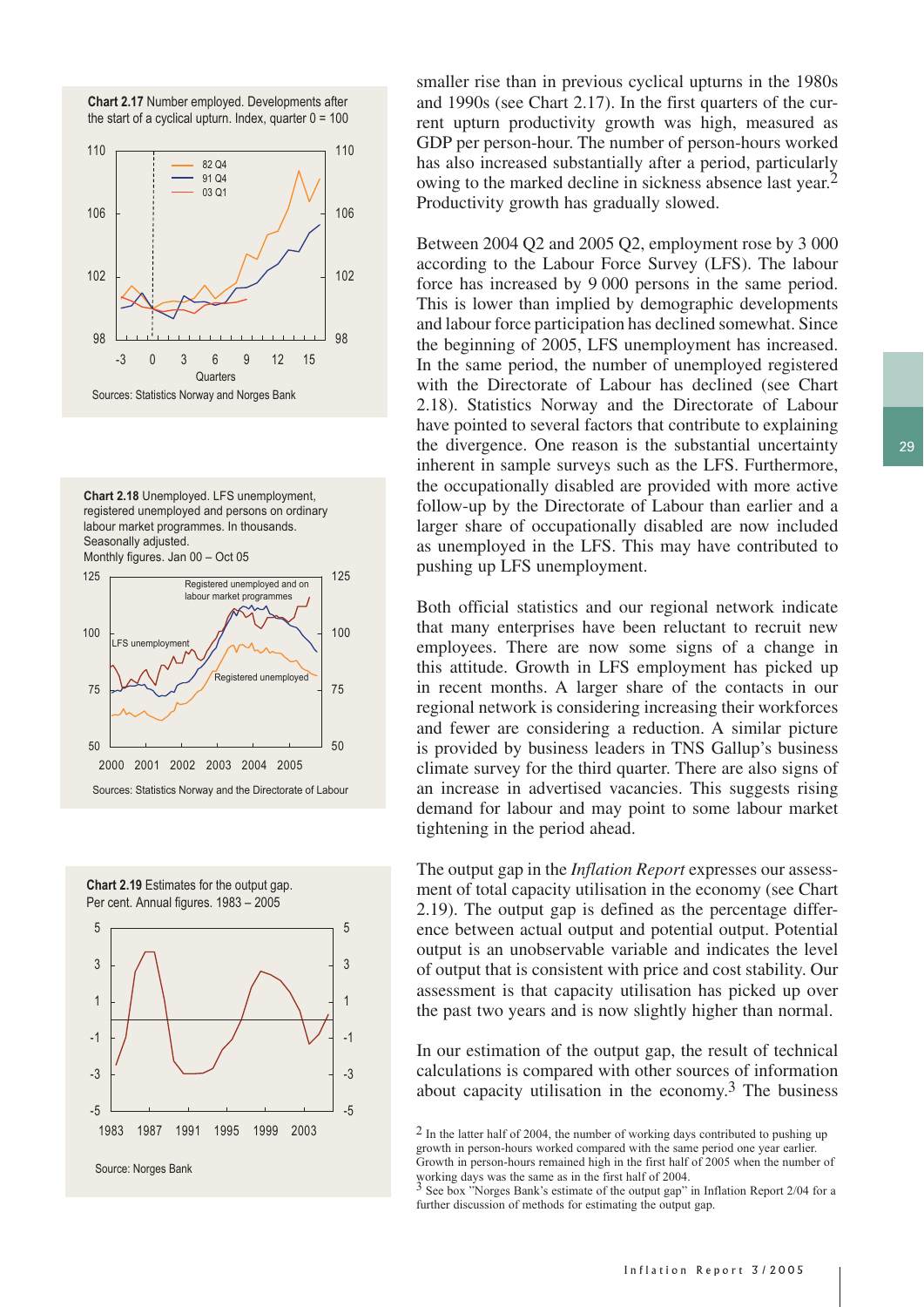**Chart 2.17** Number employed. Developments after the start of a cyclical upturn. Index, quarter 0 = 100

Sources: Statistics Norway and Norges Bank

**Chart 2.18** Unemployed. LFS unemployment, registered unemployed and persons on ordinary labour market programmes. In thousands. Seasonally adjusted. Monthly figures. Jan 00 – Oct 05

Sources: Statistics Norway and the Directorate of Labour

**Chart 2.19** Estimates for the output gap. Per cent. Annual figures. 1983 – 2005

Source: Norges Bank

smaller rise than in previous cyclical upturns in the 1980s and 1990s (see Chart 2.17). In the first quarters of the current upturn productivity growth was high, measured as GDP per person-hour. The number of person-hours worked has also increased substantially after a period, particularly owing to the marked decline in sickness absence last year.[2] Productivity growth has gradually slowed.

Between 2004 Q2 and 2005 Q2, employment rose by 3 000 according to the Labour Force Survey (LFS). The labour force has increased by 9 000 persons in the same period. This is lower than implied by demographic developments and labour force participation has declined somewhat. Since the beginning of 2005, LFS unemployment has increased. In the same period, the number of unemployed registered with the Directorate of Labour has declined (see Chart 2.18). Statistics Norway and the Directorate of Labour have pointed to several factors that contribute to explaining the divergence. One reason is the substantial uncertainty inherent in sample surveys such as the LFS. Furthermore, the occupationally disabled are provided with more active follow-up by the Directorate of Labour than earlier and a larger share of occupationally disabled are now included as unemployed in the LFS. This may have contributed to pushing up LFS unemployment.

Both official statistics and our regional network indicate that many enterprises have been reluctant to recruit new employees. There are now some signs of a change in this attitude. Growth in LFS employment has picked up in recent months. A larger share of the contacts in our regional network is considering increasing their workforces and fewer are considering a reduction. A similar picture is provided by business leaders in TNS Gallup's business climate survey for the third quarter. There are also signs of an increase in advertised vacancies. This suggests rising demand for labour and may point to some labour market tightening in the period ahead.

The output gap in the *Inflation Report* expresses our assessment of total capacity utilisation in the economy (see Chart 2.19). The output gap is defined as the percentage difference between actual output and potential output. Potential output is an unobservable variable and indicates the level of output that is consistent with price and cost stability. Our assessment is that capacity utilisation has picked up over the past two years and is now slightly higher than normal.

In our estimation of the output gap, the result of technical calculations is compared with other sources of information about capacity utilisation in the economy.[3] The business

[2] In the latter half of 2004, the number of working days contributed to pushing up growth in person-hours worked compared with the same period one year earlier. Growth in person-hours remained high in the first half of 2005 when the number of working days was the same as in the first half of 2004.

[3] See box "Norges Bank's estimate of the output gap" in Inflation Report 2/04 for a further discussion of methods for estimating the output gap.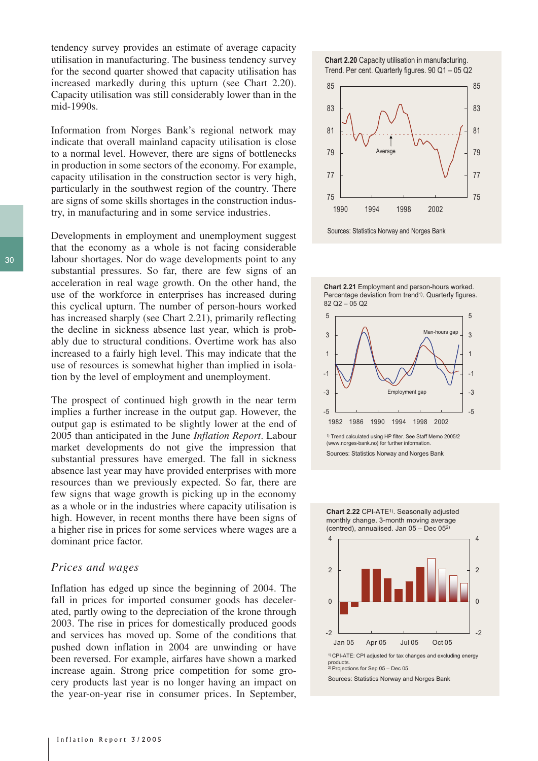tendency survey provides an estimate of average capacity utilisation in manufacturing. The business tendency survey for the second quarter showed that capacity utilisation has increased markedly during this upturn (see Chart 2.20). Capacity utilisation was still considerably lower than in the mid-1990s.

Information from Norges Bank's regional network may indicate that overall mainland capacity utilisation is close to a normal level. However, there are signs of bottlenecks in production in some sectors of the economy. For example, capacity utilisation in the construction sector is very high, particularly in the southwest region of the country. There are signs of some skills shortages in the construction industry, in manufacturing and in some service industries.

Developments in employment and unemployment suggest that the economy as a whole is not facing considerable labour shortages. Nor do wage developments point to any substantial pressures. So far, there are few signs of an acceleration in real wage growth. On the other hand, the use of the workforce in enterprises has increased during this cyclical upturn. The number of person-hours worked has increased sharply (see Chart 2.21), primarily reflecting the decline in sickness absence last year, which is probably due to structural conditions. Overtime work has also increased to a fairly high level. This may indicate that the use of resources is somewhat higher than implied in isolation by the level of employment and unemployment.

The prospect of continued high growth in the near term implies a further increase in the output gap. However, the output gap is estimated to be slightly lower at the end of 2005 than anticipated in the June *Inflation Report*. Labour market developments do not give the impression that substantial pressures have emerged. The fall in sickness absence last year may have provided enterprises with more resources than we previously expected. So far, there are few signs that wage growth is picking up in the economy as a whole or in the industries where capacity utilisation is high. However, in recent months there have been signs of a higher rise in prices for some services where wages are a dominant price factor.

## *Prices and wages*

Inflation has edged up since the beginning of 2004. The fall in prices for imported consumer goods has decelerated, partly owing to the depreciation of the krone through 2003. The rise in prices for domestically produced goods and services has moved up. Some of the conditions that pushed down inflation in 2004 are unwinding or have been reversed. For example, airfares have shown a marked increase again. Strong price competition for some grocery products last year is no longer having an impact on the year-on-year rise in consumer prices. In September,

**Chart 2.20** Capacity utilisation in manufacturing. Trend. Per cent. Quarterly figures. 90 Q1 – 05 Q2

Sources: Statistics Norway and Norges Bank

**Chart 2.21** Employment and person-hours worked. Percentage deviation from trend[1]. Quarterly figures. 82 Q2 – 05 Q2

1) Trend calculated using HP filter. See Staff Memo 2005/2 (www.norges-bank.no) for further information.

Sources: Statistics Norway and Norges Bank

**Chart 2.22** CPI-ATE[1]. Seasonally adjusted monthly change. 3-month moving average (centred), annualised. Jan 05 – Dec 05[2]

1) CPI-ATE: CPI adjusted for tax changes and excluding energy products.
2) Projections for Sep 05 – Dec 05.

Sources: Statistics Norway and Norges Bank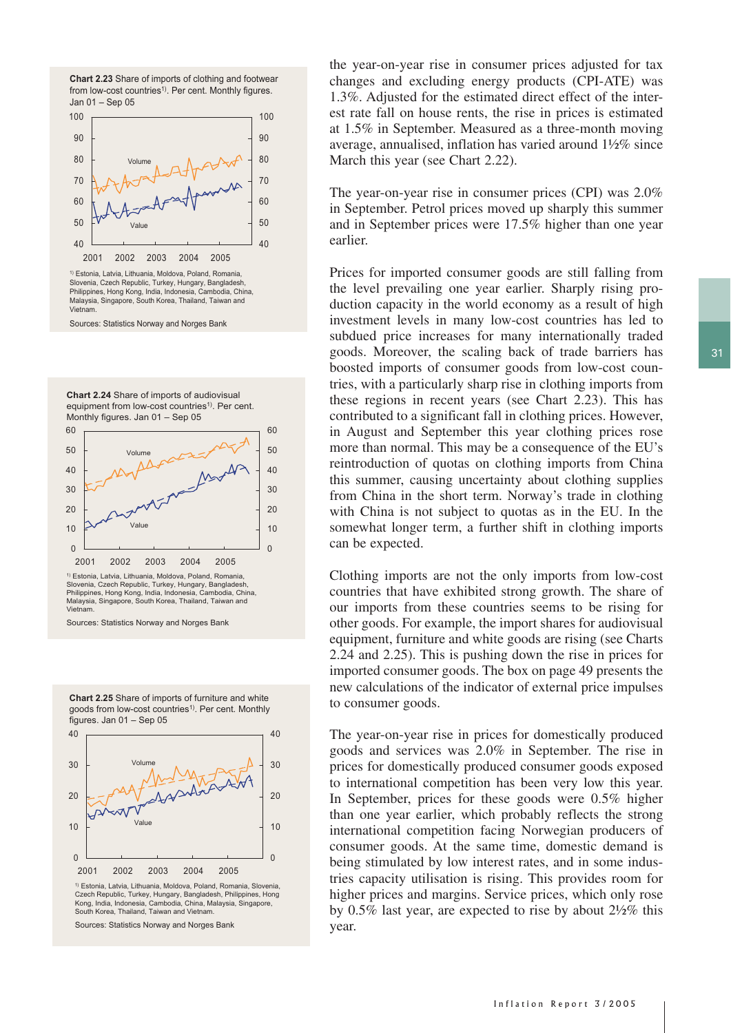**Chart 2.23** Share of imports of clothing and footwear from low-cost countries[1]. Per cent. Monthly figures. Jan 01 – Sep 05

[1] Estonia, Latvia, Lithuania, Moldova, Poland, Romania, Slovenia, Czech Republic, Turkey, Hungary, Bangladesh, Philippines, Hong Kong, India, Indonesia, Cambodia, China, Malaysia, Singapore, South Korea, Thailand, Taiwan and Vietnam.

Sources: Statistics Norway and Norges Bank

**Chart 2.24** Share of imports of audiovisual equipment from low-cost countries[1]. Per cent. Monthly figures. Jan 01 – Sep 05

[1] Estonia, Latvia, Lithuania, Moldova, Poland, Romania, Slovenia, Czech Republic, Turkey, Hungary, Bangladesh, Philippines, Hong Kong, India, Indonesia, Cambodia, China, Malaysia, Singapore, South Korea, Thailand, Taiwan and Vietnam.

Sources: Statistics Norway and Norges Bank

**Chart 2.25** Share of imports of furniture and white goods from low-cost countries[1]. Per cent. Monthly figures. Jan 01 – Sep 05

[1] Estonia, Latvia, Lithuania, Moldova, Poland, Romania, Slovenia, Czech Republic, Turkey, Hungary, Bangladesh, Philippines, Hong Kong, India, Indonesia, Cambodia, China, Malaysia, Singapore, South Korea, Thailand, Taiwan and Vietnam.

Sources: Statistics Norway and Norges Bank

the year-on-year rise in consumer prices adjusted for tax changes and excluding energy products (CPI-ATE) was 1.3%. Adjusted for the estimated direct effect of the interest rate fall on house rents, the rise in prices is estimated at 1.5% in September. Measured as a three-month moving average, annualised, inflation has varied around 1½% since March this year (see Chart 2.22).

The year-on-year rise in consumer prices (CPI) was 2.0% in September. Petrol prices moved up sharply this summer and in September prices were 17.5% higher than one year earlier.

Prices for imported consumer goods are still falling from the level prevailing one year earlier. Sharply rising production capacity in the world economy as a result of high investment levels in many low-cost countries has led to subdued price increases for many internationally traded goods. Moreover, the scaling back of trade barriers has boosted imports of consumer goods from low-cost countries, with a particularly sharp rise in clothing imports from these regions in recent years (see Chart 2.23). This has contributed to a significant fall in clothing prices. However, in August and September this year clothing prices rose more than normal. This may be a consequence of the EU's reintroduction of quotas on clothing imports from China this summer, causing uncertainty about clothing supplies from China in the short term. Norway's trade in clothing with China is not subject to quotas as in the EU. In the somewhat longer term, a further shift in clothing imports can be expected.

Clothing imports are not the only imports from low-cost countries that have exhibited strong growth. The share of our imports from these countries seems to be rising for other goods. For example, the import shares for audiovisual equipment, furniture and white goods are rising (see Charts 2.24 and 2.25). This is pushing down the rise in prices for imported consumer goods. The box on page 49 presents the new calculations of the indicator of external price impulses to consumer goods.

The year-on-year rise in prices for domestically produced goods and services was 2.0% in September. The rise in prices for domestically produced consumer goods exposed to international competition has been very low this year. In September, prices for these goods were 0.5% higher than one year earlier, which probably reflects the strong international competition facing Norwegian producers of consumer goods. At the same time, domestic demand is being stimulated by low interest rates, and in some industries capacity utilisation is rising. This provides room for higher prices and margins. Service prices, which only rose by 0.5% last year, are expected to rise by about 2½% this year.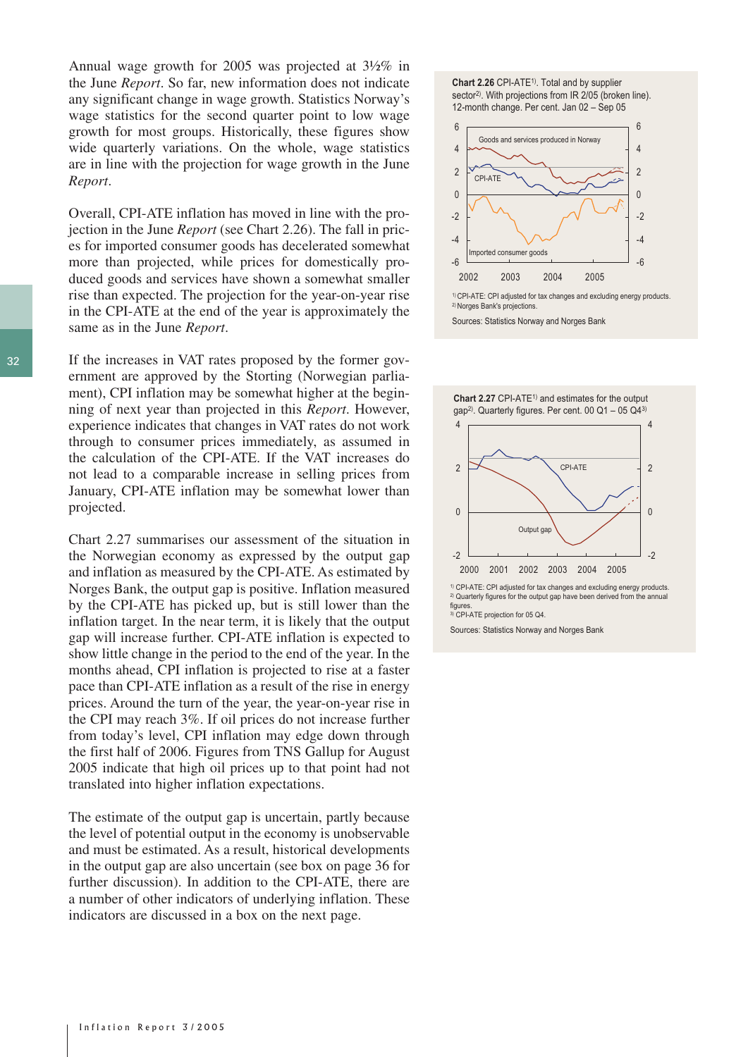Annual wage growth for 2005 was projected at 3½% in the June *Report*. So far, new information does not indicate any significant change in wage growth. Statistics Norway's wage statistics for the second quarter point to low wage growth for most groups. Historically, these figures show wide quarterly variations. On the whole, wage statistics are in line with the projection for wage growth in the June *Report*.

Overall, CPI-ATE inflation has moved in line with the projection in the June *Report* (see Chart 2.26). The fall in prices for imported consumer goods has decelerated somewhat more than projected, while prices for domestically produced goods and services have shown a somewhat smaller rise than expected. The projection for the year-on-year rise in the CPI-ATE at the end of the year is approximately the same as in the June *Report*.

If the increases in VAT rates proposed by the former government are approved by the Storting (Norwegian parliament), CPI inflation may be somewhat higher at the beginning of next year than projected in this *Report*. However, experience indicates that changes in VAT rates do not work through to consumer prices immediately, as assumed in the calculation of the CPI-ATE. If the VAT increases do not lead to a comparable increase in selling prices from January, CPI-ATE inflation may be somewhat lower than projected.

Chart 2.27 summarises our assessment of the situation in the Norwegian economy as expressed by the output gap and inflation as measured by the CPI-ATE. As estimated by Norges Bank, the output gap is positive. Inflation measured by the CPI-ATE has picked up, but is still lower than the inflation target. In the near term, it is likely that the output gap will increase further. CPI-ATE inflation is expected to show little change in the period to the end of the year. In the months ahead, CPI inflation is projected to rise at a faster pace than CPI-ATE inflation as a result of the rise in energy prices. Around the turn of the year, the year-on-year rise in the CPI may reach 3%. If oil prices do not increase further from today's level, CPI inflation may edge down through the first half of 2006. Figures from TNS Gallup for August 2005 indicate that high oil prices up to that point had not translated into higher inflation expectations.

The estimate of the output gap is uncertain, partly because the level of potential output in the economy is unobservable and must be estimated. As a result, historical developments in the output gap are also uncertain (see box on page 36 for further discussion). In addition to the CPI-ATE, there are a number of other indicators of underlying inflation. These indicators are discussed in a box on the next page.

**Chart 2.26** CPI-ATE[1]. Total and by supplier sector[2]. With projections from IR 2/05 (broken line). 12-month change. Per cent. Jan 02 – Sep 05

[1] CPI-ATE: CPI adjusted for tax changes and excluding energy products.
[2] Norges Bank's projections.

Sources: Statistics Norway and Norges Bank

**Chart 2.27** CPI-ATE[1] and estimates for the output gap[2]. Quarterly figures. Per cent. 00 Q1 – 05 Q4[3]

[1] CPI-ATE: CPI adjusted for tax changes and excluding energy products.
[2] Quarterly figures for the output gap have been derived from the annual figures.
[3] CPI-ATE projection for 05 Q4.

Sources: Statistics Norway and Norges Bank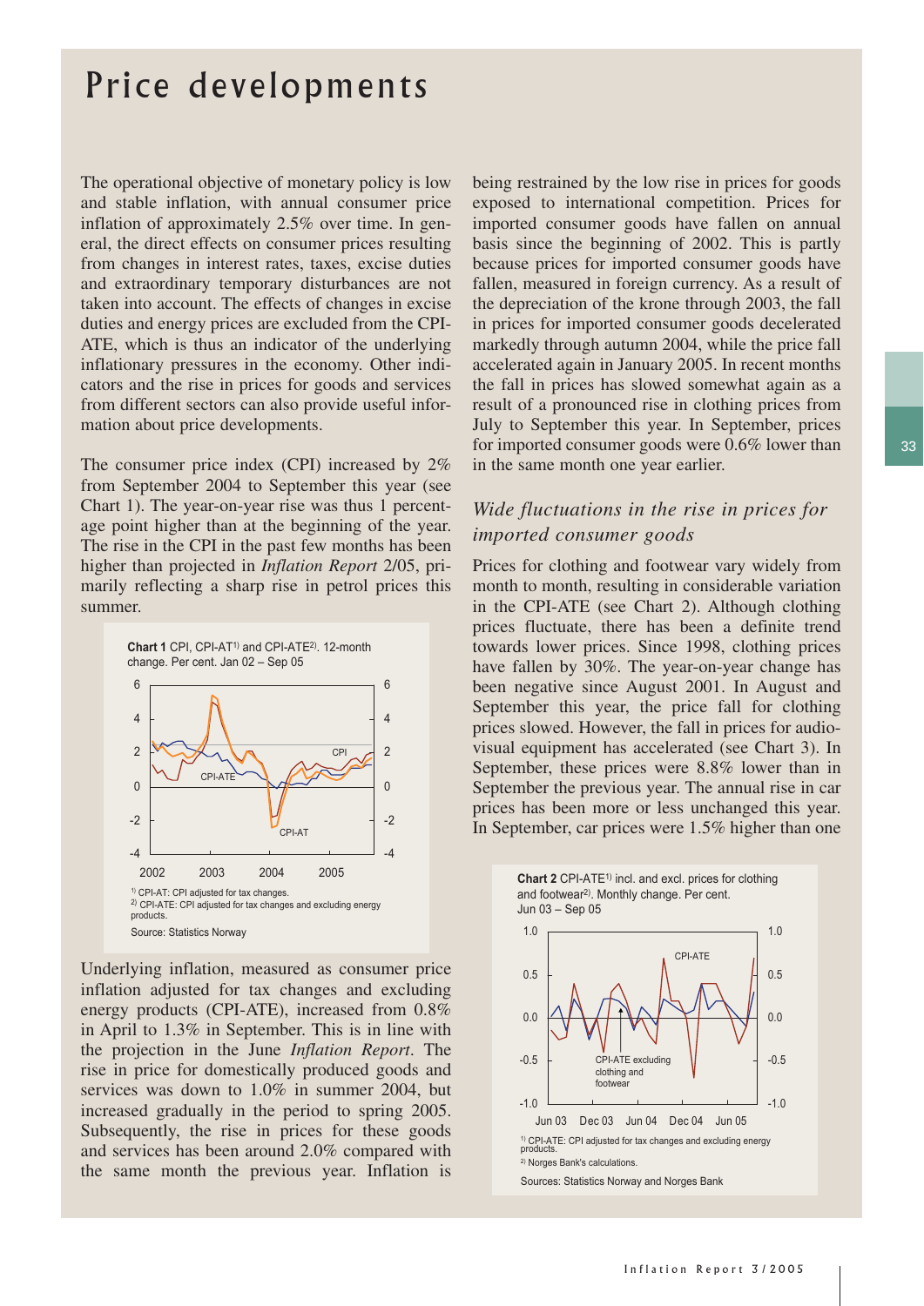# Price developments

The operational objective of monetary policy is low and stable inflation, with annual consumer price inflation of approximately 2.5% over time. In general, the direct effects on consumer prices resulting from changes in interest rates, taxes, excise duties and extraordinary temporary disturbances are not taken into account. The effects of changes in excise duties and energy prices are excluded from the CPI-ATE, which is thus an indicator of the underlying inflationary pressures in the economy. Other indicators and the rise in prices for goods and services from different sectors can also provide useful information about price developments.

The consumer price index (CPI) increased by 2% from September 2004 to September this year (see Chart 1). The year-on-year rise was thus 1 percentage point higher than at the beginning of the year. The rise in the CPI in the past few months has been higher than projected in *Inflation Report* 2/05, primarily reflecting a sharp rise in petrol prices this summer.

**Chart 1** CPI, CPI-AT[1] and CPI-ATE[2]. 12-month change. Per cent. Jan 02 – Sep 05

[1] CPI-AT: CPI adjusted for tax changes.
[2] CPI-ATE: CPI adjusted for tax changes and excluding energy products.

Source: Statistics Norway

Underlying inflation, measured as consumer price inflation adjusted for tax changes and excluding energy products (CPI-ATE), increased from 0.8% in April to 1.3% in September. This is in line with the projection in the June *Inflation Report*. The rise in price for domestically produced goods and services was down to 1.0% in summer 2004, but increased gradually in the period to spring 2005. Subsequently, the rise in prices for these goods and services has been around 2.0% compared with the same month the previous year. Inflation is being restrained by the low rise in prices for goods exposed to international competition. Prices for imported consumer goods have fallen on annual basis since the beginning of 2002. This is partly because prices for imported consumer goods have fallen, measured in foreign currency. As a result of the depreciation of the krone through 2003, the fall in prices for imported consumer goods decelerated markedly through autumn 2004, while the price fall accelerated again in January 2005. In recent months the fall in prices has slowed somewhat again as a result of a pronounced rise in clothing prices from July to September this year. In September, prices for imported consumer goods were 0.6% lower than in the same month one year earlier.

### *Wide fluctuations in the rise in prices for imported consumer goods*

Prices for clothing and footwear vary widely from month to month, resulting in considerable variation in the CPI-ATE (see Chart 2). Although clothing prices fluctuate, there has been a definite trend towards lower prices. Since 1998, clothing prices have fallen by 30%. The year-on-year change has been negative since August 2001. In August and September this year, the price fall for clothing prices slowed. However, the fall in prices for audio-visual equipment has accelerated (see Chart 3). In September, these prices were 8.8% lower than in September the previous year. The annual rise in car prices has been more or less unchanged this year. In September, car prices were 1.5% higher than one

**Chart 2** CPI-ATE[1] incl. and excl. prices for clothing and footwear[2]. Monthly change. Per cent. Jun 03 – Sep 05

[1] CPI-ATE: CPI adjusted for tax changes and excluding energy products.
[2] Norges Bank's calculations.

Sources: Statistics Norway and Norges Bank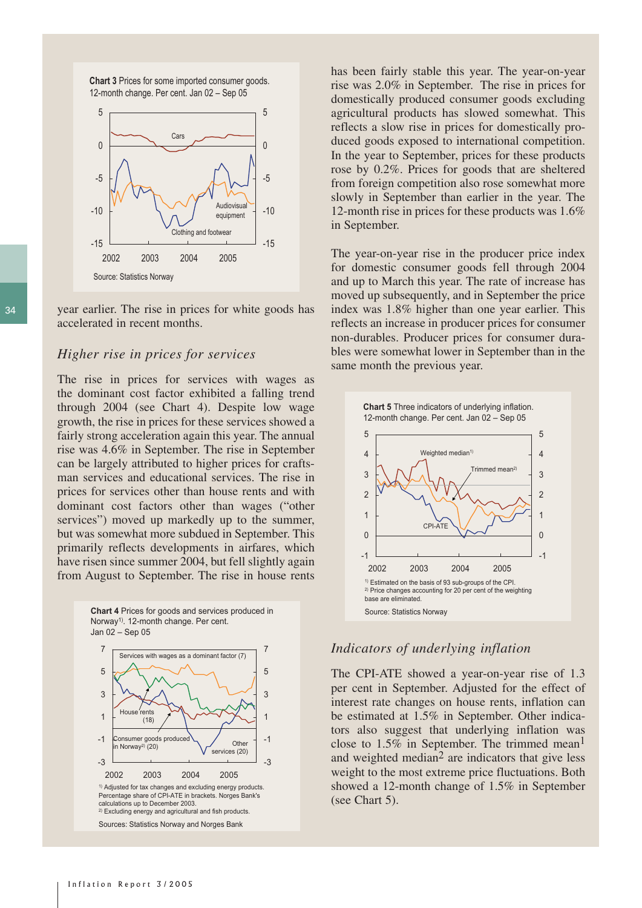**Chart 3** Prices for some imported consumer goods. 12-month change. Per cent. Jan 02 – Sep 05

Source: Statistics Norway

year earlier. The rise in prices for white goods has accelerated in recent months.

## *Higher rise in prices for services*

The rise in prices for services with wages as the dominant cost factor exhibited a falling trend through 2004 (see Chart 4). Despite low wage growth, the rise in prices for these services showed a fairly strong acceleration again this year. The annual rise was 4.6% in September. The rise in September can be largely attributed to higher prices for craftsman services and educational services. The rise in prices for services other than house rents and with dominant cost factors other than wages ("other services") moved up markedly up to the summer, but was somewhat more subdued in September. This primarily reflects developments in airfares, which have risen since summer 2004, but fell slightly again from August to September. The rise in house rents has been fairly stable this year. The year-on-year rise was 2.0% in September. The rise in prices for domestically produced consumer goods excluding agricultural products has slowed somewhat. This reflects a slow rise in prices for domestically produced goods exposed to international competition. In the year to September, prices for these products rose by 0.2%. Prices for goods that are sheltered from foreign competition also rose somewhat more slowly in September than earlier in the year. The 12-month rise in prices for these products was 1.6% in September.

**Chart 4** Prices for goods and services produced in Norway[1]. 12-month change. Per cent. Jan 02 – Sep 05

[1] Adjusted for tax changes and excluding energy products. Percentage share of CPI-ATE in brackets. Norges Bank's calculations up to December 2003.
[2] Excluding energy and agricultural and fish products.

Sources: Statistics Norway and Norges Bank

The year-on-year rise in the producer price index for domestic consumer goods fell through 2004 and up to March this year. The rate of increase has moved up subsequently, and in September the price index was 1.8% higher than one year earlier. This reflects an increase in producer prices for consumer non-durables. Producer prices for consumer durables were somewhat lower in September than in the same month the previous year.

**Chart 5** Three indicators of underlying inflation. 12-month change. Per cent. Jan 02 – Sep 05

[1] Estimated on the basis of 93 sub-groups of the CPI.
[2] Price changes accounting for 20 per cent of the weighting base are eliminated.

Source: Statistics Norway

## *Indicators of underlying inflation*

The CPI-ATE showed a year-on-year rise of 1.3 per cent in September. Adjusted for the effect of interest rate changes on house rents, inflation can be estimated at 1.5% in September. Other indicators also suggest that underlying inflation was close to 1.5% in September. The trimmed mean[1] and weighted median[2] are indicators that give less weight to the most extreme price fluctuations. Both showed a 12-month change of 1.5% in September (see Chart 5).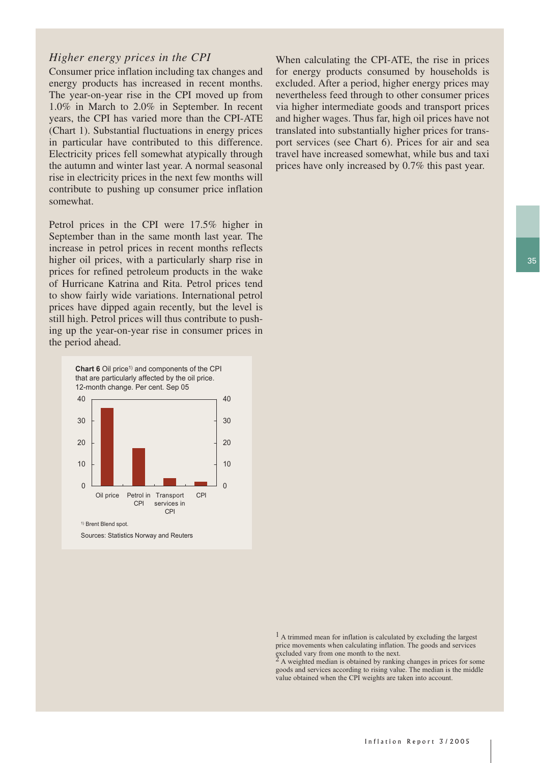### *Higher energy prices in the CPI*

Consumer price inflation including tax changes and energy products has increased in recent months. The year-on-year rise in the CPI moved up from 1.0% in March to 2.0% in September. In recent years, the CPI has varied more than the CPI-ATE (Chart 1). Substantial fluctuations in energy prices in particular have contributed to this difference. Electricity prices fell somewhat atypically through the autumn and winter last year. A normal seasonal rise in electricity prices in the next few months will contribute to pushing up consumer price inflation somewhat.

Petrol prices in the CPI were 17.5% higher in September than in the same month last year. The increase in petrol prices in recent months reflects higher oil prices, with a particularly sharp rise in prices for refined petroleum products in the wake of Hurricane Katrina and Rita. Petrol prices tend to show fairly wide variations. International petrol prices have dipped again recently, but the level is still high. Petrol prices will thus contribute to pushing up the year-on-year rise in consumer prices in the period ahead.

**Chart 6** Oil price[1)] and components of the CPI that are particularly affected by the oil price. 12-month change. Per cent. Sep 05

[1)] Brent Blend spot.

Sources: Statistics Norway and Reuters

When calculating the CPI-ATE, the rise in prices for energy products consumed by households is excluded. After a period, higher energy prices may nevertheless feed through to other consumer prices via higher intermediate goods and transport prices and higher wages. Thus far, high oil prices have not translated into substantially higher prices for transport services (see Chart 6). Prices for air and sea travel have increased somewhat, while bus and taxi prices have only increased by 0.7% this past year.

[1] A trimmed mean for inflation is calculated by excluding the largest price movements when calculating inflation. The goods and services excluded vary from one month to the next.

[2] A weighted median is obtained by ranking changes in prices for some goods and services according to rising value. The median is the middle value obtained when the CPI weights are taken into account.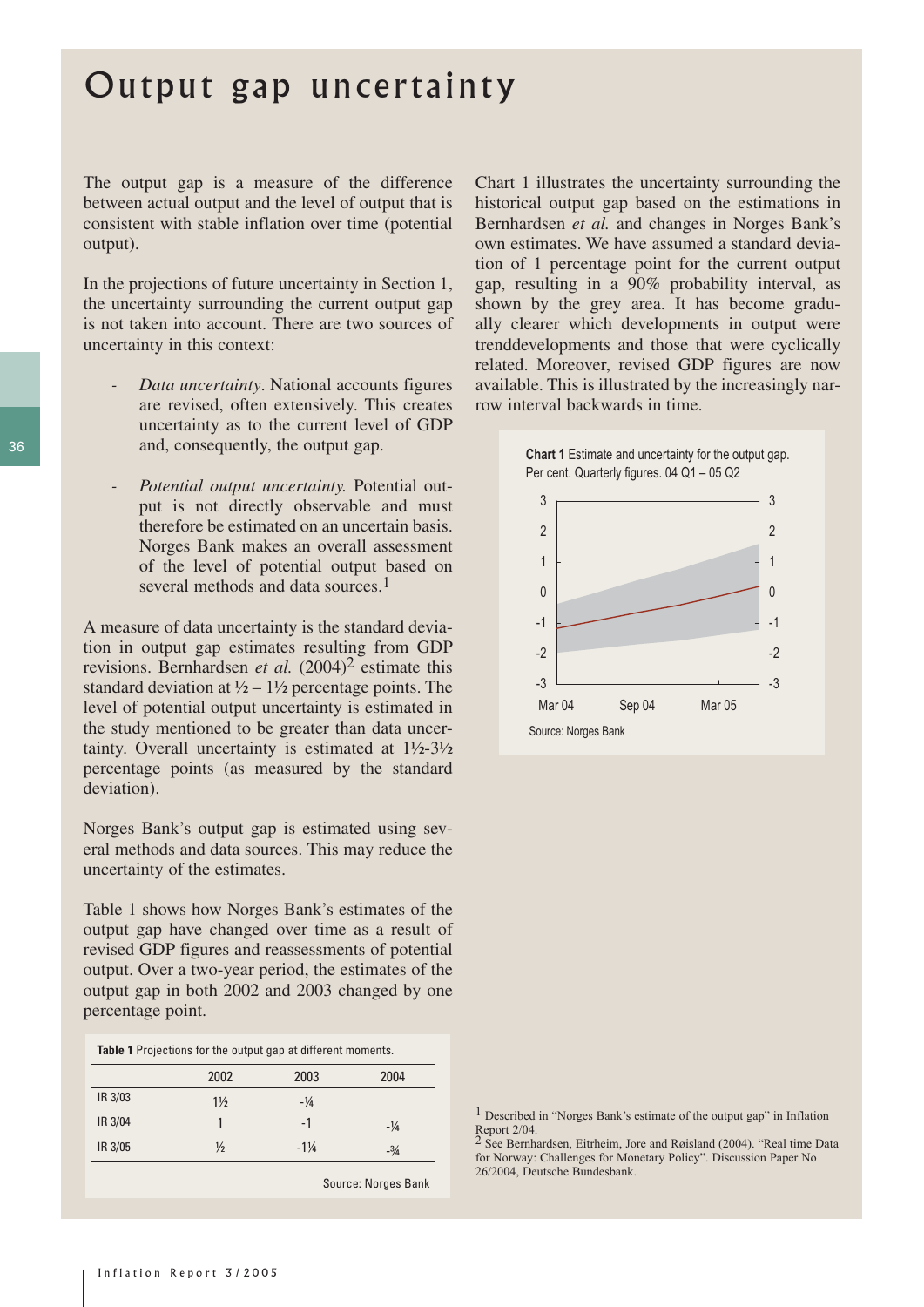# Output gap uncertainty

The output gap is a measure of the difference between actual output and the level of output that is consistent with stable inflation over time (potential output).

In the projections of future uncertainty in Section 1, the uncertainty surrounding the current output gap is not taken into account. There are two sources of uncertainty in this context:

- *Data uncertainty*. National accounts figures are revised, often extensively. This creates uncertainty as to the current level of GDP and, consequently, the output gap.
- *Potential output uncertainty.* Potential output is not directly observable and must therefore be estimated on an uncertain basis. Norges Bank makes an overall assessment of the level of potential output based on several methods and data sources.[1]

A measure of data uncertainty is the standard deviation in output gap estimates resulting from GDP revisions. Bernhardsen *et al.* (2004)[2] estimate this standard deviation at ½ – 1½ percentage points. The level of potential output uncertainty is estimated in the study mentioned to be greater than data uncertainty. Overall uncertainty is estimated at 1½-3½ percentage points (as measured by the standard deviation).

Norges Bank's output gap is estimated using several methods and data sources. This may reduce the uncertainty of the estimates.

Table 1 shows how Norges Bank's estimates of the output gap have changed over time as a result of revised GDP figures and reassessments of potential output. Over a two-year period, the estimates of the output gap in both 2002 and 2003 changed by one percentage point.

**Table 1** Projections for the output gap at different moments.

| | 2002 | 2003 | 2004 |
|---|---|---|---|
| IR 3/03 | 1½ | -¼ | |
| IR 3/04 | 1 | -1 | -¼ |
| IR 3/05 | ½ | -1¼ | -¾ |

Source: Norges Bank

Chart 1 illustrates the uncertainty surrounding the historical output gap based on the estimations in Bernhardsen *et al.* and changes in Norges Bank's own estimates. We have assumed a standard deviation of 1 percentage point for the current output gap, resulting in a 90% probability interval, as shown by the grey area. It has become gradually clearer which developments in output were trenddevelopments and those that were cyclically related. Moreover, revised GDP figures are now available. This is illustrated by the increasingly narrow interval backwards in time.

**Chart 1** Estimate and uncertainty for the output gap. Per cent. Quarterly figures. 04 Q1 – 05 Q2

Source: Norges Bank

[1] Described in "Norges Bank's estimate of the output gap" in Inflation Report 2/04.

[2] See Bernhardsen, Eitrheim, Jore and Røisland (2004). "Real time Data for Norway: Challenges for Monetary Policy". Discussion Paper No 26/2004, Deutsche Bundesbank.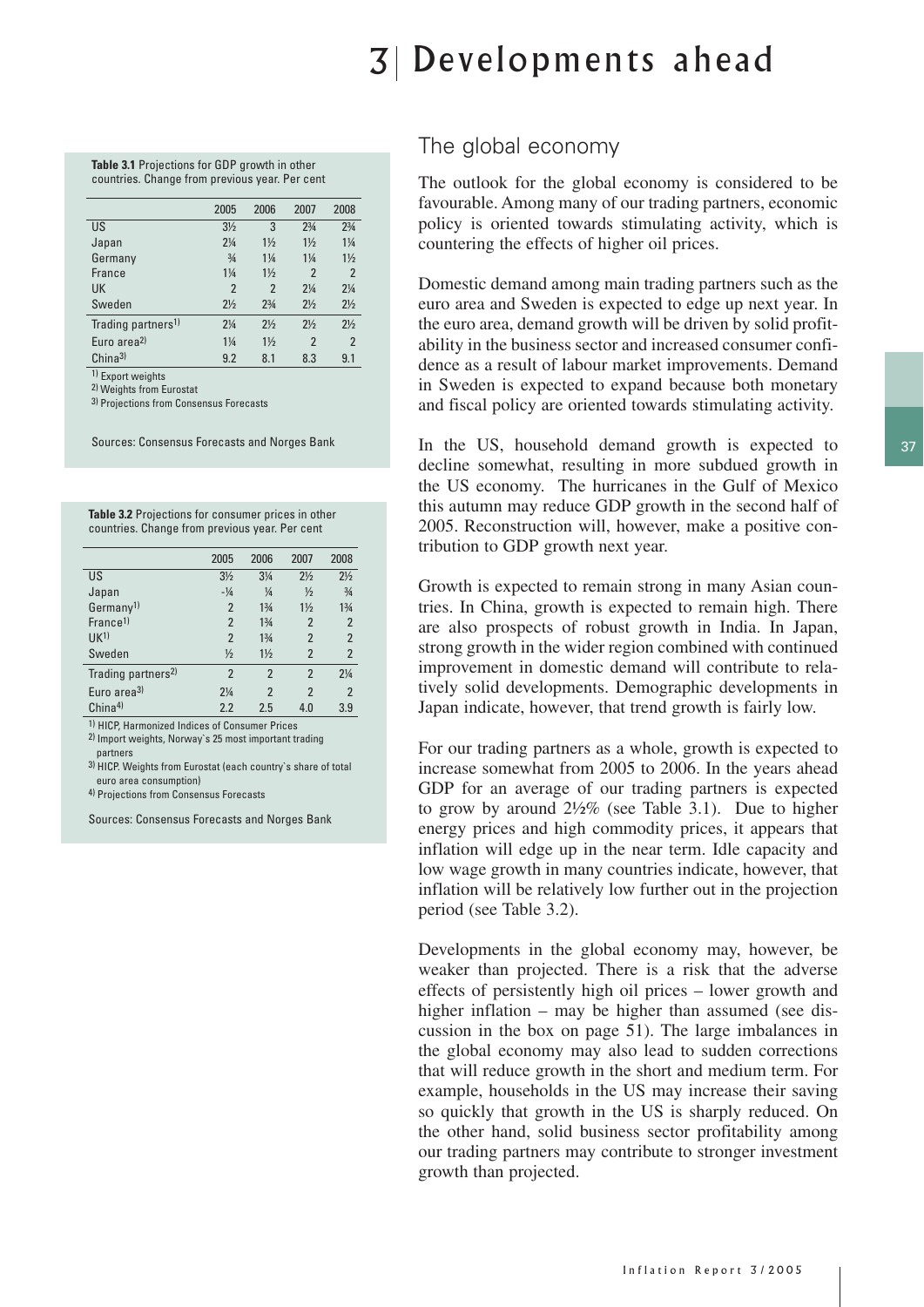# 3 Developments ahead

**Table 3.1** Projections for GDP growth in other countries. Change from previous year. Per cent

| | 2005 | 2006 | 2007 | 2008 |
|---|---|---|---|---|
| US | 3½ | 3 | 2¾ | 2¾ |
| Japan | 2¼ | 1½ | 1½ | 1¼ |
| Germany | ¾ | 1¼ | 1¼ | 1½ |
| France | 1¼ | 1½ | 2 | 2 |
| UK | 2 | 2 | 2¼ | 2¼ |
| Sweden | 2½ | 2¾ | 2½ | 2½ |
| Trading partners[1)] | 2¼ | 2½ | 2½ | 2½ |
| Euro area[2)] | 1¼ | 1½ | 2 | 2 |
| China[3)] | 9.2 | 8.1 | 8.3 | 9.1 |

[1)] Export weights
[2)] Weights from Eurostat
[3)] Projections from Consensus Forecasts

Sources: Consensus Forecasts and Norges Bank

**Table 3.2** Projections for consumer prices in other countries. Change from previous year. Per cent

| | 2005 | 2006 | 2007 | 2008 |
|---|---|---|---|---|
| US | 3½ | 3¼ | 2½ | 2½ |
| Japan | -¼ | ¼ | ½ | ¾ |
| Germany[1)] | 2 | 1¾ | 1½ | 1¾ |
| France[1)] | 2 | 1¾ | 2 | 2 |
| UK[1)] | 2 | 1¾ | 2 | 2 |
| Sweden | ½ | 1½ | 2 | 2 |
| Trading partners[2)] | 2 | 2 | 2 | 2¼ |
| Euro area[3)] | 2¼ | 2 | 2 | 2 |
| China[4)] | 2.2 | 2.5 | 4.0 | 3.9 |

[1)] HICP, Harmonized Indices of Consumer Prices
[2)] Import weights, Norway`s 25 most important trading partners
[3)] HICP. Weights from Eurostat (each country`s share of total euro area consumption)
[4)] Projections from Consensus Forecasts

Sources: Consensus Forecasts and Norges Bank

## The global economy

The outlook for the global economy is considered to be favourable. Among many of our trading partners, economic policy is oriented towards stimulating activity, which is countering the effects of higher oil prices.

Domestic demand among main trading partners such as the euro area and Sweden is expected to edge up next year. In the euro area, demand growth will be driven by solid profitability in the business sector and increased consumer confidence as a result of labour market improvements. Demand in Sweden is expected to expand because both monetary and fiscal policy are oriented towards stimulating activity.

In the US, household demand growth is expected to decline somewhat, resulting in more subdued growth in the US economy. The hurricanes in the Gulf of Mexico this autumn may reduce GDP growth in the second half of 2005. Reconstruction will, however, make a positive contribution to GDP growth next year.

Growth is expected to remain strong in many Asian countries. In China, growth is expected to remain high. There are also prospects of robust growth in India. In Japan, strong growth in the wider region combined with continued improvement in domestic demand will contribute to relatively solid developments. Demographic developments in Japan indicate, however, that trend growth is fairly low.

For our trading partners as a whole, growth is expected to increase somewhat from 2005 to 2006. In the years ahead GDP for an average of our trading partners is expected to grow by around 2½% (see Table 3.1). Due to higher energy prices and high commodity prices, it appears that inflation will edge up in the near term. Idle capacity and low wage growth in many countries indicate, however, that inflation will be relatively low further out in the projection period (see Table 3.2).

Developments in the global economy may, however, be weaker than projected. There is a risk that the adverse effects of persistently high oil prices – lower growth and higher inflation – may be higher than assumed (see discussion in the box on page 51). The large imbalances in the global economy may also lead to sudden corrections that will reduce growth in the short and medium term. For example, households in the US may increase their saving so quickly that growth in the US is sharply reduced. On the other hand, solid business sector profitability among our trading partners may contribute to stronger investment growth than projected.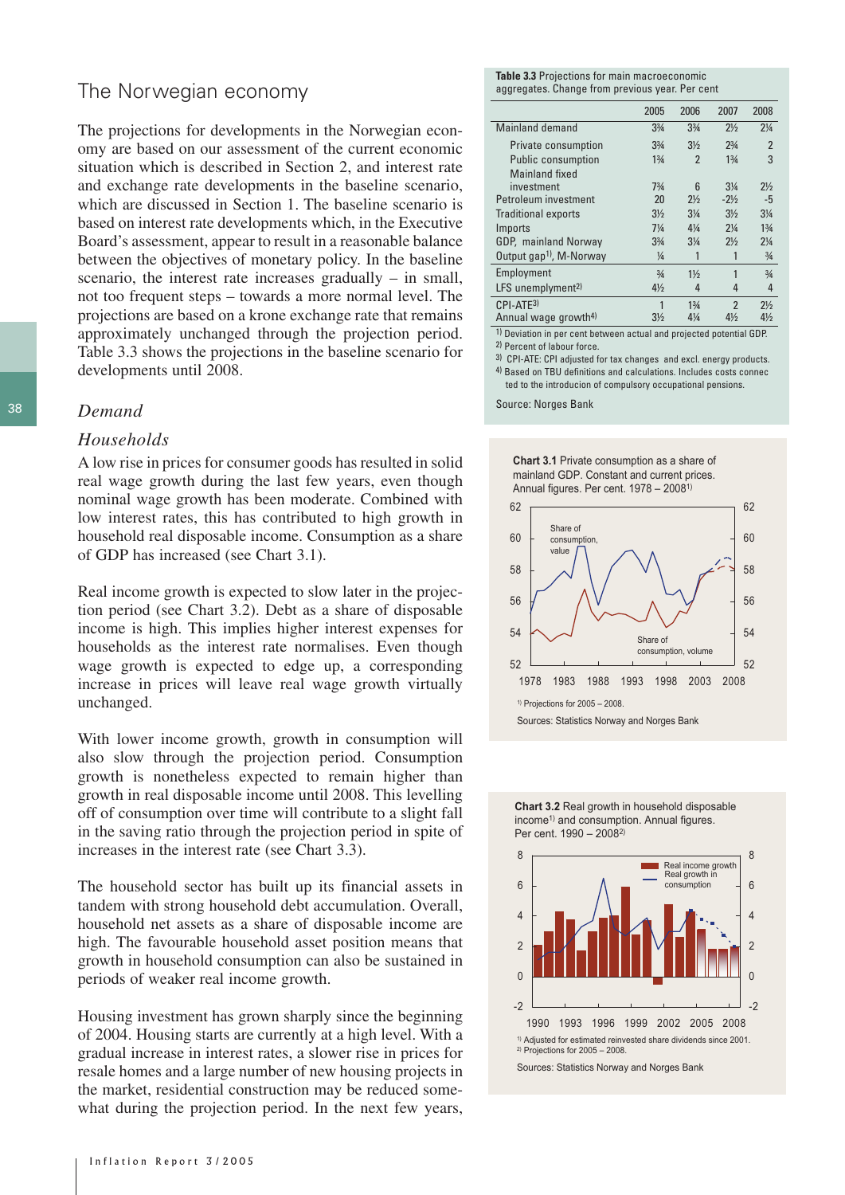## The Norwegian economy

The projections for developments in the Norwegian economy are based on our assessment of the current economic situation which is described in Section 2, and interest rate and exchange rate developments in the baseline scenario, which are discussed in Section 1. The baseline scenario is based on interest rate developments which, in the Executive Board's assessment, appear to result in a reasonable balance between the objectives of monetary policy. In the baseline scenario, the interest rate increases gradually – in small, not too frequent steps – towards a more normal level. The projections are based on a krone exchange rate that remains approximately unchanged through the projection period. Table 3.3 shows the projections in the baseline scenario for developments until 2008.

### *Demand*

### *Households*

A low rise in prices for consumer goods has resulted in solid real wage growth during the last few years, even though nominal wage growth has been moderate. Combined with low interest rates, this has contributed to high growth in household real disposable income. Consumption as a share of GDP has increased (see Chart 3.1).

Real income growth is expected to slow later in the projection period (see Chart 3.2). Debt as a share of disposable income is high. This implies higher interest expenses for households as the interest rate normalises. Even though wage growth is expected to edge up, a corresponding increase in prices will leave real wage growth virtually unchanged.

With lower income growth, growth in consumption will also slow through the projection period. Consumption growth is nonetheless expected to remain higher than growth in real disposable income until 2008. This levelling off of consumption over time will contribute to a slight fall in the saving ratio through the projection period in spite of increases in the interest rate (see Chart 3.3).

The household sector has built up its financial assets in tandem with strong household debt accumulation. Overall, household net assets as a share of disposable income are high. The favourable household asset position means that growth in household consumption can also be sustained in periods of weaker real income growth.

Housing investment has grown sharply since the beginning of 2004. Housing starts are currently at a high level. With a gradual increase in interest rates, a slower rise in prices for resale homes and a large number of new housing projects in the market, residential construction may be reduced somewhat during the projection period. In the next few years,

**Table 3.3** Projections for main macroeconomic aggregates. Change from previous year. Per cent

| | 2005 | 2006 | 2007 | 2008 |
|---|---|---|---|---|
| Mainland demand | 3¾ | 3¾ | 2½ | 2¼ |
| Private consumption | 3¾ | 3½ | 2¾ | 2 |
| Public consumption | 1¾ | 2 | 1¾ | 3 |
| Mainland fixed investment | 7¾ | 6 | 3¼ | 2½ |
| Petroleum investment | 20 | 2½ | -2½ | -5 |
| Traditional exports | 3½ | 3¼ | 3½ | 3¼ |
| Imports | 7¼ | 4¼ | 2¼ | 1¾ |
| GDP, mainland Norway | 3¾ | 3¼ | 2½ | 2¼ |
| Output gap[1], M-Norway | ¼ | 1 | 1 | ¾ |
| Employment | ¾ | 1½ | 1 | ¾ |
| LFS unemplyment[2] | 4½ | 4 | 4 | 4 |
| CPI-ATE[3] | 1 | 1¾ | 2 | 2½ |
| Annual wage growth[4] | 3½ | 4¼ | 4½ | 4½ |

[1] Deviation in per cent between actual and projected potential GDP.
[2] Percent of labour force.
[3] CPI-ATE: CPI adjusted for tax changes and excl. energy products.
[4] Based on TBU definitions and calculations. Includes costs connected to the introducion of compulsory occupational pensions.

Source: Norges Bank

**Chart 3.1** Private consumption as a share of mainland GDP. Constant and current prices. Annual figures. Per cent. 1978 – 2008[1]

[1] Projections for 2005 – 2008.

Sources: Statistics Norway and Norges Bank

**Chart 3.2** Real growth in household disposable income[1] and consumption. Annual figures. Per cent. 1990 – 2008[2]

[1] Adjusted for estimated reinvested share dividends since 2001.
[2] Projections for 2005 – 2008.

Sources: Statistics Norway and Norges Bank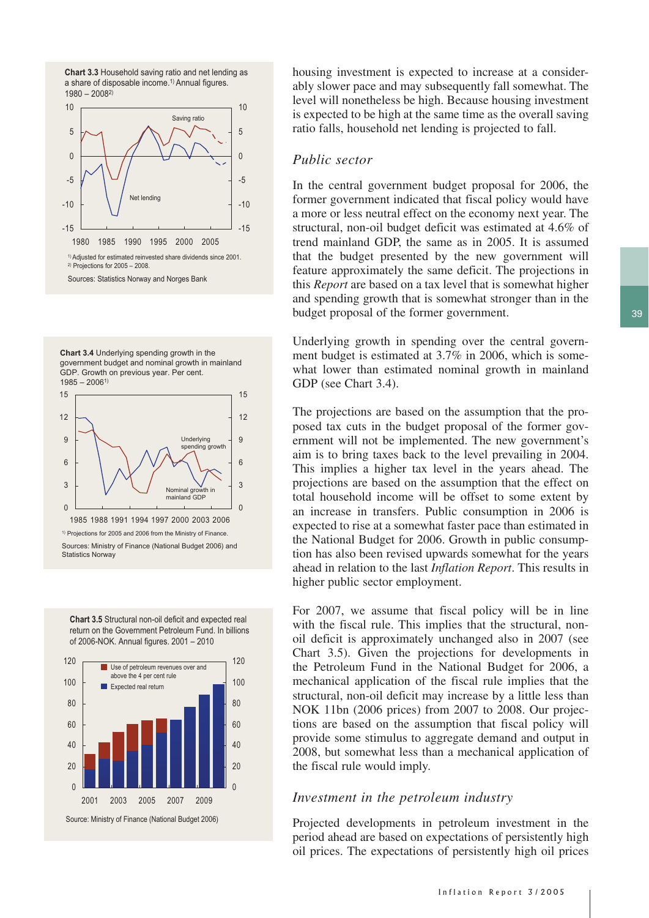**Chart 3.3** Household saving ratio and net lending as a share of disposable income.[1] Annual figures. 1980 – 2008[2]

[1] Adjusted for estimated reinvested share dividends since 2001.
[2] Projections for 2005 – 2008.

Sources: Statistics Norway and Norges Bank

**Chart 3.4** Underlying spending growth in the government budget and nominal growth in mainland GDP. Growth on previous year. Per cent. 1985 – 2006[1]

[1] Projections for 2005 and 2006 from the Ministry of Finance.

Sources: Ministry of Finance (National Budget 2006) and Statistics Norway

**Chart 3.5** Structural non-oil deficit and expected real return on the Government Petroleum Fund. In billions of 2006-NOK. Annual figures. 2001 – 2010

Source: Ministry of Finance (National Budget 2006)

housing investment is expected to increase at a considerably slower pace and may subsequently fall somewhat. The level will nonetheless be high. Because housing investment is expected to be high at the same time as the overall saving ratio falls, household net lending is projected to fall.

### *Public sector*

In the central government budget proposal for 2006, the former government indicated that fiscal policy would have a more or less neutral effect on the economy next year. The structural, non-oil budget deficit was estimated at 4.6% of trend mainland GDP, the same as in 2005. It is assumed that the budget presented by the new government will feature approximately the same deficit. The projections in this *Report* are based on a tax level that is somewhat higher and spending growth that is somewhat stronger than in the budget proposal of the former government.

Underlying growth in spending over the central government budget is estimated at 3.7% in 2006, which is somewhat lower than estimated nominal growth in mainland GDP (see Chart 3.4).

The projections are based on the assumption that the proposed tax cuts in the budget proposal of the former government will not be implemented. The new government's aim is to bring taxes back to the level prevailing in 2004. This implies a higher tax level in the years ahead. The projections are based on the assumption that the effect on total household income will be offset to some extent by an increase in transfers. Public consumption in 2006 is expected to rise at a somewhat faster pace than estimated in the National Budget for 2006. Growth in public consumption has also been revised upwards somewhat for the years ahead in relation to the last *Inflation Report*. This results in higher public sector employment.

For 2007, we assume that fiscal policy will be in line with the fiscal rule. This implies that the structural, non-oil deficit is approximately unchanged also in 2007 (see Chart 3.5). Given the projections for developments in the Petroleum Fund in the National Budget for 2006, a mechanical application of the fiscal rule implies that the structural, non-oil deficit may increase by a little less than NOK 11bn (2006 prices) from 2007 to 2008. Our projections are based on the assumption that fiscal policy will provide some stimulus to aggregate demand and output in 2008, but somewhat less than a mechanical application of the fiscal rule would imply.

### *Investment in the petroleum industry*

Projected developments in petroleum investment in the period ahead are based on expectations of persistently high oil prices. The expectations of persistently high oil prices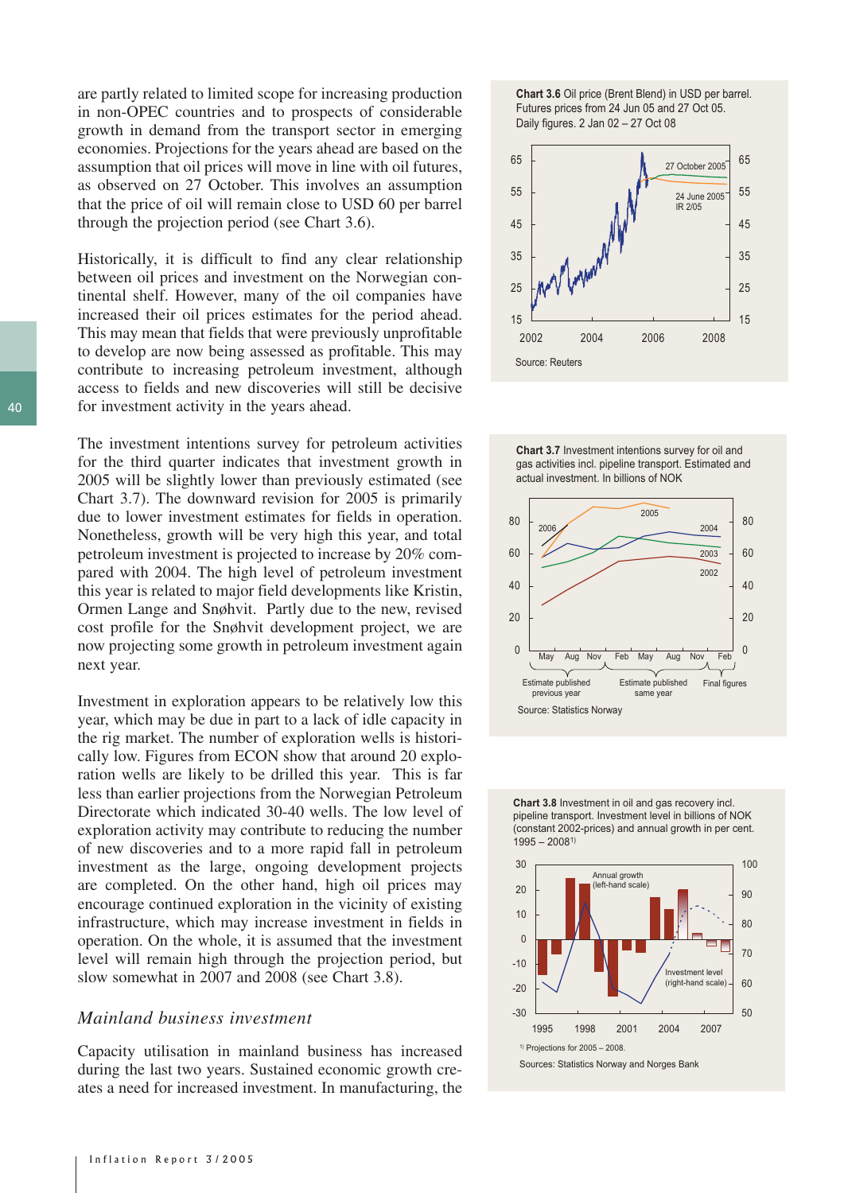are partly related to limited scope for increasing production in non-OPEC countries and to prospects of considerable growth in demand from the transport sector in emerging economies. Projections for the years ahead are based on the assumption that oil prices will move in line with oil futures, as observed on 27 October. This involves an assumption that the price of oil will remain close to USD 60 per barrel through the projection period (see Chart 3.6).

Historically, it is difficult to find any clear relationship between oil prices and investment on the Norwegian continental shelf. However, many of the oil companies have increased their oil prices estimates for the period ahead. This may mean that fields that were previously unprofitable to develop are now being assessed as profitable. This may contribute to increasing petroleum investment, although access to fields and new discoveries will still be decisive for investment activity in the years ahead.

The investment intentions survey for petroleum activities for the third quarter indicates that investment growth in 2005 will be slightly lower than previously estimated (see Chart 3.7). The downward revision for 2005 is primarily due to lower investment estimates for fields in operation. Nonetheless, growth will be very high this year, and total petroleum investment is projected to increase by 20% compared with 2004. The high level of petroleum investment this year is related to major field developments like Kristin, Ormen Lange and Snøhvit. Partly due to the new, revised cost profile for the Snøhvit development project, we are now projecting some growth in petroleum investment again next year.

Investment in exploration appears to be relatively low this year, which may be due in part to a lack of idle capacity in the rig market. The number of exploration wells is historically low. Figures from ECON show that around 20 exploration wells are likely to be drilled this year. This is far less than earlier projections from the Norwegian Petroleum Directorate which indicated 30-40 wells. The low level of exploration activity may contribute to reducing the number of new discoveries and to a more rapid fall in petroleum investment as the large, ongoing development projects are completed. On the other hand, high oil prices may encourage continued exploration in the vicinity of existing infrastructure, which may increase investment in fields in operation. On the whole, it is assumed that the investment level will remain high through the projection period, but slow somewhat in 2007 and 2008 (see Chart 3.8).

## *Mainland business investment*

Capacity utilisation in mainland business has increased during the last two years. Sustained economic growth creates a need for increased investment. In manufacturing, the

**Chart 3.6** Oil price (Brent Blend) in USD per barrel. Futures prices from 24 Jun 05 and 27 Oct 05. Daily figures. 2 Jan 02 – 27 Oct 08

Source: Reuters

**Chart 3.7** Investment intentions survey for oil and gas activities incl. pipeline transport. Estimated and actual investment. In billions of NOK

Source: Statistics Norway

**Chart 3.8** Investment in oil and gas recovery incl. pipeline transport. Investment level in billions of NOK (constant 2002-prices) and annual growth in per cent. 1995 – 2008[1)]

[1)] Projections for 2005 – 2008.

Sources: Statistics Norway and Norges Bank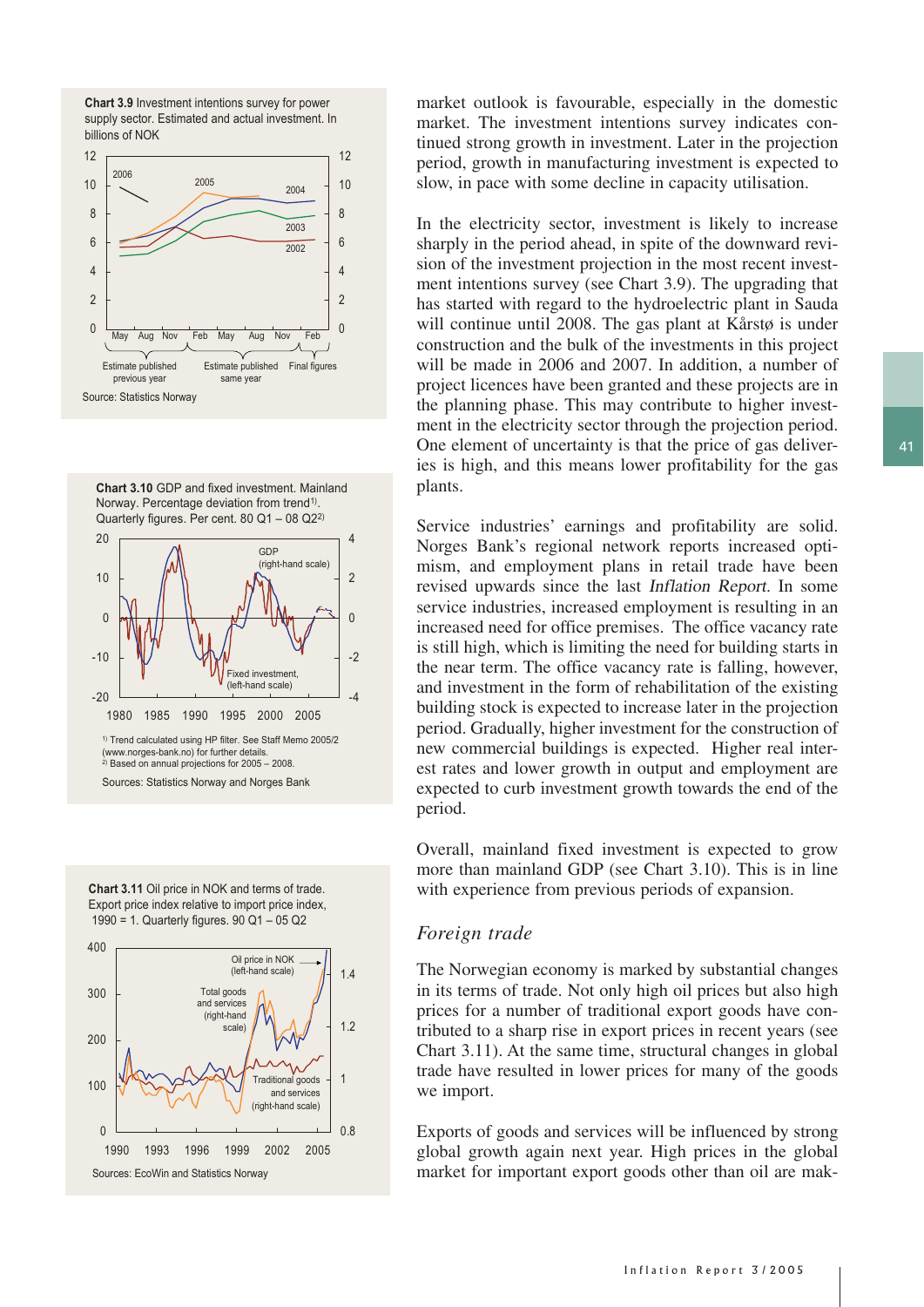**Chart 3.9** Investment intentions survey for power supply sector. Estimated and actual investment. In billions of NOK

Source: Statistics Norway

**Chart 3.10** GDP and fixed investment. Mainland Norway. Percentage deviation from trend[1]. Quarterly figures. Per cent. 80 Q1 – 08 Q2[2]

[1] Trend calculated using HP filter. See Staff Memo 2005/2 (www.norges-bank.no) for further details.
[2] Based on annual projections for 2005 – 2008.

Sources: Statistics Norway and Norges Bank

**Chart 3.11** Oil price in NOK and terms of trade. Export price index relative to import price index, 1990 = 1. Quarterly figures. 90 Q1 – 05 Q2

Sources: EcoWin and Statistics Norway

market outlook is favourable, especially in the domestic market. The investment intentions survey indicates continued strong growth in investment. Later in the projection period, growth in manufacturing investment is expected to slow, in pace with some decline in capacity utilisation.

In the electricity sector, investment is likely to increase sharply in the period ahead, in spite of the downward revision of the investment projection in the most recent investment intentions survey (see Chart 3.9). The upgrading that has started with regard to the hydroelectric plant in Sauda will continue until 2008. The gas plant at Kårstø is under construction and the bulk of the investments in this project will be made in 2006 and 2007. In addition, a number of project licences have been granted and these projects are in the planning phase. This may contribute to higher investment in the electricity sector through the projection period. One element of uncertainty is that the price of gas deliveries is high, and this means lower profitability for the gas plants.

Service industries' earnings and profitability are solid. Norges Bank's regional network reports increased optimism, and employment plans in retail trade have been revised upwards since the last *Inflation Report*. In some service industries, increased employment is resulting in an increased need for office premises. The office vacancy rate is still high, which is limiting the need for building starts in the near term. The office vacancy rate is falling, however, and investment in the form of rehabilitation of the existing building stock is expected to increase later in the projection period. Gradually, higher investment for the construction of new commercial buildings is expected. Higher real interest rates and lower growth in output and employment are expected to curb investment growth towards the end of the period.

Overall, mainland fixed investment is expected to grow more than mainland GDP (see Chart 3.10). This is in line with experience from previous periods of expansion.

### *Foreign trade*

The Norwegian economy is marked by substantial changes in its terms of trade. Not only high oil prices but also high prices for a number of traditional export goods have contributed to a sharp rise in export prices in recent years (see Chart 3.11). At the same time, structural changes in global trade have resulted in lower prices for many of the goods we import.

Exports of goods and services will be influenced by strong global growth again next year. High prices in the global market for important export goods other than oil are mak-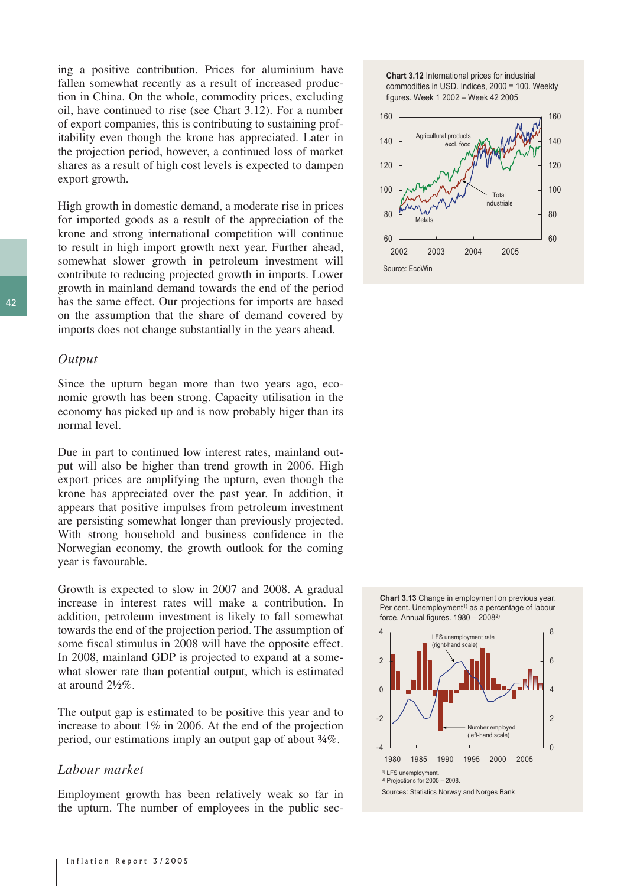ing a positive contribution. Prices for aluminium have fallen somewhat recently as a result of increased production in China. On the whole, commodity prices, excluding oil, have continued to rise (see Chart 3.12). For a number of export companies, this is contributing to sustaining profitability even though the krone has appreciated. Later in the projection period, however, a continued loss of market shares as a result of high cost levels is expected to dampen export growth.

High growth in domestic demand, a moderate rise in prices for imported goods as a result of the appreciation of the krone and strong international competition will continue to result in high import growth next year. Further ahead, somewhat slower growth in petroleum investment will contribute to reducing projected growth in imports. Lower growth in mainland demand towards the end of the period has the same effect. Our projections for imports are based on the assumption that the share of demand covered by imports does not change substantially in the years ahead.

**Chart 3.12** International prices for industrial commodities in USD. Indices, 2000 = 100. Weekly figures. Week 1 2002 – Week 42 2005

Source: EcoWin

### *Output*

Since the upturn began more than two years ago, economic growth has been strong. Capacity utilisation in the economy has picked up and is now probably higer than its normal level.

Due in part to continued low interest rates, mainland output will also be higher than trend growth in 2006. High export prices are amplifying the upturn, even though the krone has appreciated over the past year. In addition, it appears that positive impulses from petroleum investment are persisting somewhat longer than previously projected. With strong household and business confidence in the Norwegian economy, the growth outlook for the coming year is favourable.

Growth is expected to slow in 2007 and 2008. A gradual increase in interest rates will make a contribution. In addition, petroleum investment is likely to fall somewhat towards the end of the projection period. The assumption of some fiscal stimulus in 2008 will have the opposite effect. In 2008, mainland GDP is projected to expand at a somewhat slower rate than potential output, which is estimated at around 2½%.

The output gap is estimated to be positive this year and to increase to about 1% in 2006. At the end of the projection period, our estimations imply an output gap of about ¾%.

**Chart 3.13** Change in employment on previous year. Per cent. Unemployment[1] as a percentage of labour force. Annual figures. 1980 – 2008[2]

[1] LFS unemployment.
[2] Projections for 2005 – 2008.

Sources: Statistics Norway and Norges Bank

### *Labour market*

Employment growth has been relatively weak so far in the upturn. The number of employees in the public sec-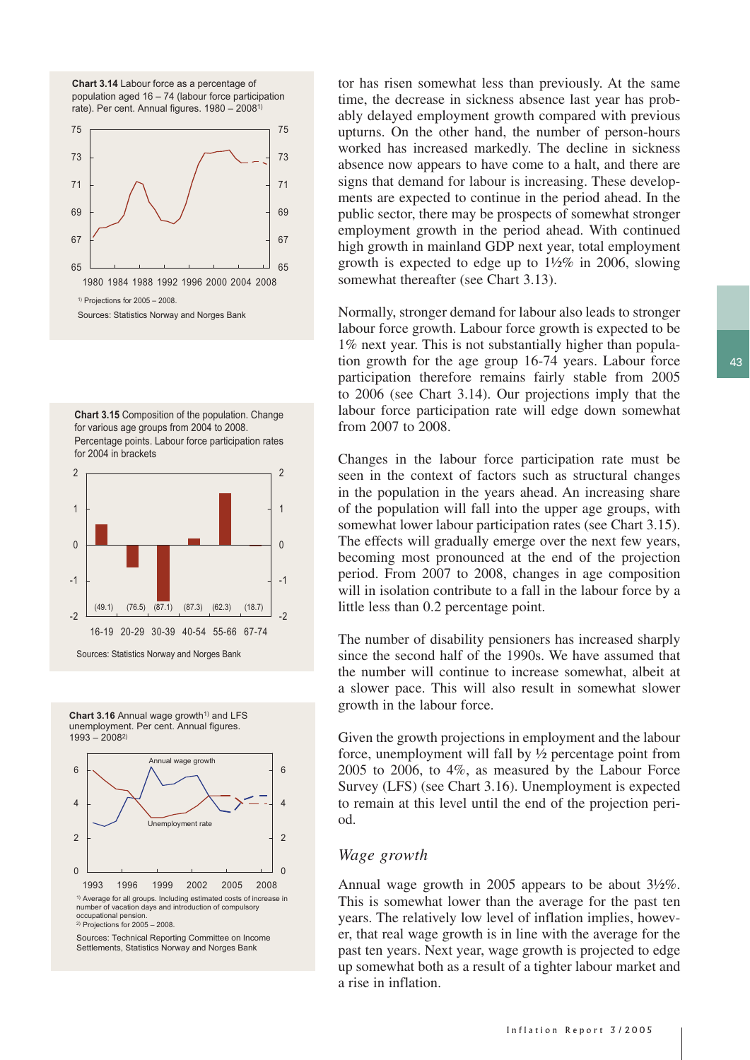**Chart 3.14** Labour force as a percentage of population aged 16 – 74 (labour force participation rate). Per cent. Annual figures. 1980 – 2008[1)]

[1)] Projections for 2005 – 2008.

Sources: Statistics Norway and Norges Bank

**Chart 3.15** Composition of the population. Change for various age groups from 2004 to 2008. Percentage points. Labour force participation rates for 2004 in brackets

Sources: Statistics Norway and Norges Bank

**Chart 3.16** Annual wage growth[1)] and LFS unemployment. Per cent. Annual figures. 1993 – 2008[2)]

[1)] Average for all groups. Including estimated costs of increase in number of vacation days and introduction of compulsory occupational pension.

[2)] Projections for 2005 – 2008.

Sources: Technical Reporting Committee on Income Settlements, Statistics Norway and Norges Bank

tor has risen somewhat less than previously. At the same time, the decrease in sickness absence last year has probably delayed employment growth compared with previous upturns. On the other hand, the number of person-hours worked has increased markedly. The decline in sickness absence now appears to have come to a halt, and there are signs that demand for labour is increasing. These developments are expected to continue in the period ahead. In the public sector, there may be prospects of somewhat stronger employment growth in the period ahead. With continued high growth in mainland GDP next year, total employment growth is expected to edge up to 1½% in 2006, slowing somewhat thereafter (see Chart 3.13).

Normally, stronger demand for labour also leads to stronger labour force growth. Labour force growth is expected to be 1% next year. This is not substantially higher than population growth for the age group 16-74 years. Labour force participation therefore remains fairly stable from 2005 to 2006 (see Chart 3.14). Our projections imply that the labour force participation rate will edge down somewhat from 2007 to 2008.

Changes in the labour force participation rate must be seen in the context of factors such as structural changes in the population in the years ahead. An increasing share of the population will fall into the upper age groups, with somewhat lower labour participation rates (see Chart 3.15). The effects will gradually emerge over the next few years, becoming most pronounced at the end of the projection period. From 2007 to 2008, changes in age composition will in isolation contribute to a fall in the labour force by a little less than 0.2 percentage point.

The number of disability pensioners has increased sharply since the second half of the 1990s. We have assumed that the number will continue to increase somewhat, albeit at a slower pace. This will also result in somewhat slower growth in the labour force.

Given the growth projections in employment and the labour force, unemployment will fall by ½ percentage point from 2005 to 2006, to 4%, as measured by the Labour Force Survey (LFS) (see Chart 3.16). Unemployment is expected to remain at this level until the end of the projection period.

### *Wage growth*

Annual wage growth in 2005 appears to be about 3½%. This is somewhat lower than the average for the past ten years. The relatively low level of inflation implies, however, that real wage growth is in line with the average for the past ten years. Next year, wage growth is projected to edge up somewhat both as a result of a tighter labour market and a rise in inflation.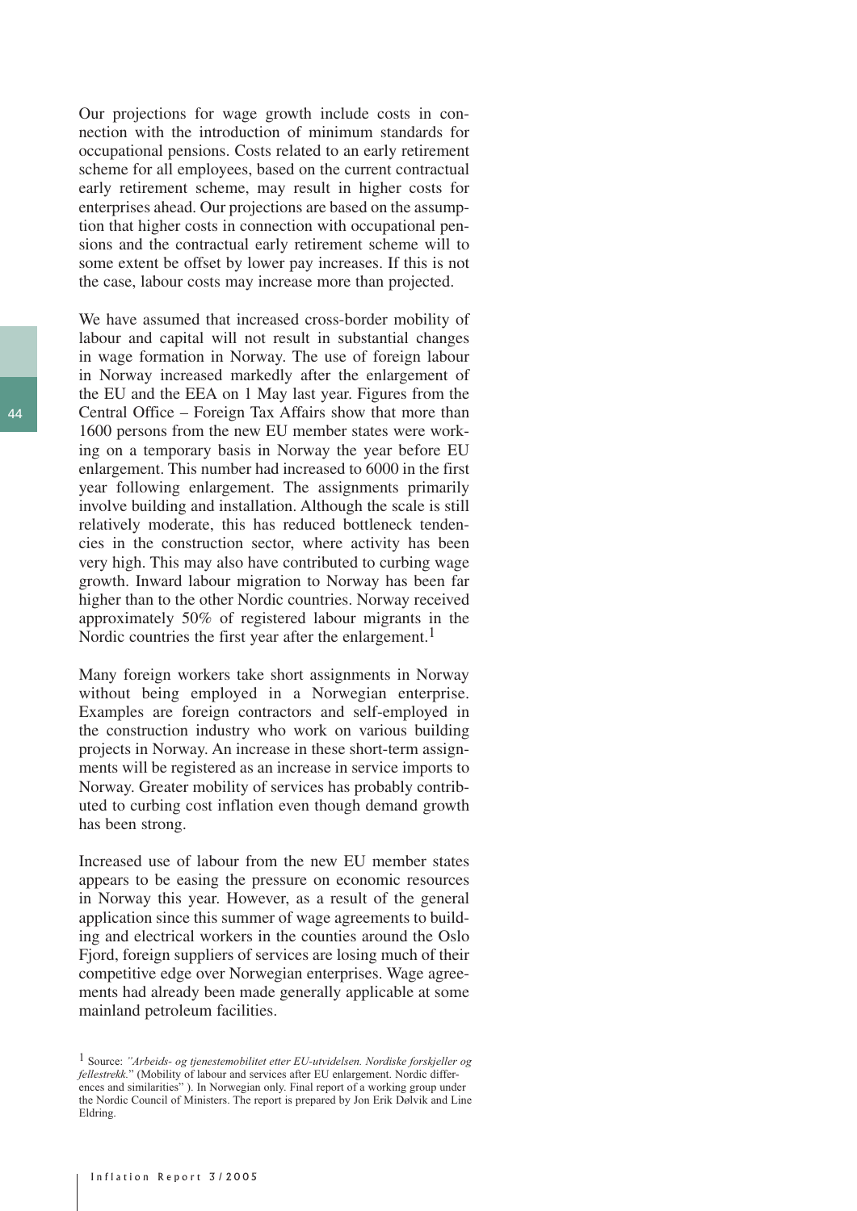Our projections for wage growth include costs in connection with the introduction of minimum standards for occupational pensions. Costs related to an early retirement scheme for all employees, based on the current contractual early retirement scheme, may result in higher costs for enterprises ahead. Our projections are based on the assumption that higher costs in connection with occupational pensions and the contractual early retirement scheme will to some extent be offset by lower pay increases. If this is not the case, labour costs may increase more than projected.

We have assumed that increased cross-border mobility of labour and capital will not result in substantial changes in wage formation in Norway. The use of foreign labour in Norway increased markedly after the enlargement of the EU and the EEA on 1 May last year. Figures from the Central Office – Foreign Tax Affairs show that more than 1600 persons from the new EU member states were working on a temporary basis in Norway the year before EU enlargement. This number had increased to 6000 in the first year following enlargement. The assignments primarily involve building and installation. Although the scale is still relatively moderate, this has reduced bottleneck tendencies in the construction sector, where activity has been very high. This may also have contributed to curbing wage growth. Inward labour migration to Norway has been far higher than to the other Nordic countries. Norway received approximately 50% of registered labour migrants in the Nordic countries the first year after the enlargement.[1]

Many foreign workers take short assignments in Norway without being employed in a Norwegian enterprise. Examples are foreign contractors and self-employed in the construction industry who work on various building projects in Norway. An increase in these short-term assignments will be registered as an increase in service imports to Norway. Greater mobility of services has probably contributed to curbing cost inflation even though demand growth has been strong.

Increased use of labour from the new EU member states appears to be easing the pressure on economic resources in Norway this year. However, as a result of the general application since this summer of wage agreements to building and electrical workers in the counties around the Oslo Fjord, foreign suppliers of services are losing much of their competitive edge over Norwegian enterprises. Wage agreements had already been made generally applicable at some mainland petroleum facilities.

[1] Source: *"Arbeids- og tjenestemobilitet etter EU-utvidelsen. Nordiske forskjeller og fellestrekk.*" (Mobility of labour and services after EU enlargement. Nordic differences and similarities" ). In Norwegian only. Final report of a working group under the Nordic Council of Ministers. The report is prepared by Jon Erik Dølvik and Line Eldring.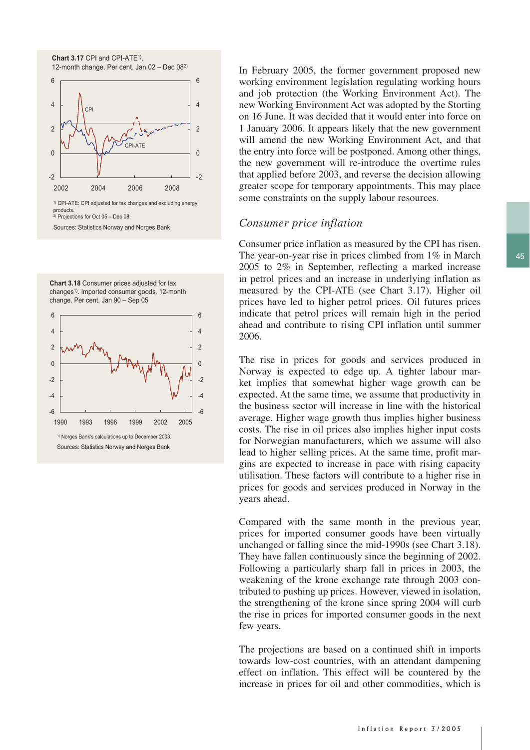**Chart 3.17** CPI and CPI-ATE[1]. 12-month change. Per cent. Jan 02 – Dec 08[2]

[1] CPI-ATE: CPI adjusted for tax changes and excluding energy products.
[2] Projections for Oct 05 – Dec 08.

Sources: Statistics Norway and Norges Bank

**Chart 3.18** Consumer prices adjusted for tax changes[1]. Imported consumer goods. 12-month change. Per cent. Jan 90 – Sep 05

[1] Norges Bank's calculations up to December 2003.

Sources: Statistics Norway and Norges Bank

In February 2005, the former government proposed new working environment legislation regulating working hours and job protection (the Working Environment Act). The new Working Environment Act was adopted by the Storting on 16 June. It was decided that it would enter into force on 1 January 2006. It appears likely that the new government will amend the new Working Environment Act, and that the entry into force will be postponed. Among other things, the new government will re-introduce the overtime rules that applied before 2003, and reverse the decision allowing greater scope for temporary appointments. This may place some constraints on the supply labour resources.

### *Consumer price inflation*

Consumer price inflation as measured by the CPI has risen. The year-on-year rise in prices climbed from 1% in March 2005 to 2% in September, reflecting a marked increase in petrol prices and an increase in underlying inflation as measured by the CPI-ATE (see Chart 3.17). Higher oil prices have led to higher petrol prices. Oil futures prices indicate that petrol prices will remain high in the period ahead and contribute to rising CPI inflation until summer 2006.

The rise in prices for goods and services produced in Norway is expected to edge up. A tighter labour market implies that somewhat higher wage growth can be expected. At the same time, we assume that productivity in the business sector will increase in line with the historical average. Higher wage growth thus implies higher business costs. The rise in oil prices also implies higher input costs for Norwegian manufacturers, which we assume will also lead to higher selling prices. At the same time, profit margins are expected to increase in pace with rising capacity utilisation. These factors will contribute to a higher rise in prices for goods and services produced in Norway in the years ahead.

Compared with the same month in the previous year, prices for imported consumer goods have been virtually unchanged or falling since the mid-1990s (see Chart 3.18). They have fallen continuously since the beginning of 2002. Following a particularly sharp fall in prices in 2003, the weakening of the krone exchange rate through 2003 contributed to pushing up prices. However, viewed in isolation, the strengthening of the krone since spring 2004 will curb the rise in prices for imported consumer goods in the next few years.

The projections are based on a continued shift in imports towards low-cost countries, with an attendant dampening effect on inflation. This effect will be countered by the increase in prices for oil and other commodities, which is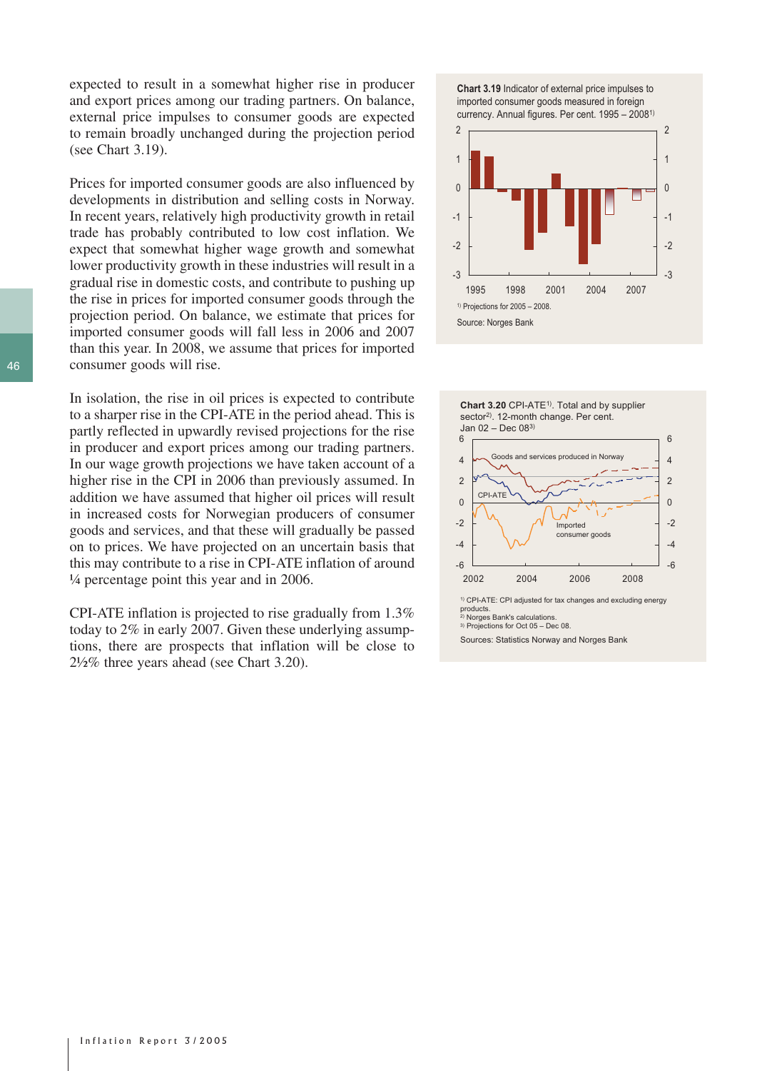expected to result in a somewhat higher rise in producer and export prices among our trading partners. On balance, external price impulses to consumer goods are expected to remain broadly unchanged during the projection period (see Chart 3.19).

Prices for imported consumer goods are also influenced by developments in distribution and selling costs in Norway. In recent years, relatively high productivity growth in retail trade has probably contributed to low cost inflation. We expect that somewhat higher wage growth and somewhat lower productivity growth in these industries will result in a gradual rise in domestic costs, and contribute to pushing up the rise in prices for imported consumer goods through the projection period. On balance, we estimate that prices for imported consumer goods will fall less in 2006 and 2007 than this year. In 2008, we assume that prices for imported consumer goods will rise.

In isolation, the rise in oil prices is expected to contribute to a sharper rise in the CPI-ATE in the period ahead. This is partly reflected in upwardly revised projections for the rise in producer and export prices among our trading partners. In our wage growth projections we have taken account of a higher rise in the CPI in 2006 than previously assumed. In addition we have assumed that higher oil prices will result in increased costs for Norwegian producers of consumer goods and services, and that these will gradually be passed on to prices. We have projected on an uncertain basis that this may contribute to a rise in CPI-ATE inflation of around ¼ percentage point this year and in 2006.

CPI-ATE inflation is projected to rise gradually from 1.3% today to 2% in early 2007. Given these underlying assumptions, there are prospects that inflation will be close to 2½% three years ahead (see Chart 3.20).

**Chart 3.19** Indicator of external price impulses to imported consumer goods measured in foreign currency. Annual figures. Per cent. 1995 – 2008[1)]

[1)] Projections for 2005 – 2008.

Source: Norges Bank

**Chart 3.20** CPI-ATE[1)]. Total and by supplier sector[2)]. 12-month change. Per cent. Jan 02 – Dec 08[3)]

[1)] CPI-ATE: CPI adjusted for tax changes and excluding energy products.

[2)] Norges Bank's calculations.

[3)] Projections for Oct 05 – Dec 08.

Sources: Statistics Norway and Norges Bank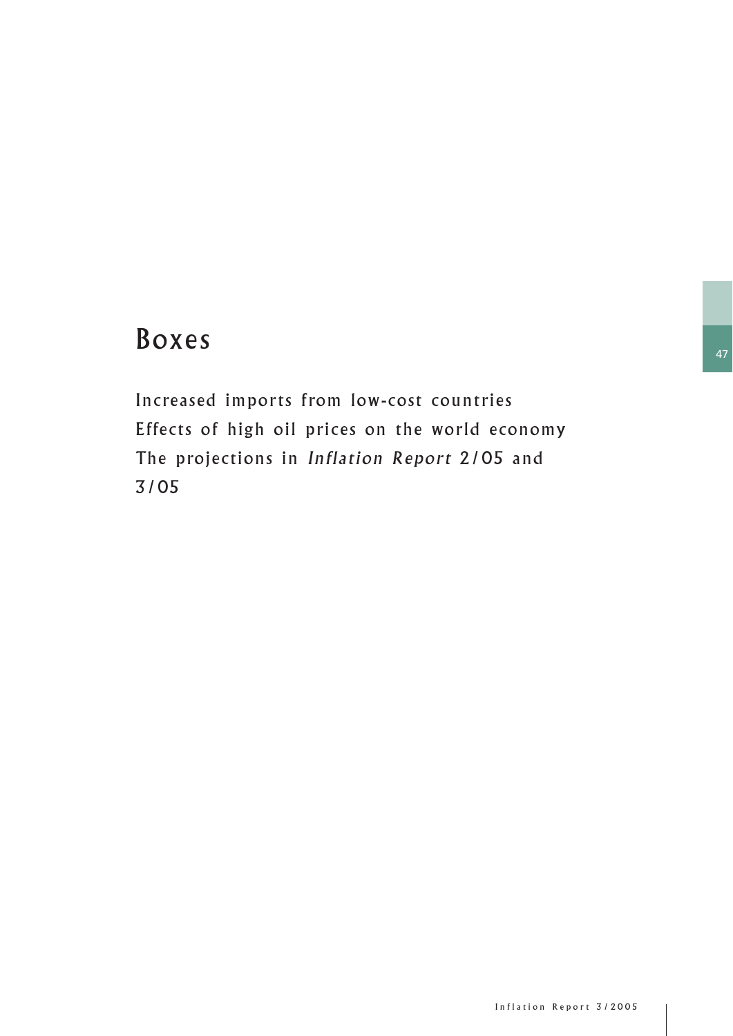# Boxes

Increased imports from low-cost countries
Effects of high oil prices on the world economy
The projections in *Inflation Report* 2/05 and 3/05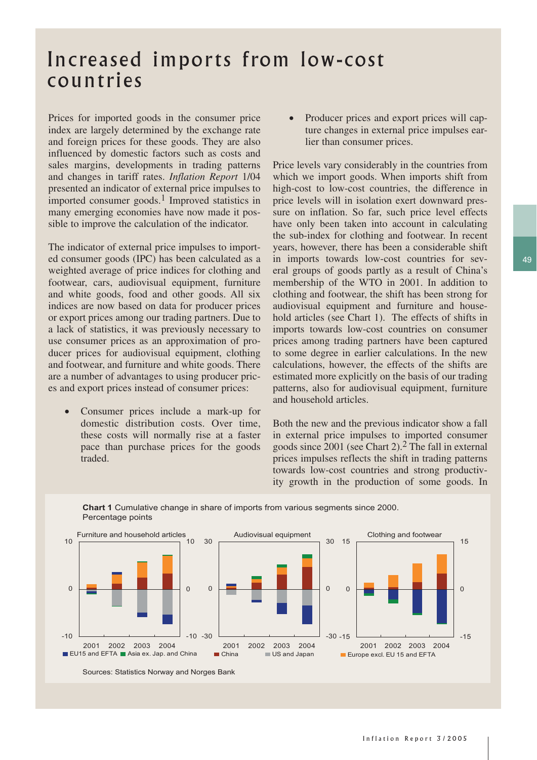# Increased imports from low-cost countries

Prices for imported goods in the consumer price index are largely determined by the exchange rate and foreign prices for these goods. They are also influenced by domestic factors such as costs and sales margins, developments in trading patterns and changes in tariff rates. *Inflation Report* 1/04 presented an indicator of external price impulses to imported consumer goods.[1] Improved statistics in many emerging economies have now made it possible to improve the calculation of the indicator.

The indicator of external price impulses to imported consumer goods (IPC) has been calculated as a weighted average of price indices for clothing and footwear, cars, audiovisual equipment, furniture and white goods, food and other goods. All six indices are now based on data for producer prices or export prices among our trading partners. Due to a lack of statistics, it was previously necessary to use consumer prices as an approximation of producer prices for audiovisual equipment, clothing and footwear, and furniture and white goods. There are a number of advantages to using producer prices and export prices instead of consumer prices:

- Consumer prices include a mark-up for domestic distribution costs. Over time, these costs will normally rise at a faster pace than purchase prices for the goods traded.
- Producer prices and export prices will capture changes in external price impulses earlier than consumer prices.

Price levels vary considerably in the countries from which we import goods. When imports shift from high-cost to low-cost countries, the difference in price levels will in isolation exert downward pressure on inflation. So far, such price level effects have only been taken into account in calculating the sub-index for clothing and footwear. In recent years, however, there has been a considerable shift in imports towards low-cost countries for several groups of goods partly as a result of China's membership of the WTO in 2001. In addition to clothing and footwear, the shift has been strong for audiovisual equipment and furniture and household articles (see Chart 1). The effects of shifts in imports towards low-cost countries on consumer prices among trading partners have been captured to some degree in earlier calculations. In the new calculations, however, the effects of the shifts are estimated more explicitly on the basis of our trading patterns, also for audiovisual equipment, furniture and household articles.

Both the new and the previous indicator show a fall in external price impulses to imported consumer goods since 2001 (see Chart 2).[2] The fall in external prices impulses reflects the shift in trading patterns towards low-cost countries and strong productivity growth in the production of some goods. In

**Chart 1** Cumulative change in share of imports from various segments since 2000. Percentage points

Sources: Statistics Norway and Norges Bank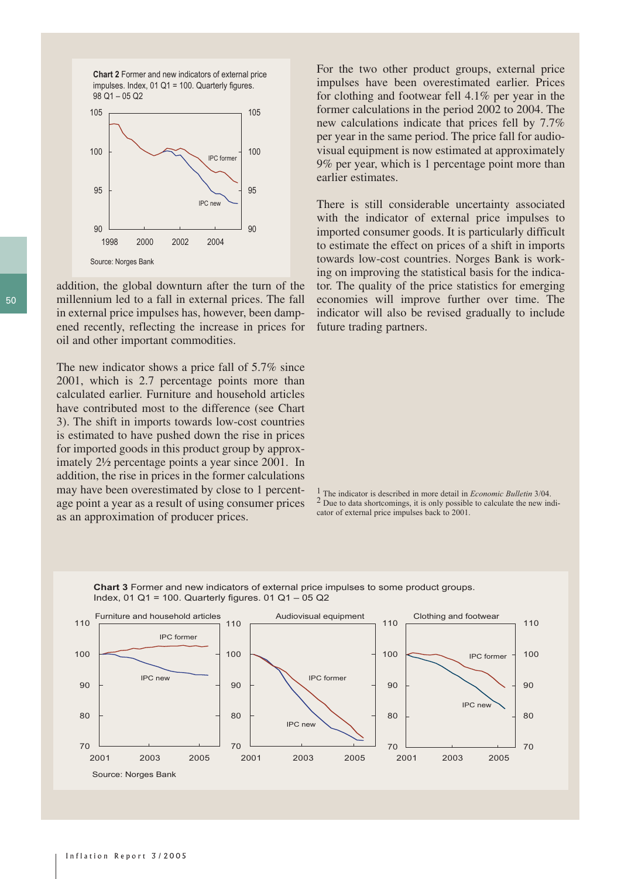**Chart 2** Former and new indicators of external price impulses. Index, 01 Q1 = 100. Quarterly figures. 98 Q1 – 05 Q2

Source: Norges Bank

addition, the global downturn after the turn of the millennium led to a fall in external prices. The fall in external price impulses has, however, been dampened recently, reflecting the increase in prices for oil and other important commodities.

The new indicator shows a price fall of 5.7% since 2001, which is 2.7 percentage points more than calculated earlier. Furniture and household articles have contributed most to the difference (see Chart 3). The shift in imports towards low-cost countries is estimated to have pushed down the rise in prices for imported goods in this product group by approximately 2½ percentage points a year since 2001. In addition, the rise in prices in the former calculations may have been overestimated by close to 1 percentage point a year as a result of using consumer prices as an approximation of producer prices.

For the two other product groups, external price impulses have been overestimated earlier. Prices for clothing and footwear fell 4.1% per year in the former calculations in the period 2002 to 2004. The new calculations indicate that prices fell by 7.7% per year in the same period. The price fall for audiovisual equipment is now estimated at approximately 9% per year, which is 1 percentage point more than earlier estimates.

There is still considerable uncertainty associated with the indicator of external price impulses to imported consumer goods. It is particularly difficult to estimate the effect on prices of a shift in imports towards low-cost countries. Norges Bank is working on improving the statistical basis for the indicator. The quality of the price statistics for emerging economies will improve further over time. The indicator will also be revised gradually to include future trading partners.

[1] The indicator is described in more detail in *Economic Bulletin* 3/04.
[2] Due to data shortcomings, it is only possible to calculate the new indicator of external price impulses back to 2001.

**Chart 3** Former and new indicators of external price impulses to some product groups. Index, 01 Q1 = 100. Quarterly figures. 01 Q1 – 05 Q2

Source: Norges Bank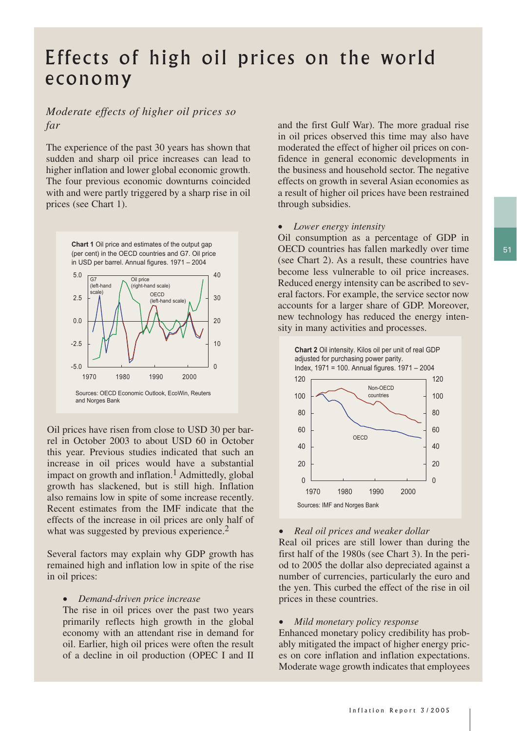# Effects of high oil prices on the world economy

*Moderate effects of higher oil prices so far*

The experience of the past 30 years has shown that sudden and sharp oil price increases can lead to higher inflation and lower global economic growth. The four previous economic downturns coincided with and were partly triggered by a sharp rise in oil prices (see Chart 1).

**Chart 1** Oil price and estimates of the output gap (per cent) in the OECD countries and G7. Oil price in USD per barrel. Annual figures. 1971 – 2004

Sources: OECD Economic Outlook, EcoWin, Reuters and Norges Bank

Oil prices have risen from close to USD 30 per barrel in October 2003 to about USD 60 in October this year. Previous studies indicated that such an increase in oil prices would have a substantial impact on growth and inflation.[1] Admittedly, global growth has slackened, but is still high. Inflation also remains low in spite of some increase recently. Recent estimates from the IMF indicate that the effects of the increase in oil prices are only half of what was suggested by previous experience.[2]

Several factors may explain why GDP growth has remained high and inflation low in spite of the rise in oil prices:

- *Demand-driven price increase*
  The rise in oil prices over the past two years primarily reflects high growth in the global economy with an attendant rise in demand for oil. Earlier, high oil prices were often the result of a decline in oil production (OPEC I and II and the first Gulf War). The more gradual rise in oil prices observed this time may also have moderated the effect of higher oil prices on confidence in general economic developments in the business and household sector. The negative effects on growth in several Asian economies as a result of higher oil prices have been restrained through subsidies.

- *Lower energy intensity*
  Oil consumption as a percentage of GDP in OECD countries has fallen markedly over time (see Chart 2). As a result, these countries have become less vulnerable to oil price increases. Reduced energy intensity can be ascribed to several factors. For example, the service sector now accounts for a larger share of GDP. Moreover, new technology has reduced the energy intensity in many activities and processes.

**Chart 2** Oil intensity. Kilos oil per unit of real GDP adjusted for purchasing power parity. Index, 1971 = 100. Annual figures. 1971 – 2004

Sources: IMF and Norges Bank

- *Real oil prices and weaker dollar*
  Real oil prices are still lower than during the first half of the 1980s (see Chart 3). In the period to 2005 the dollar also depreciated against a number of currencies, particularly the euro and the yen. This curbed the effect of the rise in oil prices in these countries.

- *Mild monetary policy response*
  Enhanced monetary policy credibility has probably mitigated the impact of higher energy prices on core inflation and inflation expectations. Moderate wage growth indicates that employees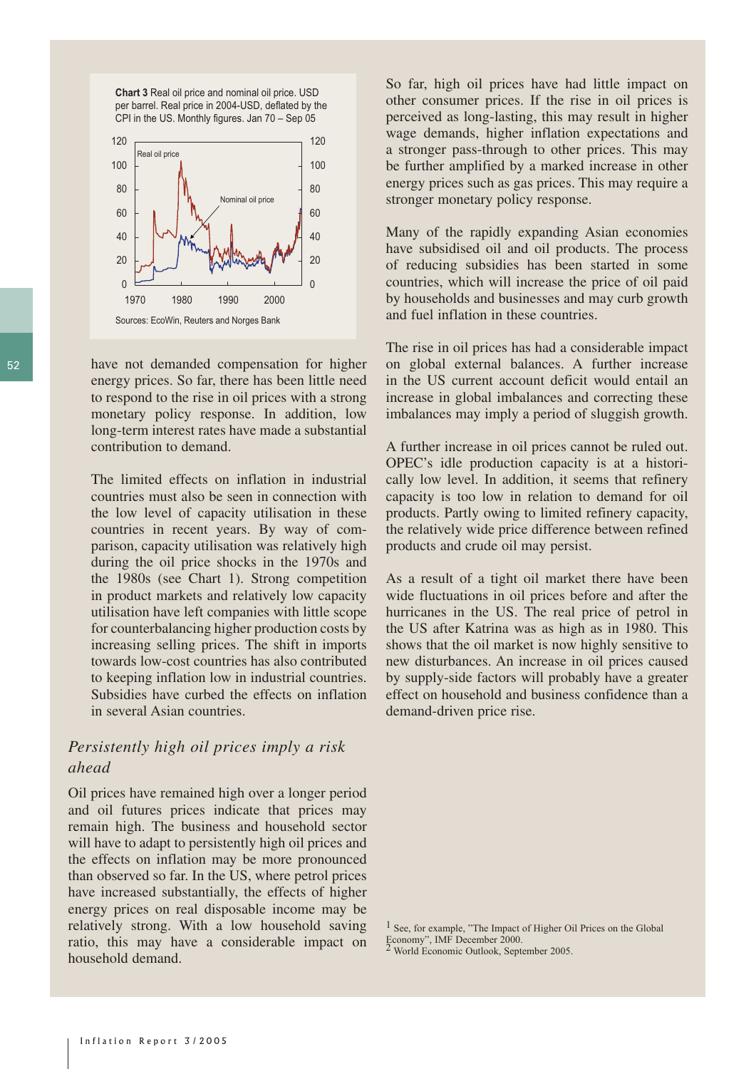**Chart 3** Real oil price and nominal oil price. USD per barrel. Real price in 2004-USD, deflated by the CPI in the US. Monthly figures. Jan 70 – Sep 05

Sources: EcoWin, Reuters and Norges Bank

have not demanded compensation for higher energy prices. So far, there has been little need to respond to the rise in oil prices with a strong monetary policy response. In addition, low long-term interest rates have made a substantial contribution to demand.

The limited effects on inflation in industrial countries must also be seen in connection with the low level of capacity utilisation in these countries in recent years. By way of comparison, capacity utilisation was relatively high during the oil price shocks in the 1970s and the 1980s (see Chart 1). Strong competition in product markets and relatively low capacity utilisation have left companies with little scope for counterbalancing higher production costs by increasing selling prices. The shift in imports towards low-cost countries has also contributed to keeping inflation low in industrial countries. Subsidies have curbed the effects on inflation in several Asian countries.

### *Persistently high oil prices imply a risk ahead*

Oil prices have remained high over a longer period and oil futures prices indicate that prices may remain high. The business and household sector will have to adapt to persistently high oil prices and the effects on inflation may be more pronounced than observed so far. In the US, where petrol prices have increased substantially, the effects of higher energy prices on real disposable income may be relatively strong. With a low household saving ratio, this may have a considerable impact on household demand.

So far, high oil prices have had little impact on other consumer prices. If the rise in oil prices is perceived as long-lasting, this may result in higher wage demands, higher inflation expectations and a stronger pass-through to other prices. This may be further amplified by a marked increase in other energy prices such as gas prices. This may require a stronger monetary policy response.

Many of the rapidly expanding Asian economies have subsidised oil and oil products. The process of reducing subsidies has been started in some countries, which will increase the price of oil paid by households and businesses and may curb growth and fuel inflation in these countries.

The rise in oil prices has had a considerable impact on global external balances. A further increase in the US current account deficit would entail an increase in global imbalances and correcting these imbalances may imply a period of sluggish growth.

A further increase in oil prices cannot be ruled out. OPEC's idle production capacity is at a historically low level. In addition, it seems that refinery capacity is too low in relation to demand for oil products. Partly owing to limited refinery capacity, the relatively wide price difference between refined products and crude oil may persist.

As a result of a tight oil market there have been wide fluctuations in oil prices before and after the hurricanes in the US. The real price of petrol in the US after Katrina was as high as in 1980. This shows that the oil market is now highly sensitive to new disturbances. An increase in oil prices caused by supply-side factors will probably have a greater effect on household and business confidence than a demand-driven price rise.

[1] See, for example, "The Impact of Higher Oil Prices on the Global Economy", IMF December 2000.
[2] World Economic Outlook, September 2005.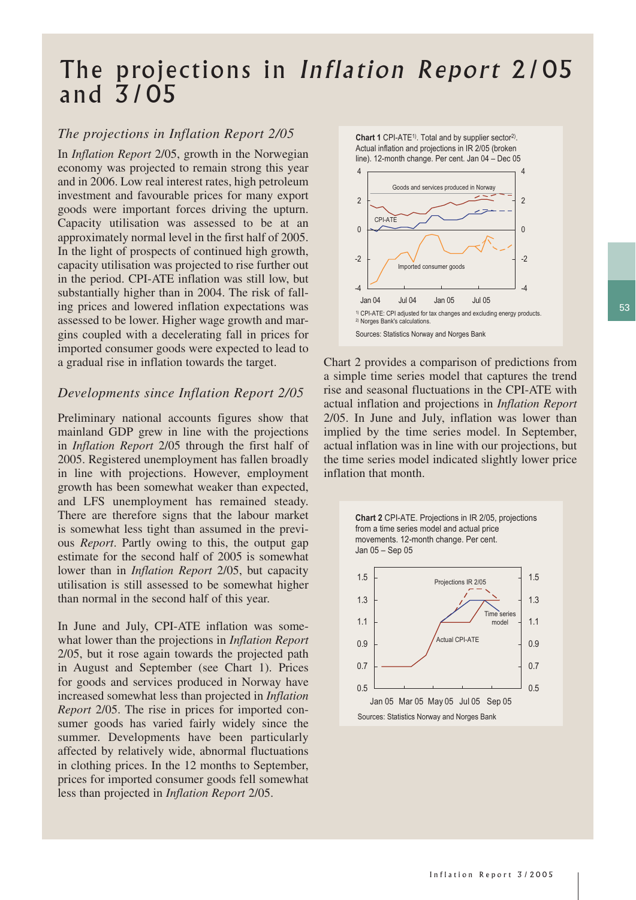# The projections in *Inflation Report* 2/05 and 3/05

### *The projections in Inflation Report 2/05*

In *Inflation Report* 2/05, growth in the Norwegian economy was projected to remain strong this year and in 2006. Low real interest rates, high petroleum investment and favourable prices for many export goods were important forces driving the upturn. Capacity utilisation was assessed to be at an approximately normal level in the first half of 2005. In the light of prospects of continued high growth, capacity utilisation was projected to rise further out in the period. CPI-ATE inflation was still low, but substantially higher than in 2004. The risk of falling prices and lowered inflation expectations was assessed to be lower. Higher wage growth and margins coupled with a decelerating fall in prices for imported consumer goods were expected to lead to a gradual rise in inflation towards the target.

### *Developments since Inflation Report 2/05*

Preliminary national accounts figures show that mainland GDP grew in line with the projections in *Inflation Report* 2/05 through the first half of 2005. Registered unemployment has fallen broadly in line with projections. However, employment growth has been somewhat weaker than expected, and LFS unemployment has remained steady. There are therefore signs that the labour market is somewhat less tight than assumed in the previous *Report*. Partly owing to this, the output gap estimate for the second half of 2005 is somewhat lower than in *Inflation Report* 2/05, but capacity utilisation is still assessed to be somewhat higher than normal in the second half of this year.

In June and July, CPI-ATE inflation was somewhat lower than the projections in *Inflation Report* 2/05, but it rose again towards the projected path in August and September (see Chart 1). Prices for goods and services produced in Norway have increased somewhat less than projected in *Inflation Report* 2/05. The rise in prices for imported consumer goods has varied fairly widely since the summer. Developments have been particularly affected by relatively wide, abnormal fluctuations in clothing prices. In the 12 months to September, prices for imported consumer goods fell somewhat less than projected in *Inflation Report* 2/05.

**Chart 1** CPI-ATE[1]. Total and by supplier sector[2]. Actual inflation and projections in IR 2/05 (broken line). 12-month change. Per cent. Jan 04 – Dec 05

[1] CPI-ATE: CPI adjusted for tax changes and excluding energy products.
[2] Norges Bank's calculations.

Sources: Statistics Norway and Norges Bank

Chart 2 provides a comparison of predictions from a simple time series model that captures the trend rise and seasonal fluctuations in the CPI-ATE with actual inflation and projections in *Inflation Report* 2/05. In June and July, inflation was lower than implied by the time series model. In September, actual inflation was in line with our projections, but the time series model indicated slightly lower price inflation that month.

**Chart 2** CPI-ATE. Projections in IR 2/05, projections from a time series model and actual price movements. 12-month change. Per cent. Jan 05 – Sep 05

Sources: Statistics Norway and Norges Bank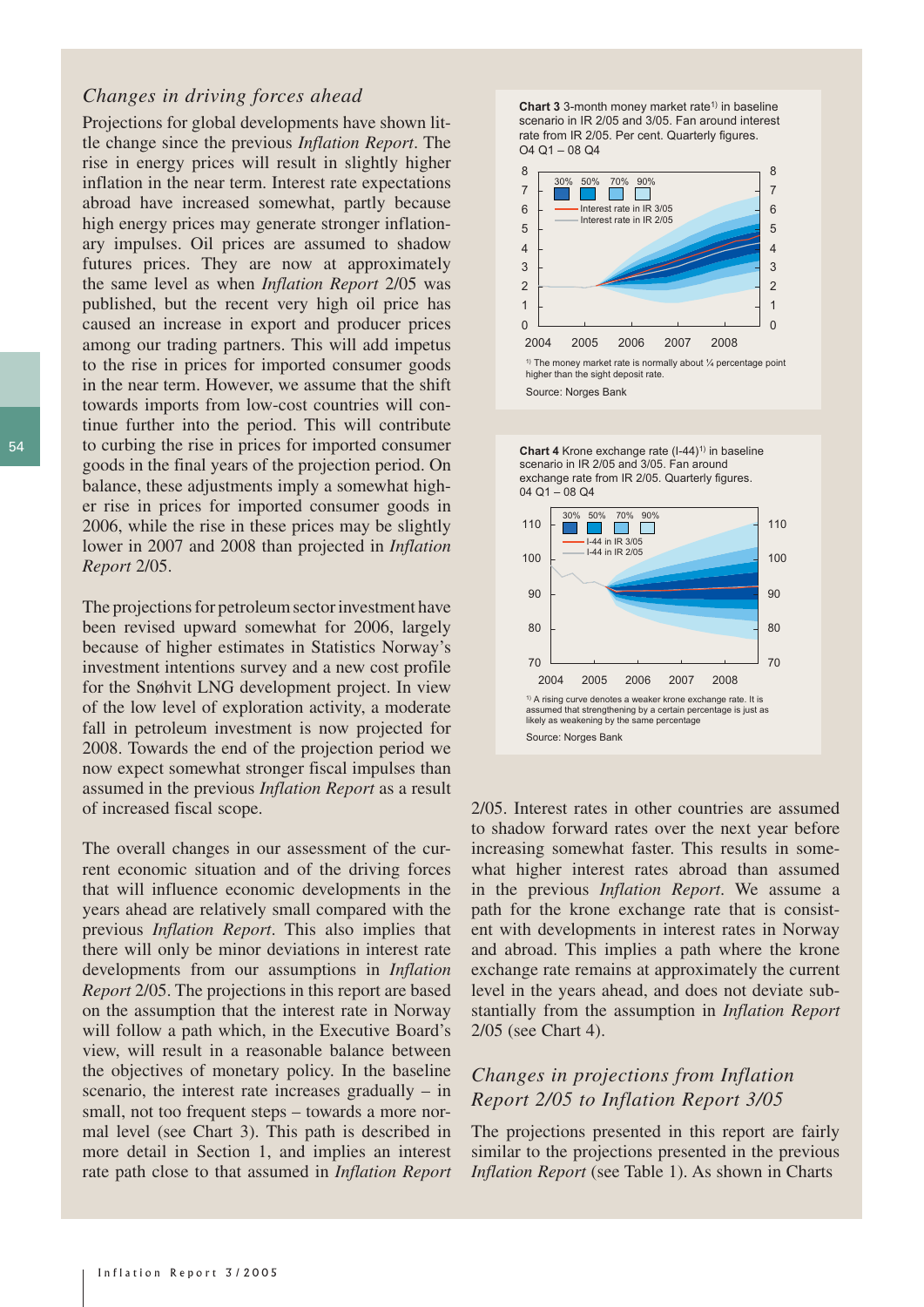### *Changes in driving forces ahead*

Projections for global developments have shown little change since the previous *Inflation Report*. The rise in energy prices will result in slightly higher inflation in the near term. Interest rate expectations abroad have increased somewhat, partly because high energy prices may generate stronger inflationary impulses. Oil prices are assumed to shadow futures prices. They are now at approximately the same level as when *Inflation Report* 2/05 was published, but the recent very high oil price has caused an increase in export and producer prices among our trading partners. This will add impetus to the rise in prices for imported consumer goods in the near term. However, we assume that the shift towards imports from low-cost countries will continue further into the period. This will contribute to curbing the rise in prices for imported consumer goods in the final years of the projection period. On balance, these adjustments imply a somewhat higher rise in prices for imported consumer goods in 2006, while the rise in these prices may be slightly lower in 2007 and 2008 than projected in *Inflation Report* 2/05.

The projections for petroleum sector investment have been revised upward somewhat for 2006, largely because of higher estimates in Statistics Norway's investment intentions survey and a new cost profile for the Snøhvit LNG development project. In view of the low level of exploration activity, a moderate fall in petroleum investment is now projected for 2008. Towards the end of the projection period we now expect somewhat stronger fiscal impulses than assumed in the previous *Inflation Report* as a result of increased fiscal scope.

The overall changes in our assessment of the current economic situation and of the driving forces that will influence economic developments in the years ahead are relatively small compared with the previous *Inflation Report*. This also implies that there will only be minor deviations in interest rate developments from our assumptions in *Inflation Report* 2/05. The projections in this report are based on the assumption that the interest rate in Norway will follow a path which, in the Executive Board's view, will result in a reasonable balance between the objectives of monetary policy. In the baseline scenario, the interest rate increases gradually – in small, not too frequent steps – towards a more normal level (see Chart 3). This path is described in more detail in Section 1, and implies an interest rate path close to that assumed in *Inflation Report* 2/05. Interest rates in other countries are assumed to shadow forward rates over the next year before increasing somewhat faster. This results in somewhat higher interest rates abroad than assumed in the previous *Inflation Report*. We assume a path for the krone exchange rate that is consistent with developments in interest rates in Norway and abroad. This implies a path where the krone exchange rate remains at approximately the current level in the years ahead, and does not deviate substantially from the assumption in *Inflation Report* 2/05 (see Chart 4).

**Chart 3** 3-month money market rate[1] in baseline scenario in IR 2/05 and 3/05. Fan around interest rate from IR 2/05. Per cent. Quarterly figures. 04 Q1 – 08 Q4

[1] The money market rate is normally about ¼ percentage point higher than the sight deposit rate.

Source: Norges Bank

**Chart 4** Krone exchange rate (I-44)[1] in baseline scenario in IR 2/05 and 3/05. Fan around exchange rate from IR 2/05. Quarterly figures. 04 Q1 – 08 Q4

[1] A rising curve denotes a weaker krone exchange rate. It is assumed that strengthening by a certain percentage is just as likely as weakening by the same percentage

Source: Norges Bank

### *Changes in projections from Inflation Report 2/05 to Inflation Report 3/05*

The projections presented in this report are fairly similar to the projections presented in the previous *Inflation Report* (see Table 1). As shown in Charts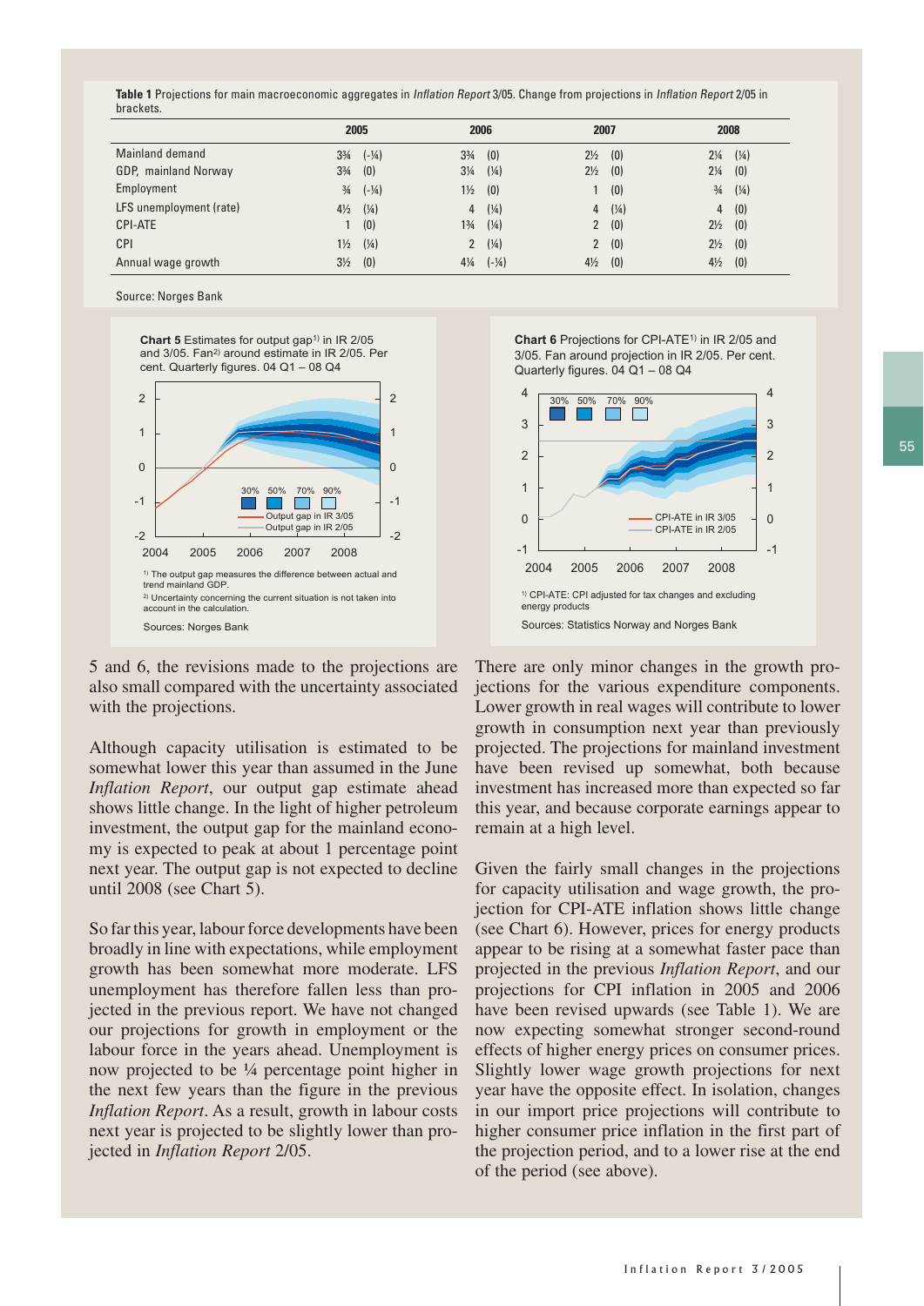**Table 1** Projections for main macroeconomic aggregates in *Inflation Report* 3/05. Change from projections in *Inflation Report* 2/05 in brackets.

| | 2005 | | 2006 | | 2007 | | 2008 | |
|---|---|---|---|---|---|---|---|---|
| Mainland demand | 3¾ | (-¼) | 3¾ | (0) | 2½ | (0) | 2¼ | (¼) |
| GDP, mainland Norway | 3¾ | (0) | 3¼ | (¼) | 2½ | (0) | 2¼ | (0) |
| Employment | ¾ | (-¼) | 1½ | (0) | 1 | (0) | ¾ | (¼) |
| LFS unemployment (rate) | 4½ | (¼) | 4 | (¼) | 4 | (¼) | 4 | (0) |
| CPI-ATE | 1 | (0) | 1¾ | (¼) | 2 | (0) | 2½ | (0) |
| CPI | 1½ | (¼) | 2 | (¼) | 2 | (0) | 2½ | (0) |
| Annual wage growth | 3½ | (0) | 4¼ | (-¼) | 4½ | (0) | 4½ | (0) |

Source: Norges Bank

**Chart 5** Estimates for output gap[1] in IR 2/05 and 3/05. Fan[2] around estimate in IR 2/05. Per cent. Quarterly figures. 04 Q1 – 08 Q4

[1] The output gap measures the difference between actual and trend mainland GDP.

[2] Uncertainty concerning the current situation is not taken into account in the calculation.

Sources: Norges Bank

**Chart 6** Projections for CPI-ATE[1] in IR 2/05 and 3/05. Fan around projection in IR 2/05. Per cent. Quarterly figures. 04 Q1 – 08 Q4

[1] CPI-ATE: CPI adjusted for tax changes and excluding energy products

Sources: Statistics Norway and Norges Bank

5 and 6, the revisions made to the projections are also small compared with the uncertainty associated with the projections.

Although capacity utilisation is estimated to be somewhat lower this year than assumed in the June *Inflation Report*, our output gap estimate ahead shows little change. In the light of higher petroleum investment, the output gap for the mainland economy is expected to peak at about 1 percentage point next year. The output gap is not expected to decline until 2008 (see Chart 5).

So far this year, labour force developments have been broadly in line with expectations, while employment growth has been somewhat more moderate. LFS unemployment has therefore fallen less than projected in the previous report. We have not changed our projections for growth in employment or the labour force in the years ahead. Unemployment is now projected to be ¼ percentage point higher in the next few years than the figure in the previous *Inflation Report*. As a result, growth in labour costs next year is projected to be slightly lower than projected in *Inflation Report* 2/05.

There are only minor changes in the growth projections for the various expenditure components. Lower growth in real wages will contribute to lower growth in consumption next year than previously projected. The projections for mainland investment have been revised up somewhat, both because investment has increased more than expected so far this year, and because corporate earnings appear to remain at a high level.

Given the fairly small changes in the projections for capacity utilisation and wage growth, the projection for CPI-ATE inflation shows little change (see Chart 6). However, prices for energy products appear to be rising at a somewhat faster pace than projected in the previous *Inflation Report*, and our projections for CPI inflation in 2005 and 2006 have been revised upwards (see Table 1). We are now expecting somewhat stronger second-round effects of higher energy prices on consumer prices. Slightly lower wage growth projections for next year have the opposite effect. In isolation, changes in our import price projections will contribute to higher consumer price inflation in the first part of the projection period, and to a lower rise at the end of the period (see above).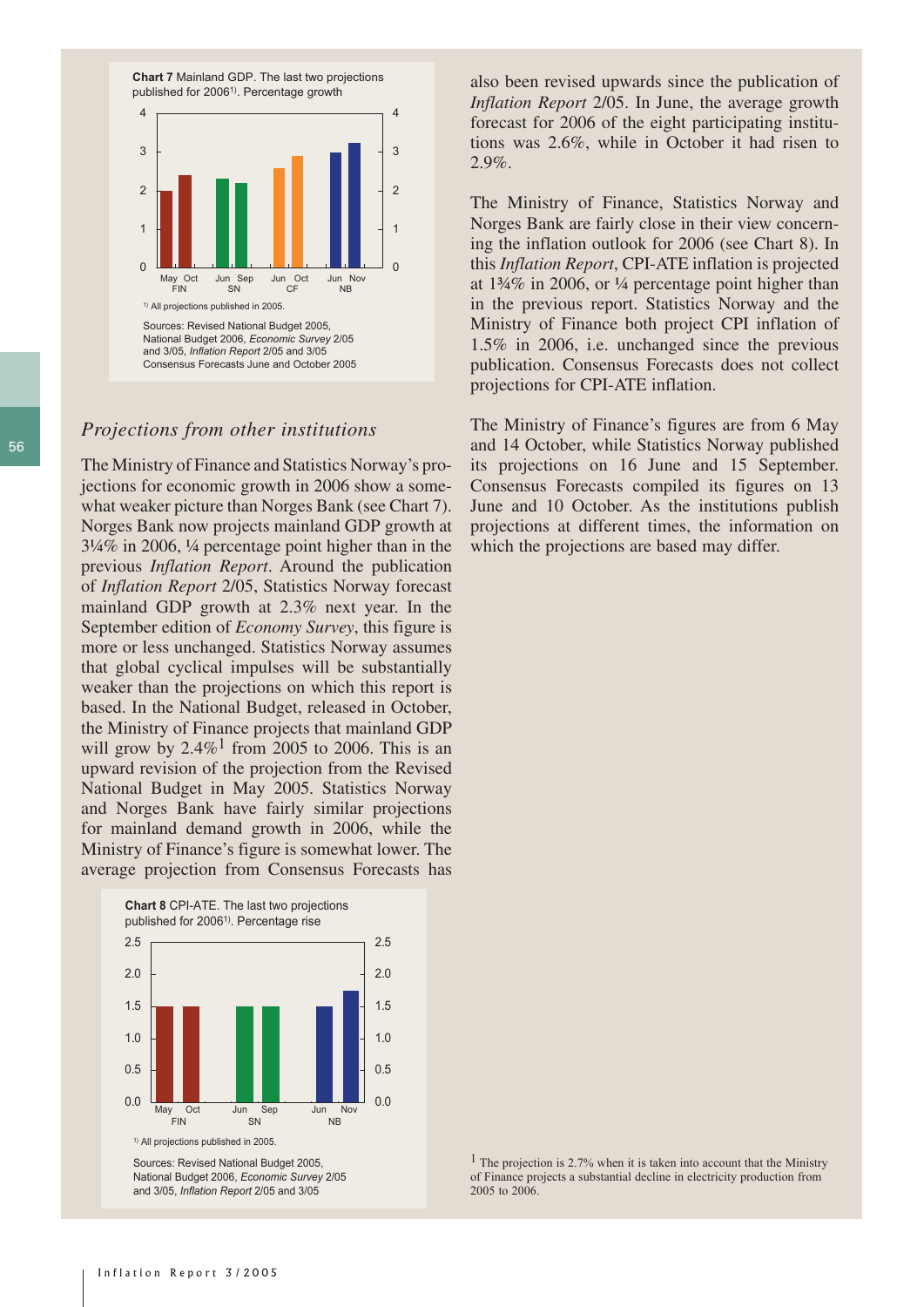**Chart 7** Mainland GDP. The last two projections published for 2006[1)]. Percentage growth

[1)] All projections published in 2005.

Sources: Revised National Budget 2005, National Budget 2006, *Economic Survey* 2/05 and 3/05, *Inflation Report* 2/05 and 3/05 Consensus Forecasts June and October 2005

## *Projections from other institutions*

The Ministry of Finance and Statistics Norway's projections for economic growth in 2006 show a somewhat weaker picture than Norges Bank (see Chart 7). Norges Bank now projects mainland GDP growth at 3¼% in 2006, ¼ percentage point higher than in the previous *Inflation Report*. Around the publication of *Inflation Report* 2/05, Statistics Norway forecast mainland GDP growth at 2.3% next year. In the September edition of *Economy Survey*, this figure is more or less unchanged. Statistics Norway assumes that global cyclical impulses will be substantially weaker than the projections on which this report is based. In the National Budget, released in October, the Ministry of Finance projects that mainland GDP will grow by 2.4%[1] from 2005 to 2006. This is an upward revision of the projection from the Revised National Budget in May 2005. Statistics Norway and Norges Bank have fairly similar projections for mainland demand growth in 2006, while the Ministry of Finance's figure is somewhat lower. The average projection from Consensus Forecasts has also been revised upwards since the publication of *Inflation Report* 2/05. In June, the average growth forecast for 2006 of the eight participating institutions was 2.6%, while in October it had risen to 2.9%.

**Chart 8** CPI-ATE. The last two projections published for 2006[1)]. Percentage rise

[1)] All projections published in 2005.

Sources: Revised National Budget 2005, National Budget 2006, *Economic Survey* 2/05 and 3/05, *Inflation Report* 2/05 and 3/05

The Ministry of Finance, Statistics Norway and Norges Bank are fairly close in their view concerning the inflation outlook for 2006 (see Chart 8). In this *Inflation Report*, CPI-ATE inflation is projected at 1¾% in 2006, or ¼ percentage point higher than in the previous report. Statistics Norway and the Ministry of Finance both project CPI inflation of 1.5% in 2006, i.e. unchanged since the previous publication. Consensus Forecasts does not collect projections for CPI-ATE inflation.

The Ministry of Finance's figures are from 6 May and 14 October, while Statistics Norway published its projections on 16 June and 15 September. Consensus Forecasts compiled its figures on 13 June and 10 October. As the institutions publish projections at different times, the information on which the projections are based may differ.

[1] The projection is 2.7% when it is taken into account that the Ministry of Finance projects a substantial decline in electricity production from 2005 to 2006.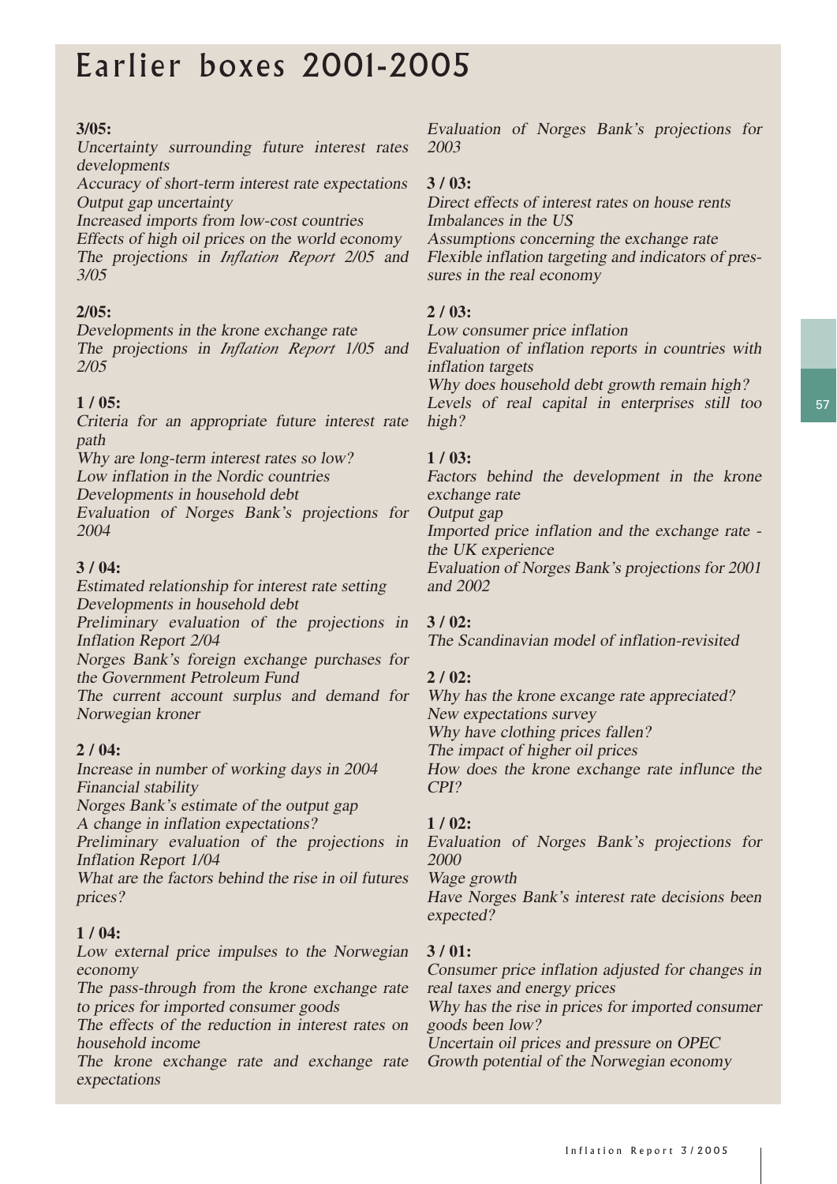# Earlier boxes 2001-2005

**3/05:**
*Uncertainty surrounding future interest rates developments*
*Accuracy of short-term interest rate expectations*
*Output gap uncertainty*
*Increased imports from low-cost countries*
*Effects of high oil prices on the world economy*
*The projections in Inflation Report 2/05 and 3/05*

**2/05:**
*Developments in the krone exchange rate*
*The projections in Inflation Report 1/05 and 2/05*

**1 / 05:**
*Criteria for an appropriate future interest rate path*
*Why are long-term interest rates so low?*
*Low inflation in the Nordic countries*
*Developments in household debt*
*Evaluation of Norges Bank's projections for 2004*

**3 / 04:**
*Estimated relationship for interest rate setting*
*Developments in household debt*
*Preliminary evaluation of the projections in Inflation Report 2/04*
*Norges Bank's foreign exchange purchases for the Government Petroleum Fund*
*The current account surplus and demand for Norwegian kroner*

**2 / 04:**
*Increase in number of working days in 2004*
*Financial stability*
*Norges Bank's estimate of the output gap*
*A change in inflation expectations?*
*Preliminary evaluation of the projections in Inflation Report 1/04*
*What are the factors behind the rise in oil futures prices?*

**1 / 04:**
*Low external price impulses to the Norwegian economy*
*The pass-through from the krone exchange rate to prices for imported consumer goods*
*The effects of the reduction in interest rates on household income*
*The krone exchange rate and exchange rate expectations*
*Evaluation of Norges Bank's projections for 2003*

**3 / 03:**
*Direct effects of interest rates on house rents*
*Imbalances in the US*
*Assumptions concerning the exchange rate*
*Flexible inflation targeting and indicators of pressures in the real economy*

**2 / 03:**
*Low consumer price inflation*
*Evaluation of inflation reports in countries with inflation targets*
*Why does household debt growth remain high?*
*Levels of real capital in enterprises still too high?*

**1 / 03:**
*Factors behind the development in the krone exchange rate*
*Output gap*
*Imported price inflation and the exchange rate - the UK experience*
*Evaluation of Norges Bank's projections for 2001 and 2002*

**3 / 02:**
*The Scandinavian model of inflation-revisited*

**2 / 02:**
*Why has the krone excange rate appreciated?*
*New expectations survey*
*Why have clothing prices fallen?*
*The impact of higher oil prices*
*How does the krone exchange rate influnce the CPI?*

**1 / 02:**
*Evaluation of Norges Bank's projections for 2000*
*Wage growth*
*Have Norges Bank's interest rate decisions been expected?*

**3 / 01:**
*Consumer price inflation adjusted for changes in real taxes and energy prices*
*Why has the rise in prices for imported consumer goods been low?*
*Uncertain oil prices and pressure on OPEC*
*Growth potential of the Norwegian economy*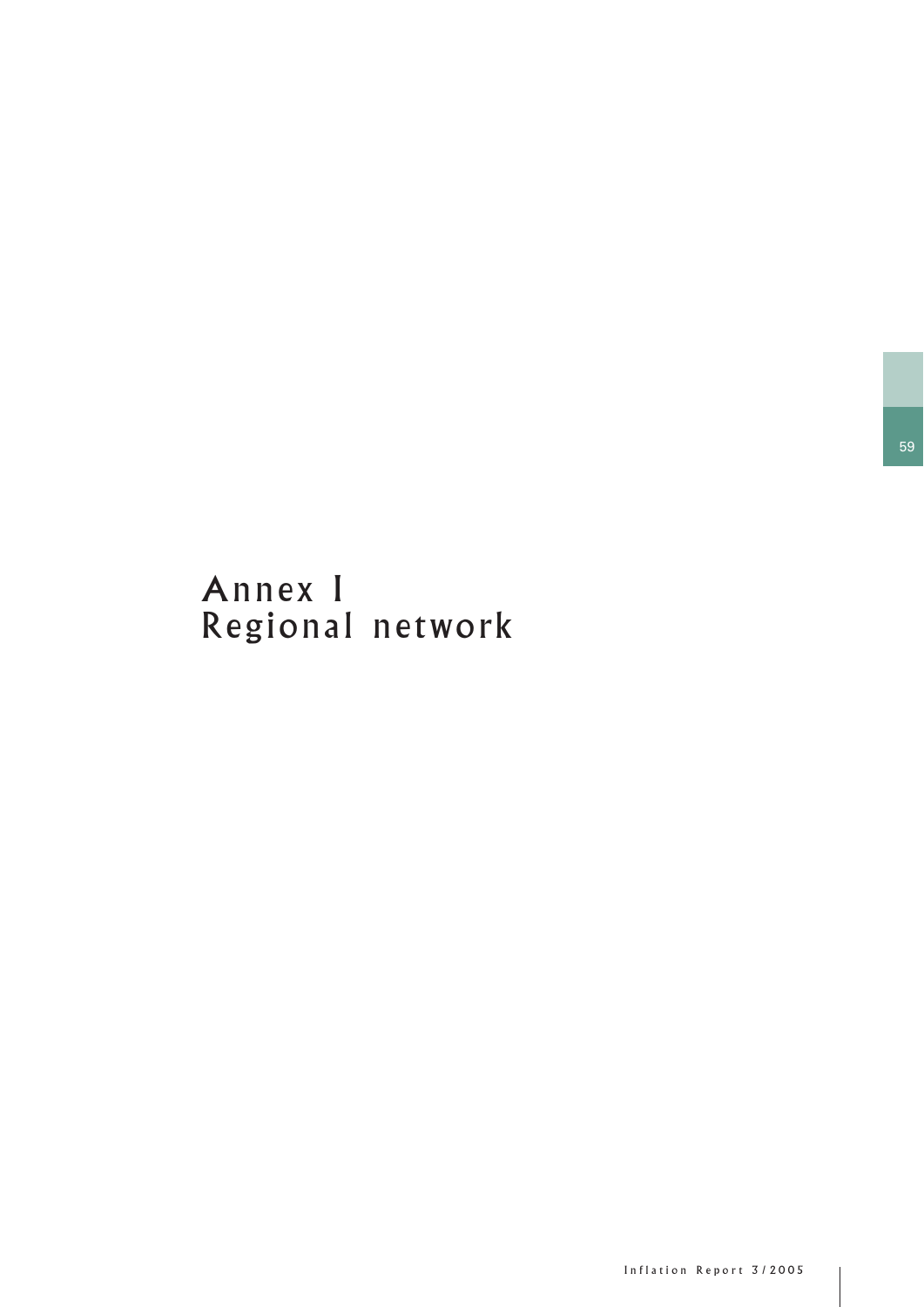# Annex I
# Regional network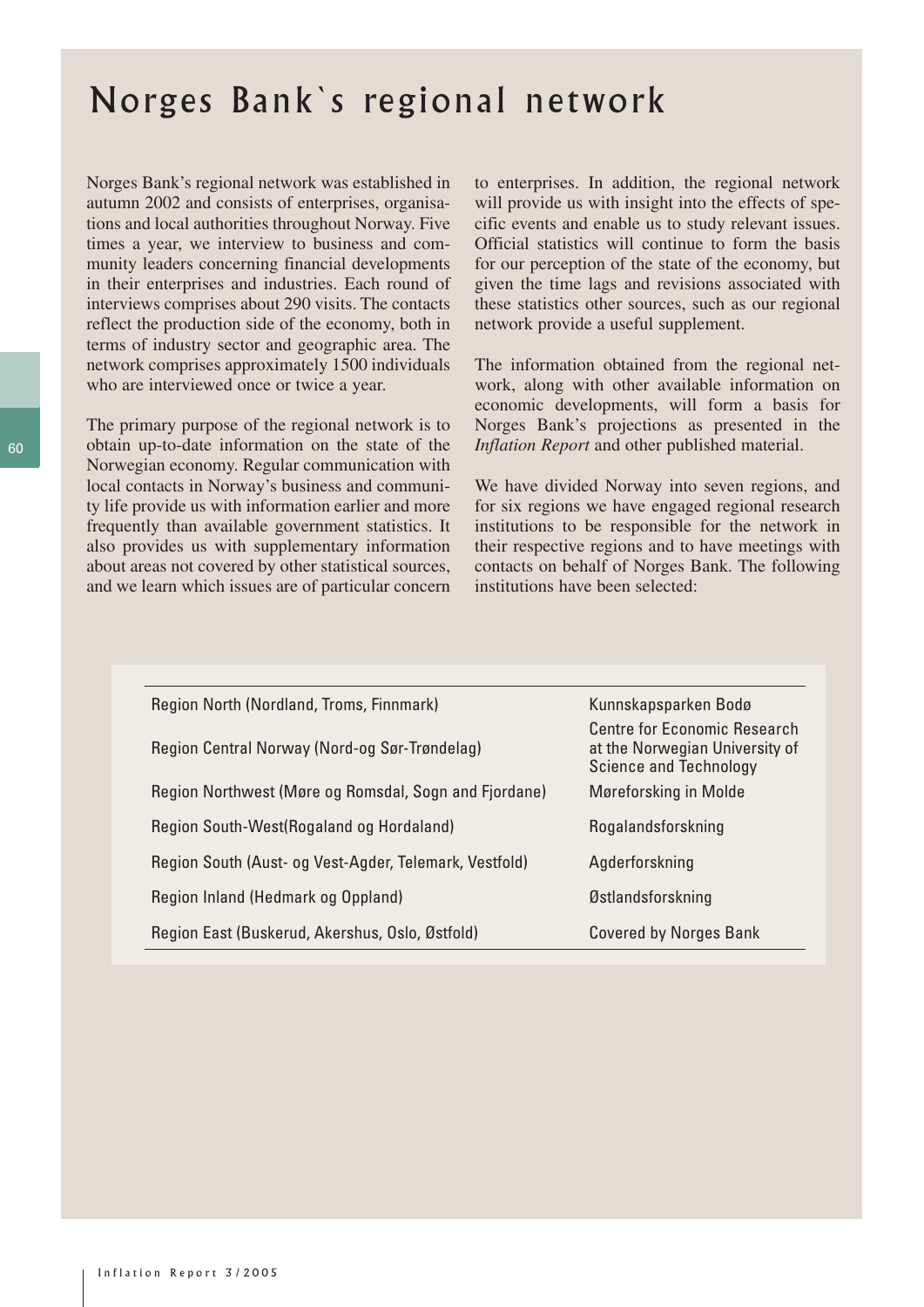# Norges Bank`s regional network

Norges Bank's regional network was established in autumn 2002 and consists of enterprises, organisations and local authorities throughout Norway. Five times a year, we interview to business and community leaders concerning financial developments in their enterprises and industries. Each round of interviews comprises about 290 visits. The contacts reflect the production side of the economy, both in terms of industry sector and geographic area. The network comprises approximately 1500 individuals who are interviewed once or twice a year.

The primary purpose of the regional network is to obtain up-to-date information on the state of the Norwegian economy. Regular communication with local contacts in Norway's business and community life provide us with information earlier and more frequently than available government statistics. It also provides us with supplementary information about areas not covered by other statistical sources, and we learn which issues are of particular concern to enterprises. In addition, the regional network will provide us with insight into the effects of specific events and enable us to study relevant issues. Official statistics will continue to form the basis for our perception of the state of the economy, but given the time lags and revisions associated with these statistics other sources, such as our regional network provide a useful supplement.

The information obtained from the regional network, along with other available information on economic developments, will form a basis for Norges Bank's projections as presented in the *Inflation Report* and other published material.

We have divided Norway into seven regions, and for six regions we have engaged regional research institutions to be responsible for the network in their respective regions and to have meetings with contacts on behalf of Norges Bank. The following institutions have been selected:

| | |
|---|---|
| Region North (Nordland, Troms, Finnmark) | Kunnskapsparken Bodø |
| Region Central Norway (Nord-og Sør-Trøndelag) | Centre for Economic Research at the Norwegian University of Science and Technology |
| Region Northwest (Møre og Romsdal, Sogn and Fjordane) | Møreforsking in Molde |
| Region South-West(Rogaland og Hordaland) | Rogalandsforskning |
| Region South (Aust- og Vest-Agder, Telemark, Vestfold) | Agderforskning |
| Region Inland (Hedmark og Oppland) | Østlandsforskning |
| Region East (Buskerud, Akershus, Oslo, Østfold) | Covered by Norges Bank |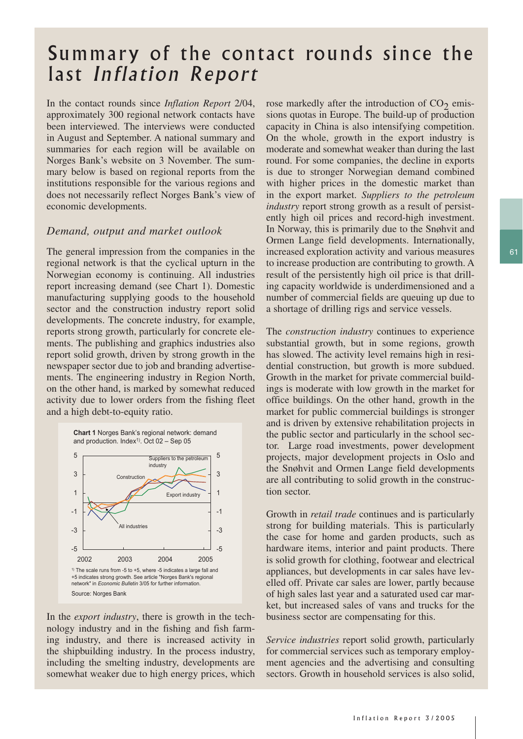# Summary of the contact rounds since the last *Inflation Report*

In the contact rounds since *Inflation Report* 2/04, approximately 300 regional network contacts have been interviewed. The interviews were conducted in August and September. A national summary and summaries for each region will be available on Norges Bank's website on 3 November. The summary below is based on regional reports from the institutions responsible for the various regions and does not necessarily reflect Norges Bank's view of economic developments.

## *Demand, output and market outlook*

The general impression from the companies in the regional network is that the cyclical upturn in the Norwegian economy is continuing. All industries report increasing demand (see Chart 1). Domestic manufacturing supplying goods to the household sector and the construction industry report solid developments. The concrete industry, for example, reports strong growth, particularly for concrete elements. The publishing and graphics industries also report solid growth, driven by strong growth in the newspaper sector due to job and branding advertisements. The engineering industry in Region North, on the other hand, is marked by somewhat reduced activity due to lower orders from the fishing fleet and a high debt-to-equity ratio.

**Chart 1** Norges Bank's regional network: demand and production. Index[1]). Oct 02 – Sep 05

[1]) The scale runs from -5 to +5, where -5 indicates a large fall and +5 indicates strong growth. See article "Norges Bank's regional network" in *Economic Bulletin* 3/05 for further information.

Source: Norges Bank

In the *export industry*, there is growth in the technology industry and in the fishing and fish farming industry, and there is increased activity in the shipbuilding industry. In the process industry, including the smelting industry, developments are somewhat weaker due to high energy prices, which rose markedly after the introduction of $CO_2$ emissions quotas in Europe. The build-up of production capacity in China is also intensifying competition. On the whole, growth in the export industry is moderate and somewhat weaker than during the last round. For some companies, the decline in exports is due to stronger Norwegian demand combined with higher prices in the domestic market than in the export market. *Suppliers to the petroleum industry* report strong growth as a result of persistently high oil prices and record-high investment. In Norway, this is primarily due to the Snøhvit and Ormen Lange field developments. Internationally, increased exploration activity and various measures to increase production are contributing to growth. A result of the persistently high oil price is that drilling capacity worldwide is underdimensioned and a number of commercial fields are queuing up due to a shortage of drilling rigs and service vessels.

The *construction industry* continues to experience substantial growth, but in some regions, growth has slowed. The activity level remains high in residential construction, but growth is more subdued. Growth in the market for private commercial buildings is moderate with low growth in the market for office buildings. On the other hand, growth in the market for public commercial buildings is stronger and is driven by extensive rehabilitation projects in the public sector and particularly in the school sector. Large road investments, power development projects, major development projects in Oslo and the Snøhvit and Ormen Lange field developments are all contributing to solid growth in the construction sector.

Growth in *retail trade* continues and is particularly strong for building materials. This is particularly the case for home and garden products, such as hardware items, interior and paint products. There is solid growth for clothing, footwear and electrical appliances, but developments in car sales have levelled off. Private car sales are lower, partly because of high sales last year and a saturated used car market, but increased sales of vans and trucks for the business sector are compensating for this.

*Service industries* report solid growth, particularly for commercial services such as temporary employment agencies and the advertising and consulting sectors. Growth in household services is also solid,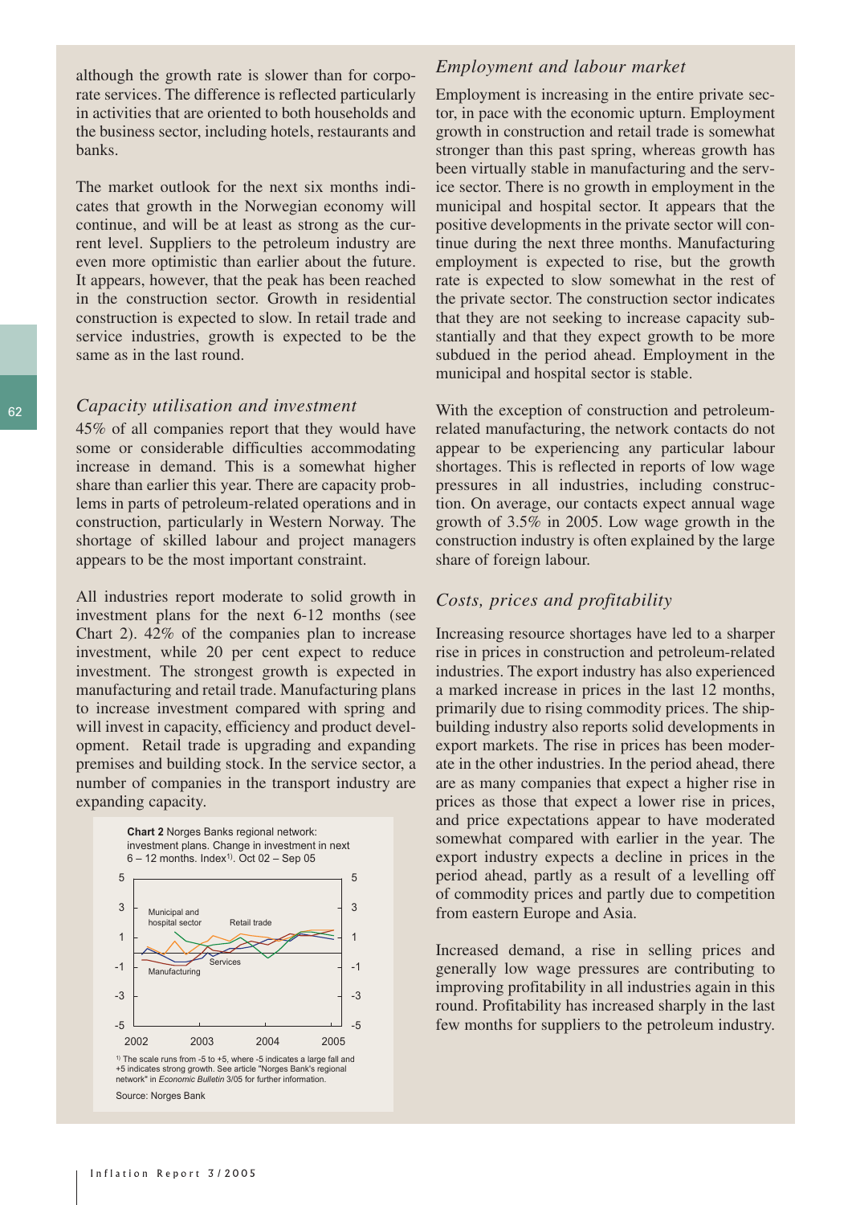although the growth rate is slower than for corporate services. The difference is reflected particularly in activities that are oriented to both households and the business sector, including hotels, restaurants and banks.

The market outlook for the next six months indicates that growth in the Norwegian economy will continue, and will be at least as strong as the current level. Suppliers to the petroleum industry are even more optimistic than earlier about the future. It appears, however, that the peak has been reached in the construction sector. Growth in residential construction is expected to slow. In retail trade and service industries, growth is expected to be the same as in the last round.

### *Capacity utilisation and investment*

45% of all companies report that they would have some or considerable difficulties accommodating increase in demand. This is a somewhat higher share than earlier this year. There are capacity problems in parts of petroleum-related operations and in construction, particularly in Western Norway. The shortage of skilled labour and project managers appears to be the most important constraint.

All industries report moderate to solid growth in investment plans for the next 6-12 months (see Chart 2). 42% of the companies plan to increase investment, while 20 per cent expect to reduce investment. The strongest growth is expected in manufacturing and retail trade. Manufacturing plans to increase investment compared with spring and will invest in capacity, efficiency and product development. Retail trade is upgrading and expanding premises and building stock. In the service sector, a number of companies in the transport industry are expanding capacity.

**Chart 2** Norges Banks regional network: investment plans. Change in investment in next 6 – 12 months. Index[1]. Oct 02 – Sep 05

[1] The scale runs from -5 to +5, where -5 indicates a large fall and +5 indicates strong growth. See article "Norges Bank's regional network" in *Economic Bulletin* 3/05 for further information.

Source: Norges Bank

### *Employment and labour market*

Employment is increasing in the entire private sector, in pace with the economic upturn. Employment growth in construction and retail trade is somewhat stronger than this past spring, whereas growth has been virtually stable in manufacturing and the service sector. There is no growth in employment in the municipal and hospital sector. It appears that the positive developments in the private sector will continue during the next three months. Manufacturing employment is expected to rise, but the growth rate is expected to slow somewhat in the rest of the private sector. The construction sector indicates that they are not seeking to increase capacity substantially and that they expect growth to be more subdued in the period ahead. Employment in the municipal and hospital sector is stable.

With the exception of construction and petroleum-related manufacturing, the network contacts do not appear to be experiencing any particular labour shortages. This is reflected in reports of low wage pressures in all industries, including construction. On average, our contacts expect annual wage growth of 3.5% in 2005. Low wage growth in the construction industry is often explained by the large share of foreign labour.

### *Costs, prices and profitability*

Increasing resource shortages have led to a sharper rise in prices in construction and petroleum-related industries. The export industry has also experienced a marked increase in prices in the last 12 months, primarily due to rising commodity prices. The shipbuilding industry also reports solid developments in export markets. The rise in prices has been moderate in the other industries. In the period ahead, there are as many companies that expect a higher rise in prices as those that expect a lower rise in prices, and price expectations appear to have moderated somewhat compared with earlier in the year. The export industry expects a decline in prices in the period ahead, partly as a result of a levelling off of commodity prices and partly due to competition from eastern Europe and Asia.

Increased demand, a rise in selling prices and generally low wage pressures are contributing to improving profitability in all industries again in this round. Profitability has increased sharply in the last few months for suppliers to the petroleum industry.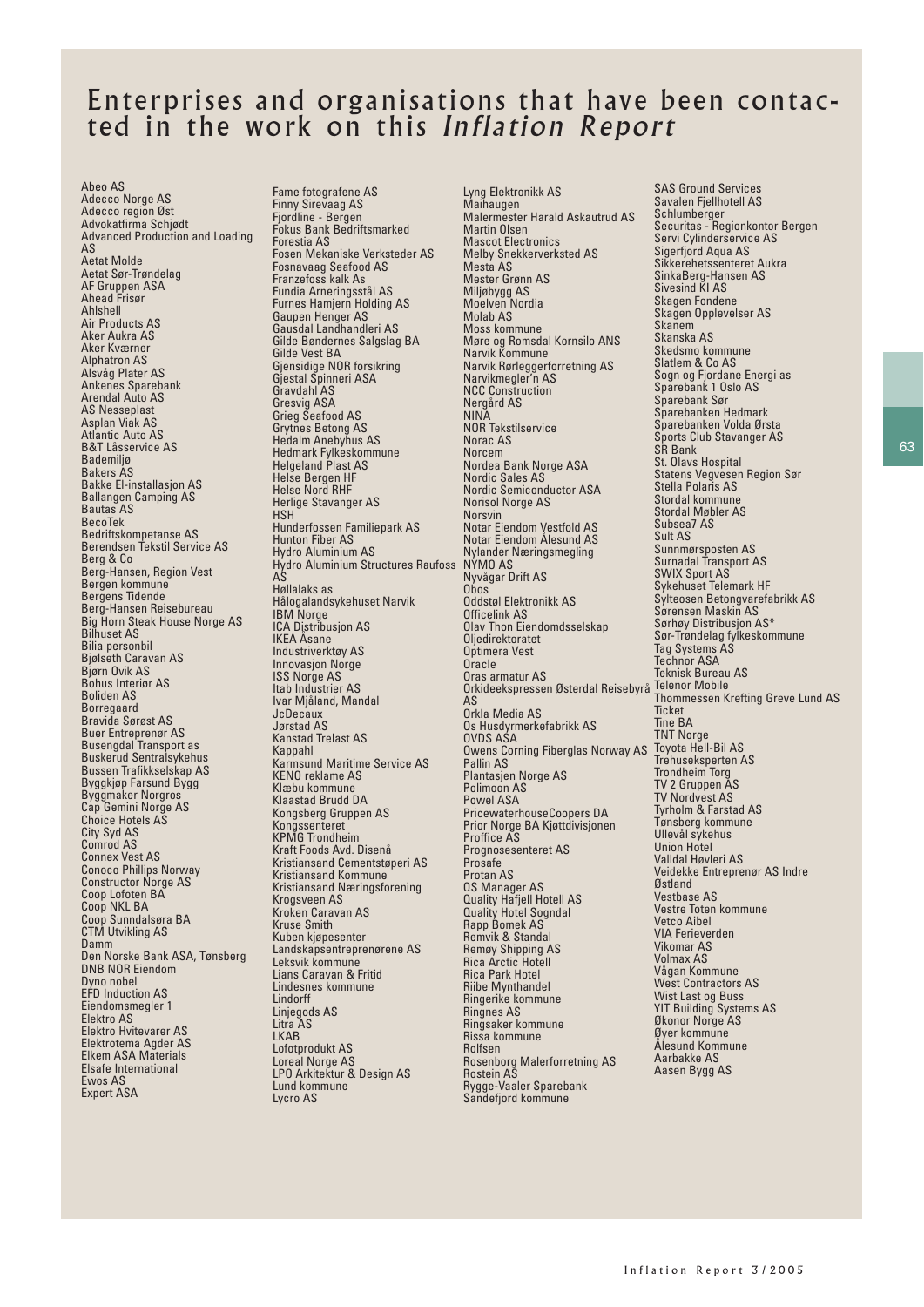# Enterprises and organisations that have been contacted in the work on this *Inflation Report*

Abeo AS
Adecco Norge AS
Adecco region Øst
Advokatfirma Schjødt
Advanced Production and Loading AS
Aetat Molde
Aetat Sør-Trøndelag
AF Gruppen ASA
Ahead Frisør
Ahlshell
Air Products AS
Aker Aukra AS
Aker Kværner
Alphatron AS
Alsvåg Plater AS
Ankenes Sparebank
Arendal Auto AS
AS Nesseplast
Asplan Viak AS
Atlantic Auto AS
B&T Låsservice AS
Bademiljø
Bakers AS
Bakke El-installasjon AS
Ballangen Camping AS
Bautas AS
BecoTek
Bedriftskompetanse AS
Berendsen Tekstil Service AS
Berg & Co
Berg-Hansen, Region Vest
Bergen kommune
Bergens Tidende
Berg-Hansen Reisebureau
Big Horn Steak House Norge AS
Bilhuset AS
Bilia personbil
Bjølseth Caravan AS
Bjørn Ovik AS
Bohus Interiør AS
Boliden AS
Borregaard
Bravida Sørøst AS
Buer Entreprenør AS
Busengdal Transport as
Buskerud Sentralsykehus
Bussen Trafikkselskap AS
Byggkjøp Farsund Bygg
Byggmaker Norgros
Cap Gemini Norge AS
Choice Hotels AS
City Syd AS
Comrod AS
Connex Vest AS
Conoco Phillips Norway
Constructor Norge AS
Coop Lofoten BA
Coop NKL BA
Coop Sunndalsøra BA
CTM Utvikling AS
Damm
Den Norske Bank ASA, Tønsberg
DNB NOR Eiendom
Dyno nobel
EFD Induction AS
Eiendomsmegler 1
Elektro AS
Elektro Hvitevarer AS
Elektrotema Agder AS
Elkem ASA Materials
Elsafe International
Ewos AS
Expert ASA
Fame fotografene AS
Finny Sirevaag AS
Fjordline - Bergen
Fokus Bank Bedriftsmarked
Forestia AS
Fosen Mekaniske Verksteder AS
Fosnavaag Seafood AS
Franzefoss kalk As
Fundia Arneringsstål AS
Furnes Hamjern Holding AS
Gaupen Henger AS
Gausdal Landhandleri AS
Gilde Bøndernes Salgslag BA
Gilde Vest BA
Gjensidige NOR forsikring
Gjestal Spinneri ASA
Gravdahl AS
Gresvig ASA
Grieg Seafood AS
Grytnes Betong AS
Hedalm Anebyhus AS
Hedmark Fylkeskommune
Helgeland Plast AS
Helse Bergen HF
Helse Nord RHF
Herlige Stavanger AS
HSH
Hunderfossen Familiepark AS
Hunton Fiber AS
Hydro Aluminium AS
Hydro Aluminium Structures Raufoss AS
Høllalaks as
Hålogalandsykehuset Narvik
IBM Norge
ICA Distribusjon AS
IKEA Åsane
Industriverktøy AS
Innovasjon Norge
ISS Norge AS
Itab Industrier AS
Ivar Mjåland, Mandal
JcDecaux
Jørstad AS
Kanstad Trelast AS
Kappahl
Karmsund Maritime Service AS
KENO reklame AS
Klæbu kommune
Klaastad Brudd DA
Kongsberg Gruppen AS
Kongssenteret
KPMG Trondheim
Kraft Foods Avd. Disenå
Kristiansand Cementstøperi AS
Kristiansand Kommune
Kristiansand Næringsforening
Krogsveen AS
Kroken Caravan AS
Kruse Smith
Kuben kjøpesenter
Landskapsentreprenørene AS
Leksvik kommune
Lians Caravan & Fritid
Lindesnes kommune
Lindorff
Linjegods AS
Litra AS
LKAB
Lofotprodukt AS
Loreal Norge AS
LPO Arkitektur & Design AS
Lund kommune
Lycro AS
Lyng Elektronikk AS
Maihaugen
Malermester Harald Askautrud AS
Martin Olsen
Mascot Electronics
Melby Snekkerverksted AS
Mesta AS
Mester Grønn AS
Miljøbygg AS
Moelven Nordia
Molab AS
Moss kommune
Møre og Romsdal Kornsilo ANS
Narvik Kommune
Narvik Rørleggerforretning AS
Narvikmegler'n AS
NCC Construction
Nergård AS
NINA
NOR Tekstilservice
Norac AS
Norcem
Nordea Bank Norge ASA
Nordic Sales AS
Nordic Semiconductor ASA
Norisol Norge AS
Norsvin
Notar Eiendom Vestfold AS
Notar Eiendom Ålesund AS
Nylander Næringsmegling
NYMO AS
Nyvågar Drift AS
Obos
Oddstøl Elektronikk AS
Officelink AS
Olav Thon Eiendomsselskap
Oljedirektoratet
Optimera Vest
Oracle
Oras armatur AS
Orkideekspressen Østerdal Reisebyrå AS
Orkla Media AS
Os Husdyrmerkefabrikk AS
OVDS ASA
Owens Corning Fiberglas Norway AS
Pallin AS
Plantasjen Norge AS
Polimoon AS
Powel ASA
PricewaterhouseCoopers DA
Prior Norge BA Kjøttdivisjonen
Proffice AS
Prognosesenteret AS
Prosafe
Protan AS
QS Manager AS
Quality Hafjell Hotell AS
Quality Hotel Sogndal
Rapp Bomek AS
Remvik & Standal
Remøy Shipping AS
Rica Arctic Hotell
Rica Park Hotel
Riibe Mynthandel
Ringerike kommune
Ringnes AS
Ringsaker kommune
Rissa kommune
Rolfsen
Rosenborg Malerforretning AS
Rostein AS
Rygge-Vaaler Sparebank
Sandefjord kommune
SAS Ground Services
Savalen Fjellhotell AS
Schlumberger
Securitas - Regionkontor Bergen
Servi Cylinderservice AS
Sigerfjord Aqua AS
Sikkerehetssenteret Aukra
SinkaBerg-Hansen AS
Sivesind KI AS
Skagen Fondene
Skagen Opplevelser AS
Skanem
Skanska AS
Skedsmo kommune
Slatlem & Co AS
Sogn og Fjordane Energi as
Sparebank 1 Oslo AS
Sparebank Sør
Sparebanken Hedmark
Sparebanken Volda Ørsta
Sports Club Stavanger AS
SR Bank
St. Olavs Hospital
Statens Vegvesen Region Sør
Stella Polaris AS
Stordal kommune
Stordal Møbler AS
Subsea7 AS
Sult AS
Sunnmørsposten AS
Surnadal Transport AS
SWIX Sport AS
Sykehuset Telemark HF
Sylteosen Betongvarefabrikk AS
Sørensen Maskin AS
Sørhøy Distribusjon AS*
Sør-Trøndelag fylkeskommune
Tag Systems AS
Technor ASA
Teknisk Bureau AS
Telenor Mobile
Thommessen Krefting Greve Lund AS
Ticket
Tine BA
TNT Norge
Toyota Hell-Bil AS
Trehuseksperten AS
Trondheim Torg
TV 2 Gruppen AS
TV Nordvest AS
Tyrholm & Farstad AS
Tønsberg kommune
Ullevål sykehus
Union Hotel
Valldal Høvleri AS
Veidekke Entreprenør AS Indre Østland
Vestbase AS
Vestre Toten kommune
Vetco Aibel
VIA Ferieverden
Vikomar AS
Volmax AS
Vågan Kommune
West Contractors AS
Wist Last og Buss
YIT Building Systems AS
Økonor Norge AS
Øyer kommune
Ålesund Kommune
Aarbakke AS
Aasen Bygg AS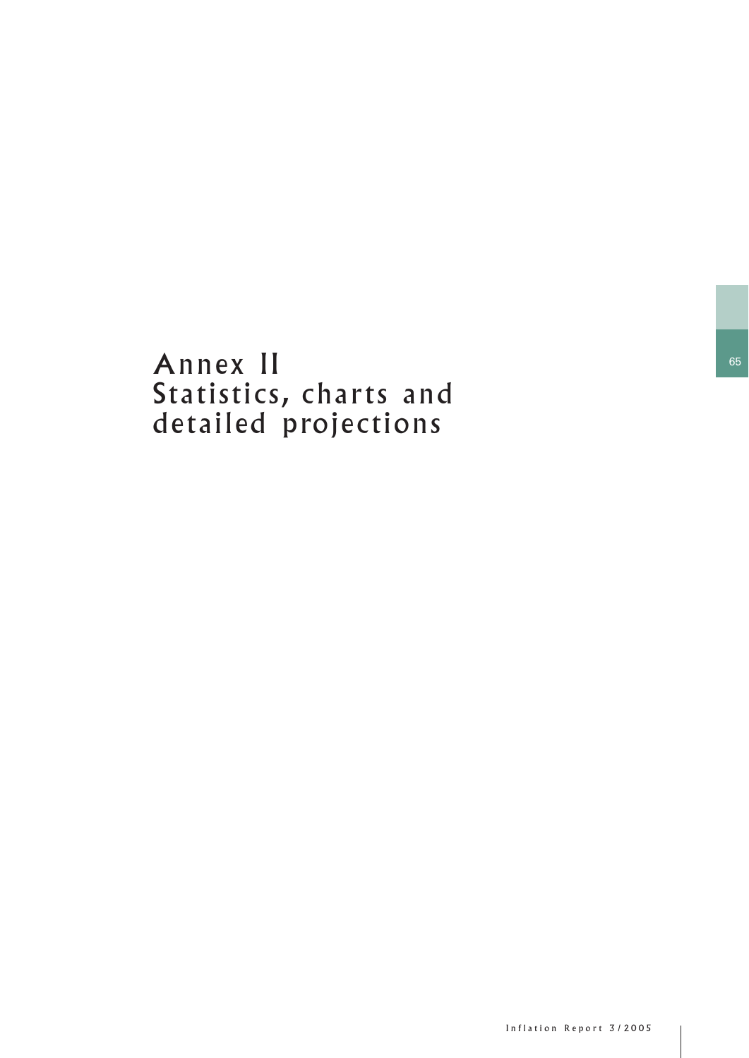# Annex II
# Statistics, charts and detailed projections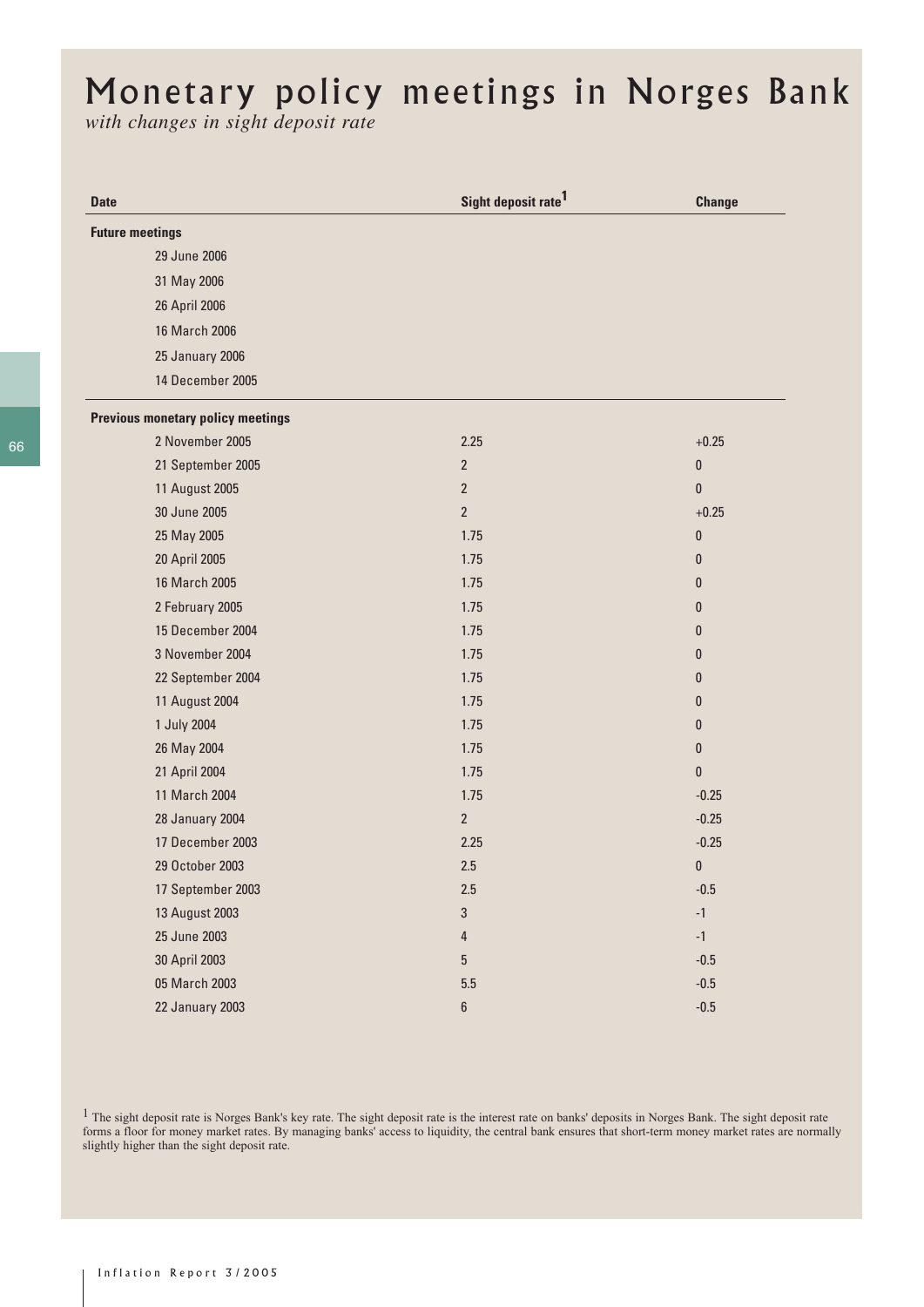# Monetary policy meetings in Norges Bank

*with changes in sight deposit rate*

| Date | Sight deposit rate[1] | Change |
|---|---|---|
| **Future meetings** | | |
| 29 June 2006 | | |
| 31 May 2006 | | |
| 26 April 2006 | | |
| 16 March 2006 | | |
| 25 January 2006 | | |
| 14 December 2005 | | |
| **Previous monetary policy meetings** | | |
| 2 November 2005 | 2.25 | +0.25 |
| 21 September 2005 | 2 | 0 |
| 11 August 2005 | 2 | 0 |
| 30 June 2005 | 2 | +0.25 |
| 25 May 2005 | 1.75 | 0 |
| 20 April 2005 | 1.75 | 0 |
| 16 March 2005 | 1.75 | 0 |
| 2 February 2005 | 1.75 | 0 |
| 15 December 2004 | 1.75 | 0 |
| 3 November 2004 | 1.75 | 0 |
| 22 September 2004 | 1.75 | 0 |
| 11 August 2004 | 1.75 | 0 |
| 1 July 2004 | 1.75 | 0 |
| 26 May 2004 | 1.75 | 0 |
| 21 April 2004 | 1.75 | 0 |
| 11 March 2004 | 1.75 | -0.25 |
| 28 January 2004 | 2 | -0.25 |
| 17 December 2003 | 2.25 | -0.25 |
| 29 October 2003 | 2.5 | 0 |
| 17 September 2003 | 2.5 | -0.5 |
| 13 August 2003 | 3 | -1 |
| 25 June 2003 | 4 | -1 |
| 30 April 2003 | 5 | -0.5 |
| 05 March 2003 | 5.5 | -0.5 |
| 22 January 2003 | 6 | -0.5 |

[1] The sight deposit rate is Norges Bank's key rate. The sight deposit rate is the interest rate on banks' deposits in Norges Bank. The sight deposit rate forms a floor for money market rates. By managing banks' access to liquidity, the central bank ensures that short-term money market rates are normally slightly higher than the sight deposit rate.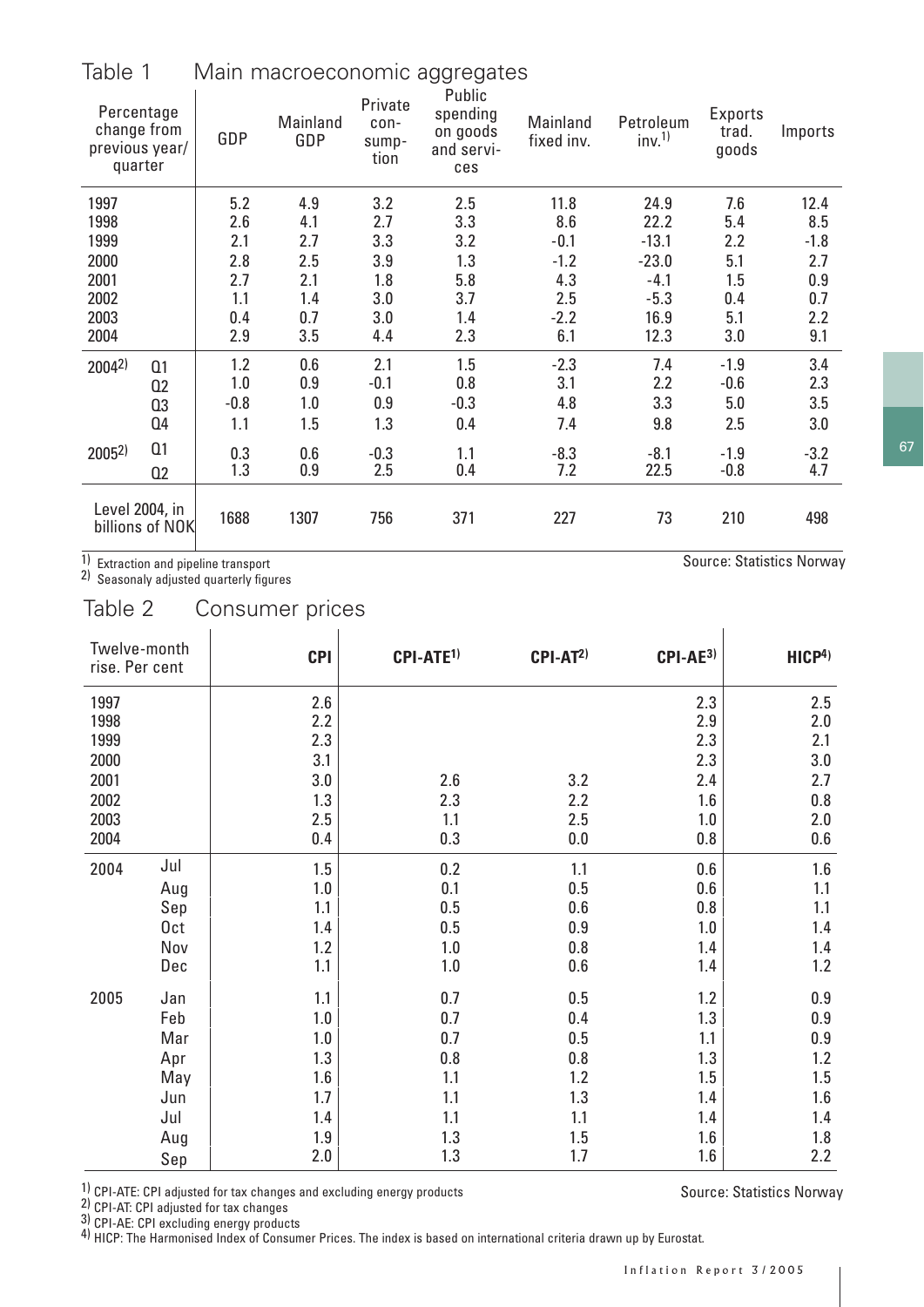## Table 1 Main macroeconomic aggregates

| Percentage change from previous year/ quarter | | GDP | Mainland GDP | Private consumption | Public spending on goods and services | Mainland fixed inv. | Petroleum inv.[1] | Exports trad. goods | Imports |
|---|---|---|---|---|---|---|---|---|---|
| 1997 | | 5.2 | 4.9 | 3.2 | 2.5 | 11.8 | 24.9 | 7.6 | 12.4 |
| 1998 | | 2.6 | 4.1 | 2.7 | 3.3 | 8.6 | 22.2 | 5.4 | 8.5 |
| 1999 | | 2.1 | 2.7 | 3.3 | 3.2 | -0.1 | -13.1 | 2.2 | -1.8 |
| 2000 | | 2.8 | 2.5 | 3.9 | 1.3 | -1.2 | -23.0 | 5.1 | 2.7 |
| 2001 | | 2.7 | 2.1 | 1.8 | 5.8 | 4.3 | -4.1 | 1.5 | 0.9 |
| 2002 | | 1.1 | 1.4 | 3.0 | 3.7 | 2.5 | -5.3 | 0.4 | 0.7 |
| 2003 | | 0.4 | 0.7 | 3.0 | 1.4 | -2.2 | 16.9 | 5.1 | 2.2 |
| 2004 | | 2.9 | 3.5 | 4.4 | 2.3 | 6.1 | 12.3 | 3.0 | 9.1 |
| 2004[2] | Q1 | 1.2 | 0.6 | 2.1 | 1.5 | -2.3 | 7.4 | -1.9 | 3.4 |
| | Q2 | 1.0 | 0.9 | -0.1 | 0.8 | 3.1 | 2.2 | -0.6 | 2.3 |
| | Q3 | -0.8 | 1.0 | 0.9 | -0.3 | 4.8 | 3.3 | 5.0 | 3.5 |
| | Q4 | 1.1 | 1.5 | 1.3 | 0.4 | 7.4 | 9.8 | 2.5 | 3.0 |
| 2005[2] | Q1 | 0.3 | 0.6 | -0.3 | 1.1 | -8.3 | -8.1 | -1.9 | -3.2 |
| | Q2 | 1.3 | 0.9 | 2.5 | 0.4 | 7.2 | 22.5 | -0.8 | 4.7 |
| Level 2004, in billions of NOK | | 1688 | 1307 | 756 | 371 | 227 | 73 | 210 | 498 |

1) Extraction and pipeline transport
2) Seasonaly adjusted quarterly figures

Source: Statistics Norway

## Table 2 Consumer prices

| Twelve-month rise. Per cent | | CPI | CPI-ATE[1] | CPI-AT[2] | CPI-AE[3] | HICP[4] |
|---|---|---|---|---|---|---|
| 1997 | | 2.6 | | | 2.3 | 2.5 |
| 1998 | | 2.2 | | | 2.9 | 2.0 |
| 1999 | | 2.3 | | | 2.3 | 2.1 |
| 2000 | | 3.1 | | | 2.3 | 3.0 |
| 2001 | | 3.0 | 2.6 | 3.2 | 2.4 | 2.7 |
| 2002 | | 1.3 | 2.3 | 2.2 | 1.6 | 0.8 |
| 2003 | | 2.5 | 1.1 | 2.5 | 1.0 | 2.0 |
| 2004 | | 0.4 | 0.3 | 0.0 | 0.8 | 0.6 |
| 2004 | Jul | 1.5 | 0.2 | 1.1 | 0.6 | 1.6 |
| | Aug | 1.0 | 0.1 | 0.5 | 0.6 | 1.1 |
| | Sep | 1.1 | 0.5 | 0.6 | 0.8 | 1.1 |
| | Oct | 1.4 | 0.5 | 0.9 | 1.0 | 1.4 |
| | Nov | 1.2 | 1.0 | 0.8 | 1.4 | 1.4 |
| | Dec | 1.1 | 1.0 | 0.6 | 1.4 | 1.2 |
| 2005 | Jan | 1.1 | 0.7 | 0.5 | 1.2 | 0.9 |
| | Feb | 1.0 | 0.7 | 0.4 | 1.3 | 0.9 |
| | Mar | 1.0 | 0.7 | 0.5 | 1.1 | 0.9 |
| | Apr | 1.3 | 0.8 | 0.8 | 1.3 | 1.2 |
| | May | 1.6 | 1.1 | 1.2 | 1.5 | 1.5 |
| | Jun | 1.7 | 1.1 | 1.3 | 1.4 | 1.6 |
| | Jul | 1.4 | 1.1 | 1.1 | 1.4 | 1.4 |
| | Aug | 1.9 | 1.3 | 1.5 | 1.6 | 1.8 |
| | Sep | 2.0 | 1.3 | 1.7 | 1.6 | 2.2 |

1) CPI-ATE: CPI adjusted for tax changes and excluding energy products
2) CPI-AT: CPI adjusted for tax changes
3) CPI-AE: CPI excluding energy products
4) HICP: The Harmonised Index of Consumer Prices. The index is based on international criteria drawn up by Eurostat.

Source: Statistics Norway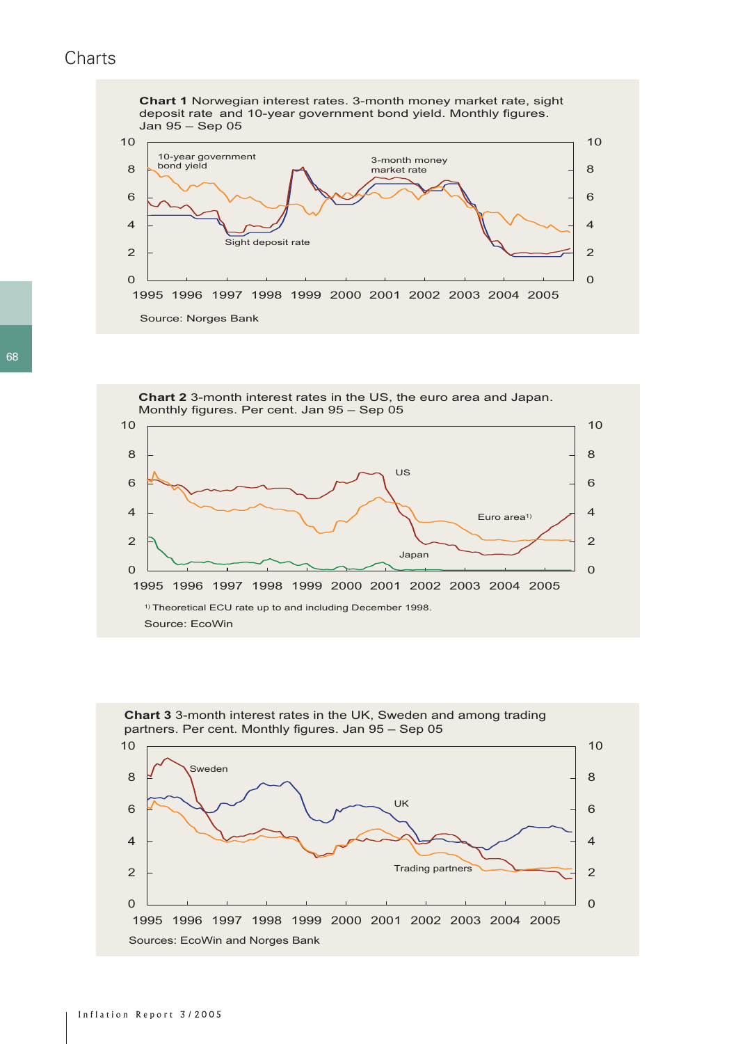# Charts

**Chart 1** Norwegian interest rates. 3-month money market rate, sight deposit rate and 10-year government bond yield. Monthly figures. Jan 95 – Sep 05

Source: Norges Bank

**Chart 2** 3-month interest rates in the US, the euro area and Japan. Monthly figures. Per cent. Jan 95 – Sep 05

1) Theoretical ECU rate up to and including December 1998.

Source: EcoWin

**Chart 3** 3-month interest rates in the UK, Sweden and among trading partners. Per cent. Monthly figures. Jan 95 – Sep 05

Sources: EcoWin and Norges Bank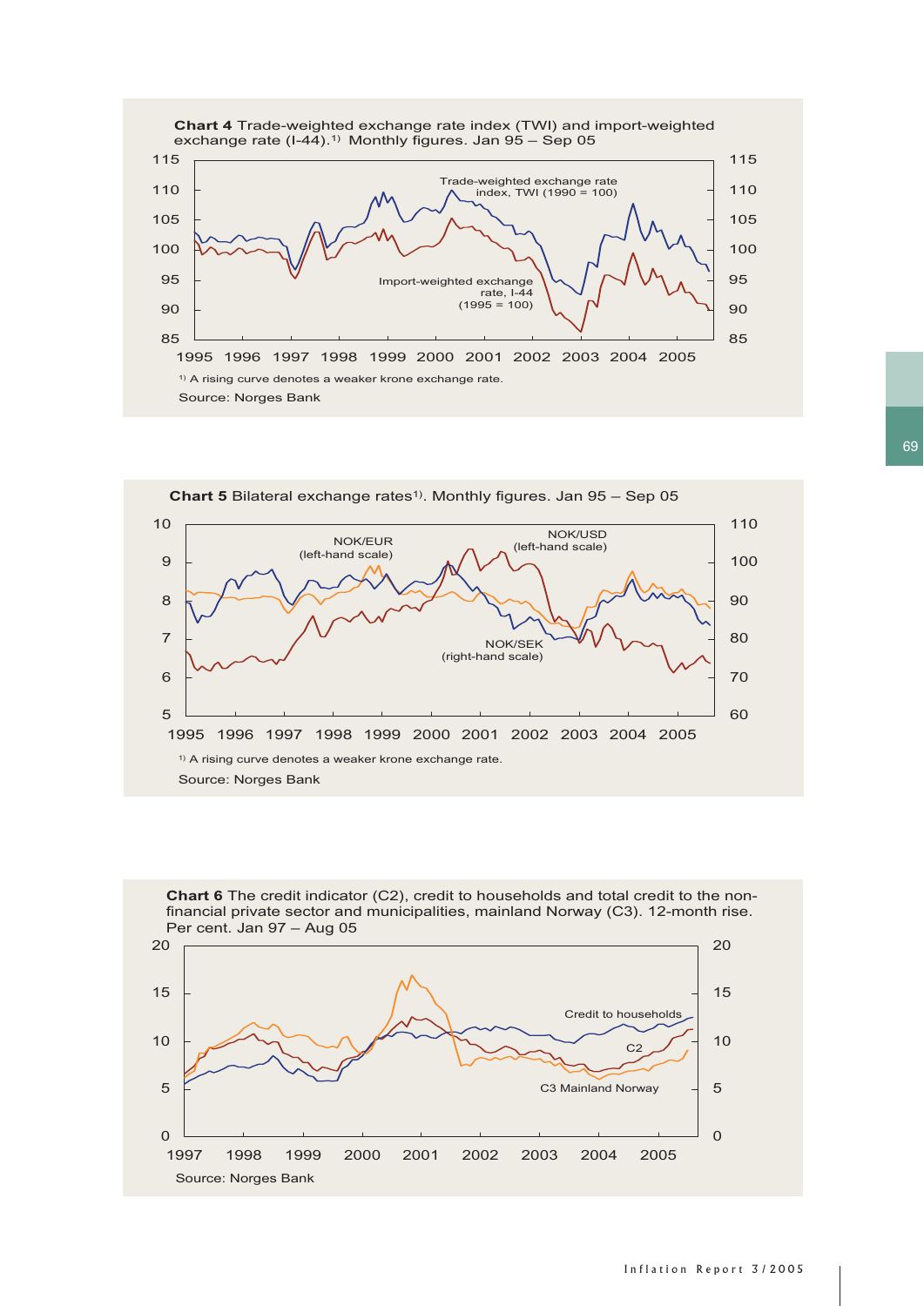**Chart 4** Trade-weighted exchange rate index (TWI) and import-weighted exchange rate (I-44).[1] Monthly figures. Jan 95 – Sep 05

[1] A rising curve denotes a weaker krone exchange rate.

Source: Norges Bank

**Chart 5** Bilateral exchange rates[1]. Monthly figures. Jan 95 – Sep 05

[1] A rising curve denotes a weaker krone exchange rate.

Source: Norges Bank

**Chart 6** The credit indicator (C2), credit to households and total credit to the non-financial private sector and municipalities, mainland Norway (C3). 12-month rise. Per cent. Jan 97 – Aug 05

Source: Norges Bank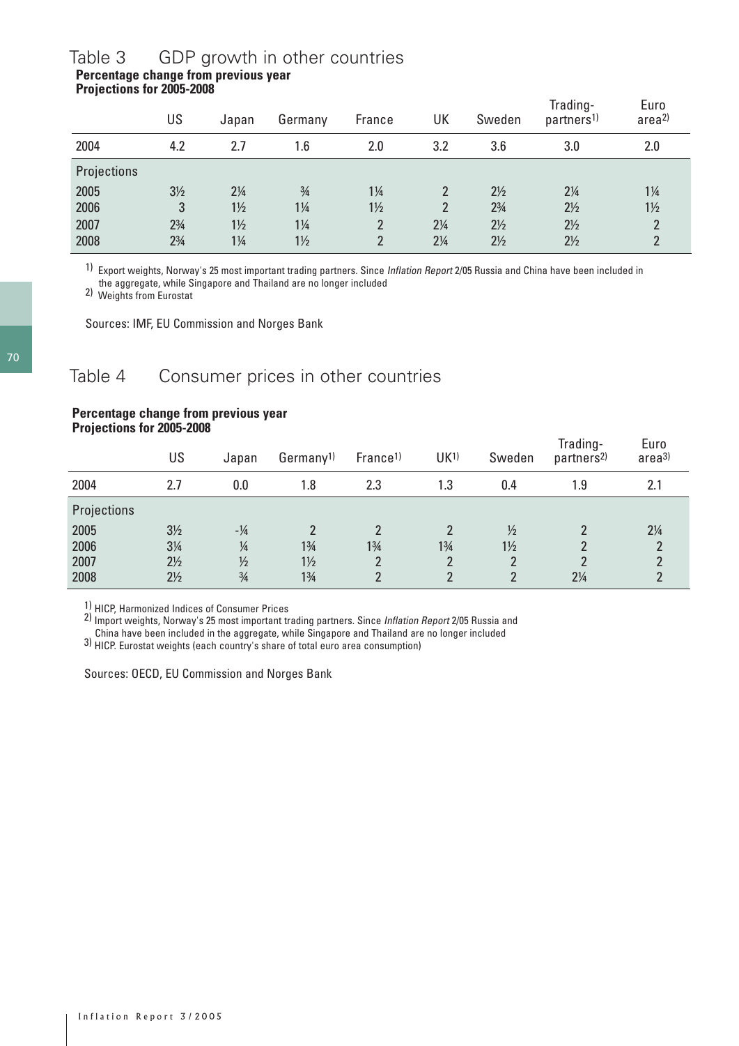## Table 3 GDP growth in other countries

**Percentage change from previous year**
**Projections for 2005-2008**

| | US | Japan | Germany | France | UK | Sweden | Trading-partners[1] | Euro area[2] |
|---|---|---|---|---|---|---|---|---|
| 2004 | 4.2 | 2.7 | 1.6 | 2.0 | 3.2 | 3.6 | 3.0 | 2.0 |
| Projections | | | | | | | | |
| 2005 | 3½ | 2¼ | ¾ | 1¼ | 2 | 2½ | 2¼ | 1¼ |
| 2006 | 3 | 1½ | 1¼ | 1½ | 2 | 2¾ | 2½ | 1½ |
| 2007 | 2¾ | 1½ | 1¼ | 2 | 2¼ | 2½ | 2½ | 2 |
| 2008 | 2¾ | 1¼ | 1½ | 2 | 2¼ | 2½ | 2½ | 2 |

[1] Export weights, Norway's 25 most important trading partners. Since *Inflation Report* 2/05 Russia and China have been included in the aggregate, while Singapore and Thailand are no longer included
[2] Weights from Eurostat

Sources: IMF, EU Commission and Norges Bank

## Table 4 Consumer prices in other countries

**Percentage change from previous year**
**Projections for 2005-2008**

| | US | Japan | Germany[1] | France[1] | UK[1] | Sweden | Trading-partners[2] | Euro area[3] |
|---|---|---|---|---|---|---|---|---|
| 2004 | 2.7 | 0.0 | 1.8 | 2.3 | 1.3 | 0.4 | 1.9 | 2.1 |
| Projections | | | | | | | | |
| 2005 | 3½ | -¼ | 2 | 2 | 2 | ½ | 2 | 2¼ |
| 2006 | 3¼ | ¼ | 1¾ | 1¾ | 1¾ | 1½ | 2 | 2 |
| 2007 | 2½ | ½ | 1½ | 2 | 2 | 2 | 2 | 2 |
| 2008 | 2½ | ¾ | 1¾ | 2 | 2 | 2 | 2¼ | 2 |

[1] HICP, Harmonized Indices of Consumer Prices
[2] Import weights, Norway's 25 most important trading partners. Since *Inflation Report* 2/05 Russia and China have been included in the aggregate, while Singapore and Thailand are no longer included
[3] HICP. Eurostat weights (each country's share of total euro area consumption)

Sources: OECD, EU Commission and Norges Bank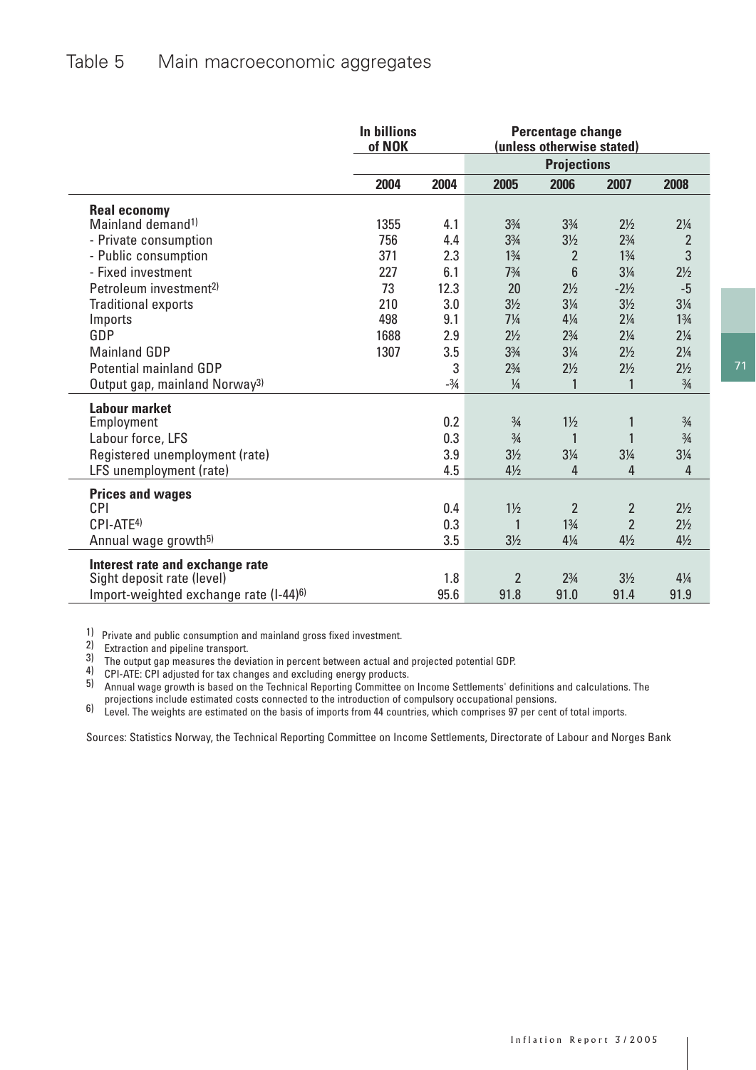# Table 5 Main macroeconomic aggregates

| | In billions of NOK | Percentage change (unless otherwise stated) | | | | |
|---|---|---|---|---|---|---|
| | | | Projections | | | |
| | 2004 | 2004 | 2005 | 2006 | 2007 | 2008 |
| **Real economy** | | | | | | |
| Mainland demand[1)] | 1355 | 4.1 | 3¾ | 3¾ | 2½ | 2¼ |
| - Private consumption | 756 | 4.4 | 3¾ | 3½ | 2¾ | 2 |
| - Public consumption | 371 | 2.3 | 1¾ | 2 | 1¾ | 3 |
| - Fixed investment | 227 | 6.1 | 7¾ | 6 | 3¼ | 2½ |
| Petroleum investment[2)] | 73 | 12.3 | 20 | 2½ | -2½ | -5 |
| Traditional exports | 210 | 3.0 | 3½ | 3¼ | 3½ | 3¼ |
| Imports | 498 | 9.1 | 7¼ | 4¼ | 2¼ | 1¾ |
| GDP | 1688 | 2.9 | 2½ | 2¾ | 2¼ | 2¼ |
| Mainland GDP | 1307 | 3.5 | 3¾ | 3¼ | 2½ | 2¼ |
| Potential mainland GDP | | 3 | 2¾ | 2½ | 2½ | 2½ |
| Output gap, mainland Norway[3)] | | -¾ | ¼ | 1 | 1 | ¾ |
| **Labour market** | | | | | | |
| Employment | | 0.2 | ¾ | 1½ | 1 | ¾ |
| Labour force, LFS | | 0.3 | ¾ | 1 | 1 | ¾ |
| Registered unemployment (rate) | | 3.9 | 3½ | 3¼ | 3¼ | 3¼ |
| LFS unemployment (rate) | | 4.5 | 4½ | 4 | 4 | 4 |
| **Prices and wages** | | | | | | |
| CPI | | 0.4 | 1½ | 2 | 2 | 2½ |
| CPI-ATE[4)] | | 0.3 | 1 | 1¾ | 2 | 2½ |
| Annual wage growth[5)] | | 3.5 | 3½ | 4¼ | 4½ | 4½ |
| **Interest rate and exchange rate** | | | | | | |
| Sight deposit rate (level) | | 1.8 | 2 | 2¾ | 3½ | 4¼ |
| Import-weighted exchange rate (I-44)[6)] | | 95.6 | 91.8 | 91.0 | 91.4 | 91.9 |

1) Private and public consumption and mainland gross fixed investment.
2) Extraction and pipeline transport.
3) The output gap measures the deviation in percent between actual and projected potential GDP.
4) CPI-ATE: CPI adjusted for tax changes and excluding energy products.
5) Annual wage growth is based on the Technical Reporting Committee on Income Settlements' definitions and calculations. The projections include estimated costs connected to the introduction of compulsory occupational pensions.
6) Level. The weights are estimated on the basis of imports from 44 countries, which comprises 97 per cent of total imports.

Sources: Statistics Norway, the Technical Reporting Committee on Income Settlements, Directorate of Labour and Norges Bank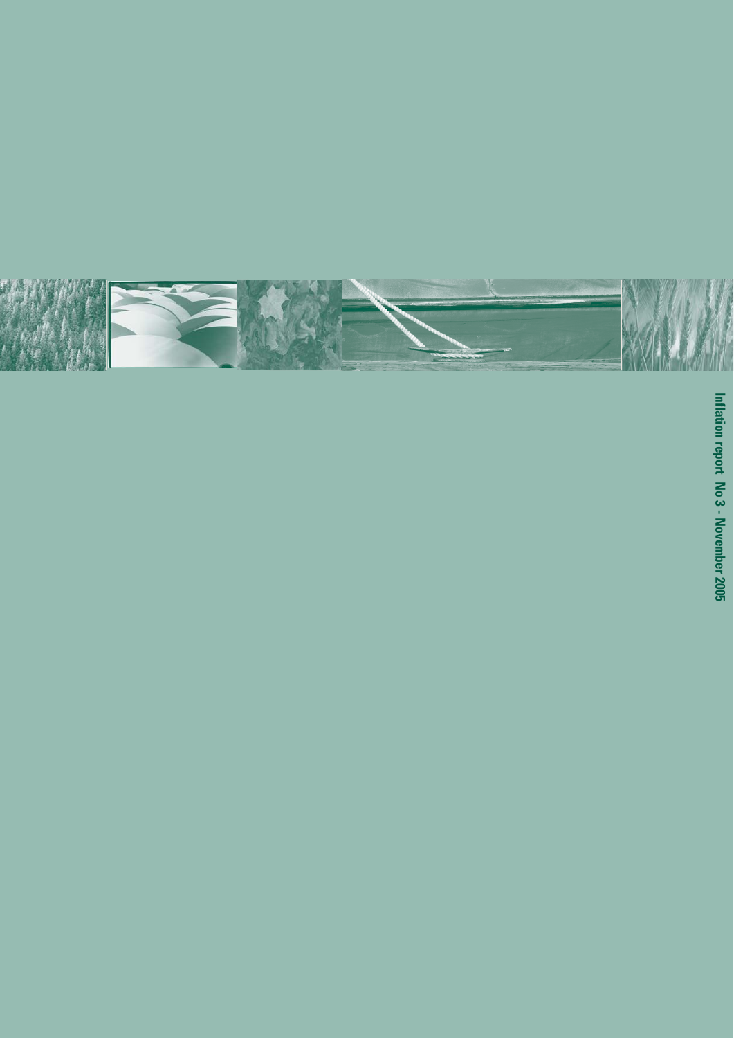Inflation report No 3 - November 2005